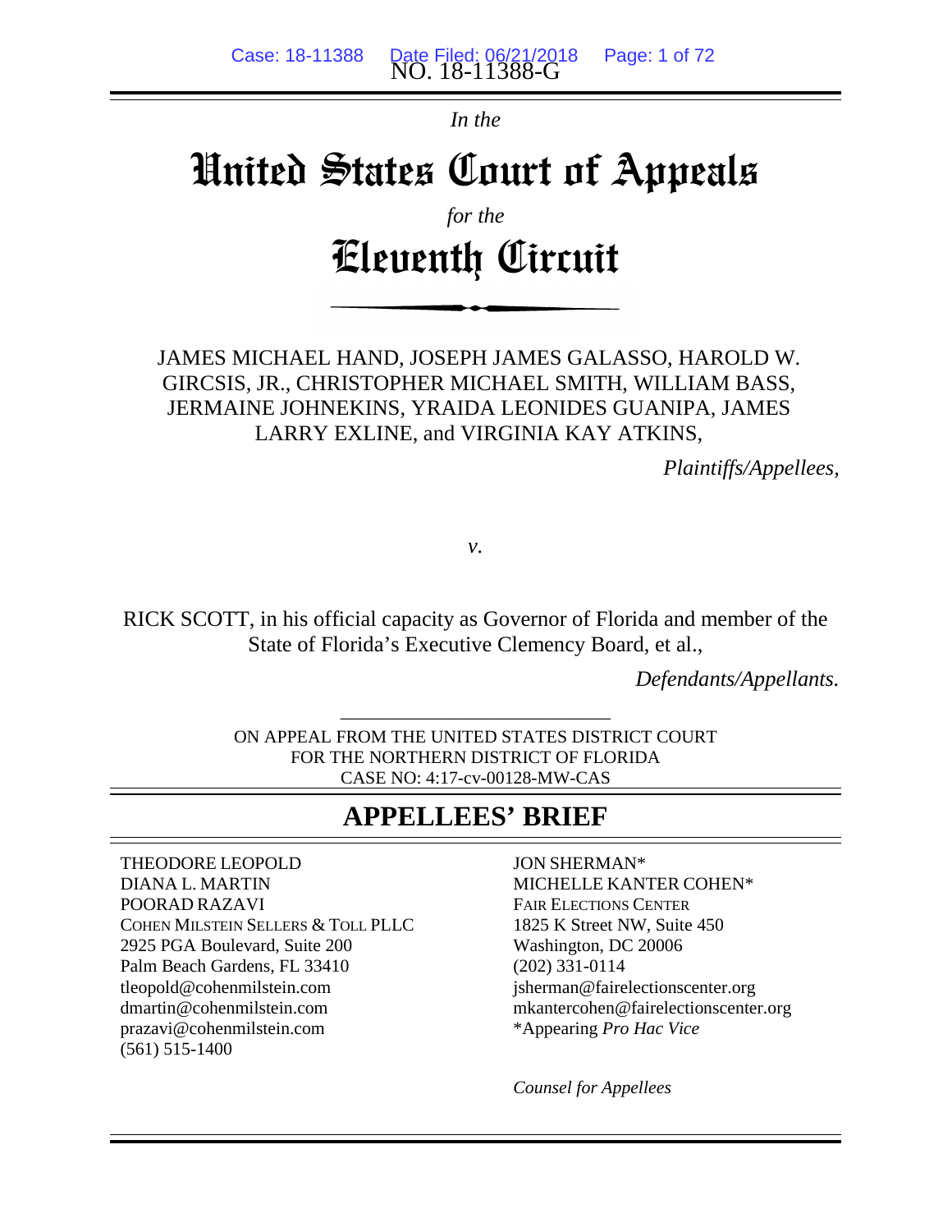NO. 18-11388-G

*In the*

# United States Court of Appeals

*for the*

# Eleventh Circuit

JAMES MICHAEL HAND, JOSEPH JAMES GALASSO, HAROLD W. GIRCSIS, JR., CHRISTOPHER MICHAEL SMITH, WILLIAM BASS, JERMAINE JOHNEKINS, YRAIDA LEONIDES GUANIPA, JAMES LARRY EXLINE, and VIRGINIA KAY ATKINS,

*Plaintiffs/Appellees,*

*v.*

RICK SCOTT, in his official capacity as Governor of Florida and member of the State of Florida's Executive Clemency Board, et al.,

*Defendants/Appellants.*

ON APPEAL FROM THE UNITED STATES DISTRICT COURT
FOR THE NORTHERN DISTRICT OF FLORIDA
CASE NO: 4:17-cv-00128-MW-CAS

## APPELLEES' BRIEF

THEODORE LEOPOLD
DIANA L. MARTIN
POORAD RAZAVI
COHEN MILSTEIN SELLERS & TOLL PLLC
2925 PGA Boulevard, Suite 200
Palm Beach Gardens, FL 33410
tleopold@cohenmilstein.com
dmartin@cohenmilstein.com
prazavi@cohenmilstein.com
(561) 515-1400

JON SHERMAN*
MICHELLE KANTER COHEN*
FAIR ELECTIONS CENTER
1825 K Street NW, Suite 450
Washington, DC 20006
(202) 331-0114
jsherman@fairelectionscenter.org
mkantercohen@fairelectionscenter.org
*Appearing *Pro Hac Vice*

*Counsel for Appellees*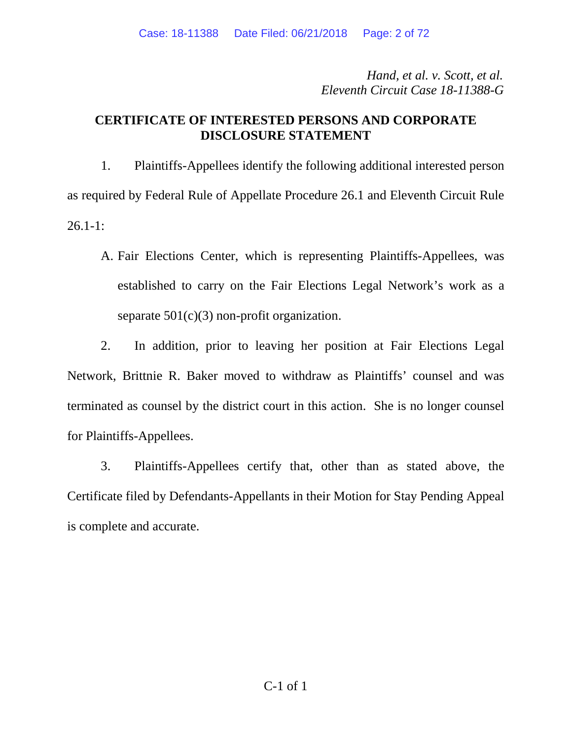*Hand, et al. v. Scott, et al.*
*Eleventh Circuit Case 18-11388-G*

## CERTIFICATE OF INTERESTED PERSONS AND CORPORATE DISCLOSURE STATEMENT

1. Plaintiffs-Appellees identify the following additional interested person as required by Federal Rule of Appellate Procedure 26.1 and Eleventh Circuit Rule 26.1-1:

   A. Fair Elections Center, which is representing Plaintiffs-Appellees, was established to carry on the Fair Elections Legal Network's work as a separate 501(c)(3) non-profit organization.

2. In addition, prior to leaving her position at Fair Elections Legal Network, Brittnie R. Baker moved to withdraw as Plaintiffs' counsel and was terminated as counsel by the district court in this action. She is no longer counsel for Plaintiffs-Appellees.

3. Plaintiffs-Appellees certify that, other than as stated above, the Certificate filed by Defendants-Appellants in their Motion for Stay Pending Appeal is complete and accurate.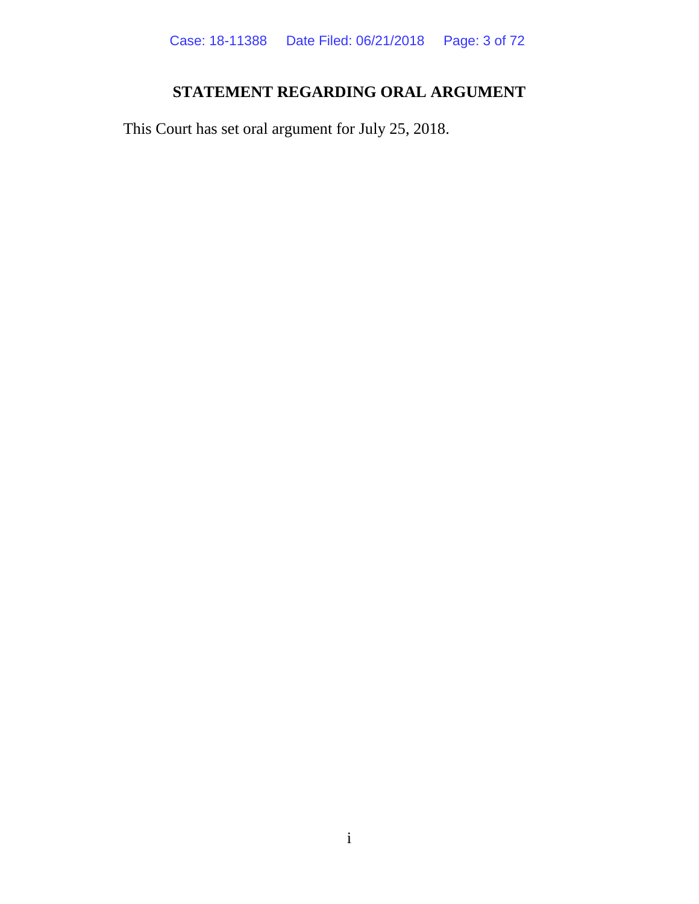## STATEMENT REGARDING ORAL ARGUMENT

This Court has set oral argument for July 25, 2018.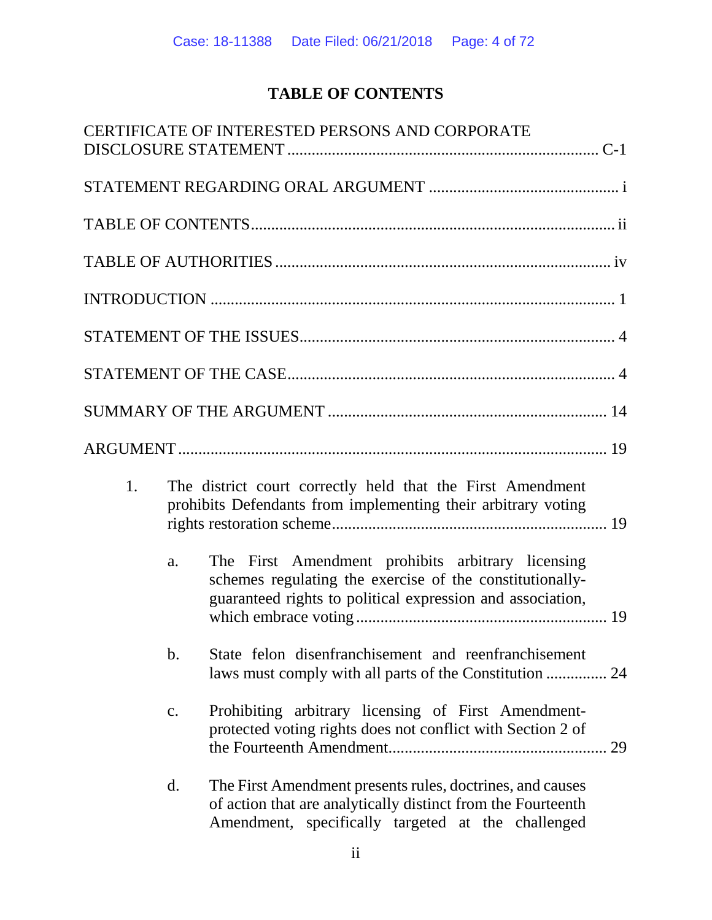# TABLE OF CONTENTS

CERTIFICATE OF INTERESTED PERSONS AND CORPORATE DISCLOSURE STATEMENT ............................................................................ C-1

STATEMENT REGARDING ORAL ARGUMENT ............................................... i

TABLE OF CONTENTS........................................................................................ ii

TABLE OF AUTHORITIES .................................................................................. iv

INTRODUCTION .................................................................................................. 1

STATEMENT OF THE ISSUES............................................................................ 4

STATEMENT OF THE CASE................................................................................ 4

SUMMARY OF THE ARGUMENT .................................................................... 14

ARGUMENT ......................................................................................................... 19

1. The district court correctly held that the First Amendment prohibits Defendants from implementing their arbitrary voting rights restoration scheme................................................................... 19

   a. The First Amendment prohibits arbitrary licensing schemes regulating the exercise of the constitutionally-guaranteed rights to political expression and association, which embrace voting............................................................. 19

   b. State felon disenfranchisement and reenfranchisement laws must comply with all parts of the Constitution ............... 24

   c. Prohibiting arbitrary licensing of First Amendment-protected voting rights does not conflict with Section 2 of the Fourteenth Amendment..................................................... 29

   d. The First Amendment presents rules, doctrines, and causes of action that are analytically distinct from the Fourteenth Amendment, specifically targeted at the challenged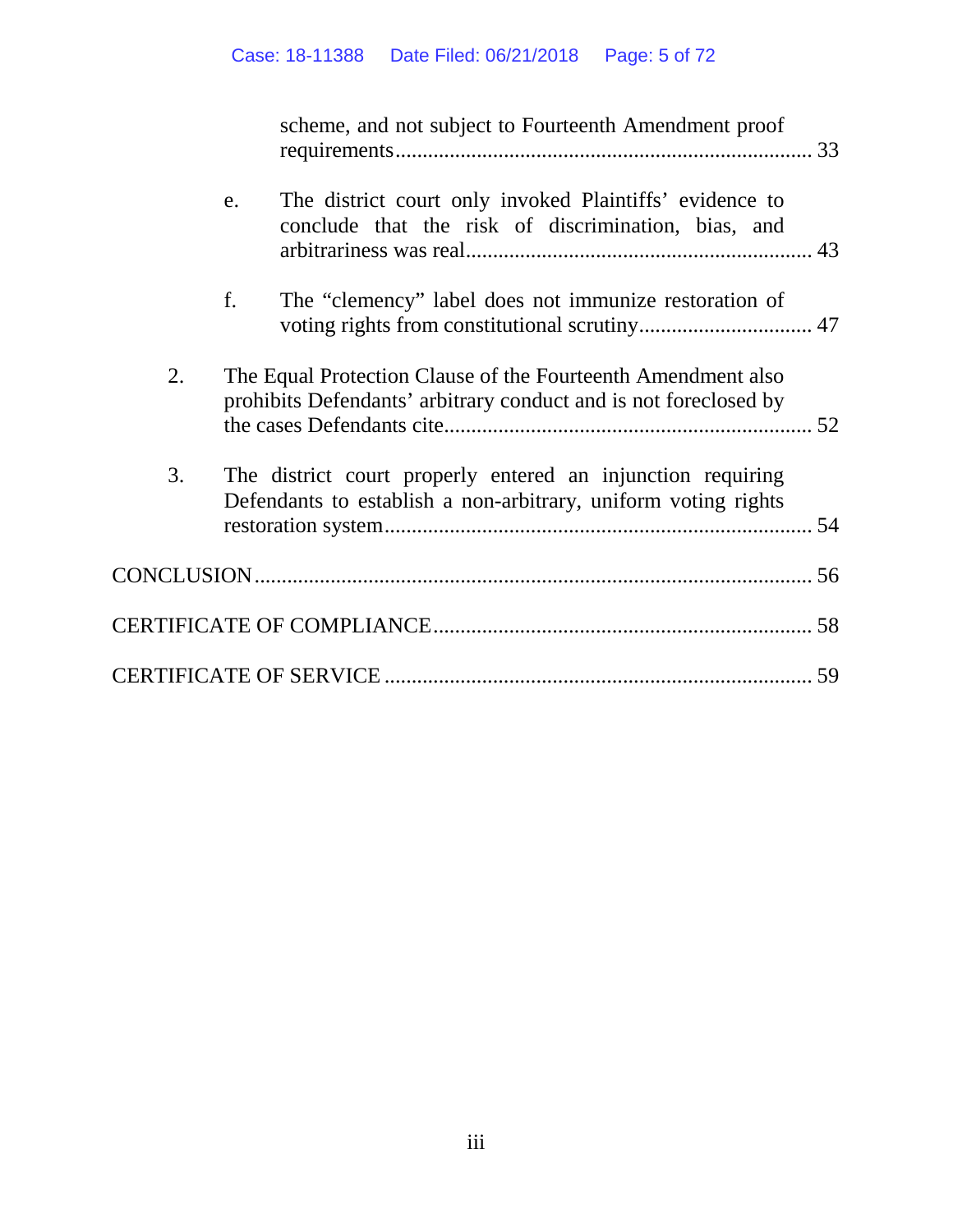scheme, and not subject to Fourteenth Amendment proof requirements ........ 33

e. The district court only invoked Plaintiffs' evidence to conclude that the risk of discrimination, bias, and arbitrariness was real ........ 43

f. The "clemency" label does not immunize restoration of voting rights from constitutional scrutiny ........ 47

2. The Equal Protection Clause of the Fourteenth Amendment also prohibits Defendants' arbitrary conduct and is not foreclosed by the cases Defendants cite ........ 52

3. The district court properly entered an injunction requiring Defendants to establish a non-arbitrary, uniform voting rights restoration system ........ 54

CONCLUSION ........ 56

CERTIFICATE OF COMPLIANCE ........ 58

CERTIFICATE OF SERVICE ........ 59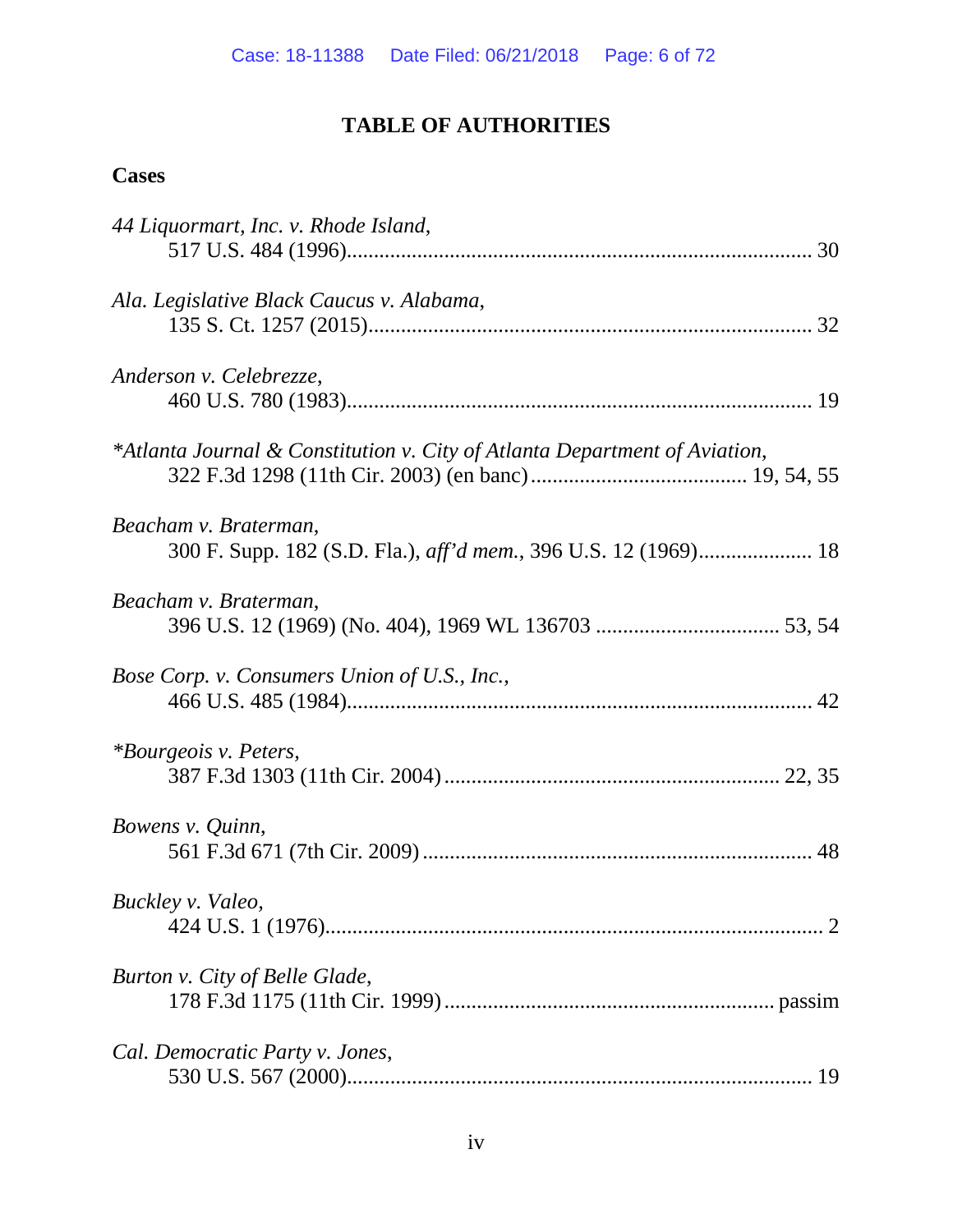# TABLE OF AUTHORITIES

## Cases

*44 Liquormart, Inc. v. Rhode Island*,
517 U.S. 484 (1996)........................................................................................ 30

*Ala. Legislative Black Caucus v. Alabama*,
135 S. Ct. 1257 (2015)...................................................................................... 32

*Anderson v. Celebrezze*,
460 U.S. 780 (1983)........................................................................................ 19

*\*Atlanta Journal & Constitution v. City of Atlanta Department of Aviation*,
322 F.3d 1298 (11th Cir. 2003) (en banc)........................................ 19, 54, 55

*Beacham v. Braterman*,
300 F. Supp. 182 (S.D. Fla.), *aff'd mem.*, 396 U.S. 12 (1969)..................... 18

*Beacham v. Braterman*,
396 U.S. 12 (1969) (No. 404), 1969 WL 136703 .................................. 53, 54

*Bose Corp. v. Consumers Union of U.S., Inc.*,
466 U.S. 485 (1984)........................................................................................ 42

*\*Bourgeois v. Peters*,
387 F.3d 1303 (11th Cir. 2004)............................................................... 22, 35

*Bowens v. Quinn*,
561 F.3d 671 (7th Cir. 2009).......................................................................... 48

*Buckley v. Valeo*,
424 U.S. 1 (1976)............................................................................................... 2

*Burton v. City of Belle Glade*,
178 F.3d 1175 (11th Cir. 1999)............................................................... passim

*Cal. Democratic Party v. Jones*,
530 U.S. 567 (2000)........................................................................................ 19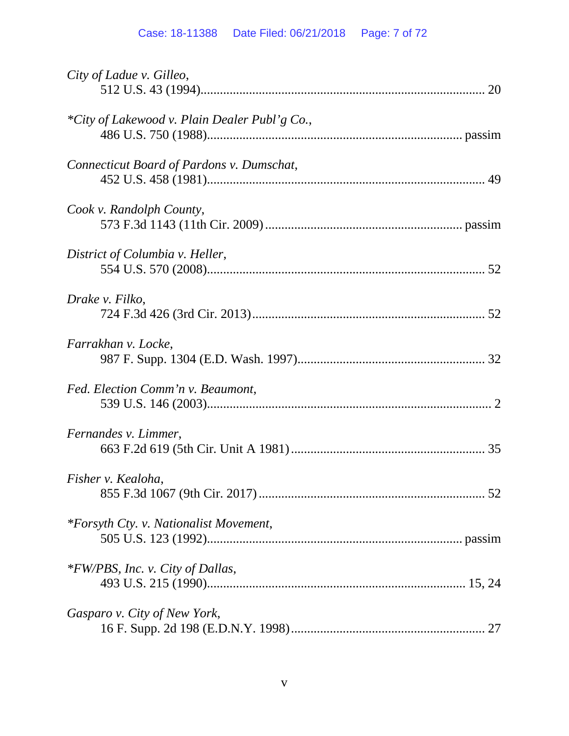*City of Ladue v. Gilleo*,
512 U.S. 43 (1994)........................................................................................ 20

**City of Lakewood v. Plain Dealer Publ'g Co.*,
486 U.S. 750 (1988).............................................................................. passim

*Connecticut Board of Pardons v. Dumschat*,
452 U.S. 458 (1981)...................................................................................... 49

*Cook v. Randolph County*,
573 F.3d 1143 (11th Cir. 2009) ............................................................ passim

*District of Columbia v. Heller*,
554 U.S. 570 (2008)...................................................................................... 52

*Drake v. Filko*,
724 F.3d 426 (3rd Cir. 2013)........................................................................ 52

*Farrakhan v. Locke*,
987 F. Supp. 1304 (E.D. Wash. 1997).......................................................... 32

*Fed. Election Comm'n v. Beaumont*,
539 U.S. 146 (2003)........................................................................................ 2

*Fernandes v. Limmer*,
663 F.2d 619 (5th Cir. Unit A 1981) ............................................................ 35

*Fisher v. Kealoha*,
855 F.3d 1067 (9th Cir. 2017) ...................................................................... 52

**Forsyth Cty. v. Nationalist Movement*,
505 U.S. 123 (1992).............................................................................. passim

**FW/PBS, Inc. v. City of Dallas*,
493 U.S. 215 (1990)............................................................................... 15, 24

*Gasparo v. City of New York*,
16 F. Supp. 2d 198 (E.D.N.Y. 1998)............................................................ 27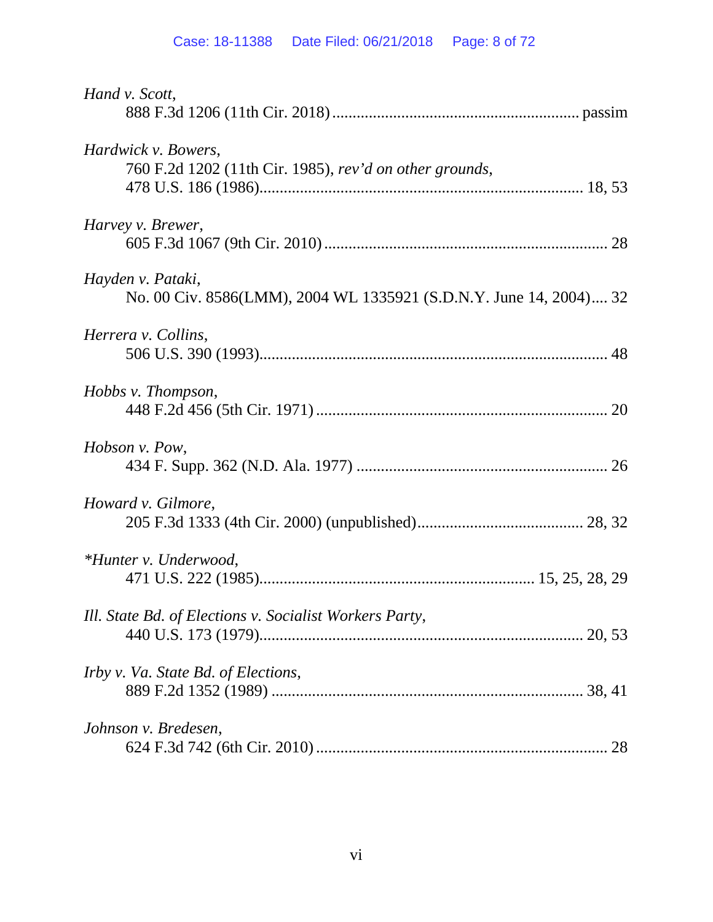*Hand v. Scott*,
888 F.3d 1206 (11th Cir. 2018) ........................................................... passim

*Hardwick v. Bowers*,
760 F.2d 1202 (11th Cir. 1985), *rev'd on other grounds*,
478 U.S. 186 (1986)............................................................................... 18, 53

*Harvey v. Brewer*,
605 F.3d 1067 (9th Cir. 2010) ..................................................................... 28

*Hayden v. Pataki*,
No. 00 Civ. 8586(LMM), 2004 WL 1335921 (S.D.N.Y. June 14, 2004).... 32

*Herrera v. Collins*,
506 U.S. 390 (1993)..................................................................................... 48

*Hobbs v. Thompson*,
448 F.2d 456 (5th Cir. 1971) ....................................................................... 20

*Hobson v. Pow*,
434 F. Supp. 362 (N.D. Ala. 1977) ............................................................. 26

*Howard v. Gilmore*,
205 F.3d 1333 (4th Cir. 2000) (unpublished)........................................ 28, 32

**Hunter v. Underwood*,
471 U.S. 222 (1985)................................................................... 15, 25, 28, 29

*Ill. State Bd. of Elections v. Socialist Workers Party*,
440 U.S. 173 (1979)............................................................................... 20, 53

*Irby v. Va. State Bd. of Elections*,
889 F.2d 1352 (1989) ............................................................................ 38, 41

*Johnson v. Bredesen*,
624 F.3d 742 (6th Cir. 2010) ....................................................................... 28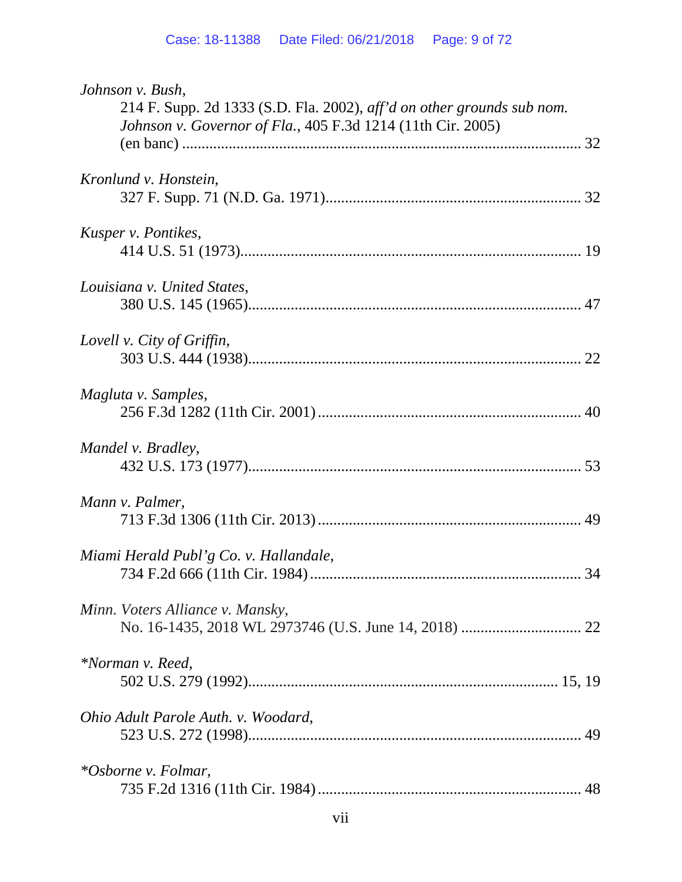*Johnson v. Bush*,
214 F. Supp. 2d 1333 (S.D. Fla. 2002), *aff'd on other grounds sub nom. Johnson v. Governor of Fla.*, 405 F.3d 1214 (11th Cir. 2005) (en banc) .......................................................................................... 32

*Kronlund v. Honstein*,
327 F. Supp. 71 (N.D. Ga. 1971)................................................................ 32

*Kusper v. Pontikes*,
414 U.S. 51 (1973)...................................................................................... 19

*Louisiana v. United States*,
380 U.S. 145 (1965).................................................................................... 47

*Lovell v. City of Griffin*,
303 U.S. 444 (1938).................................................................................... 22

*Magluta v. Samples*,
256 F.3d 1282 (11th Cir. 2001) .................................................................. 40

*Mandel v. Bradley*,
432 U.S. 173 (1977).................................................................................... 53

*Mann v. Palmer*,
713 F.3d 1306 (11th Cir. 2013) .................................................................. 49

*Miami Herald Publ'g Co. v. Hallandale*,
734 F.2d 666 (11th Cir. 1984) .................................................................... 34

*Minn. Voters Alliance v. Mansky*,
No. 16-1435, 2018 WL 2973746 (U.S. June 14, 2018) .............................. 22

*\*Norman v. Reed*,
502 U.S. 279 (1992)............................................................................. 15, 19

*Ohio Adult Parole Auth. v. Woodard*,
523 U.S. 272 (1998).................................................................................... 49

*\*Osborne v. Folmar*,
735 F.2d 1316 (11th Cir. 1984) .................................................................. 48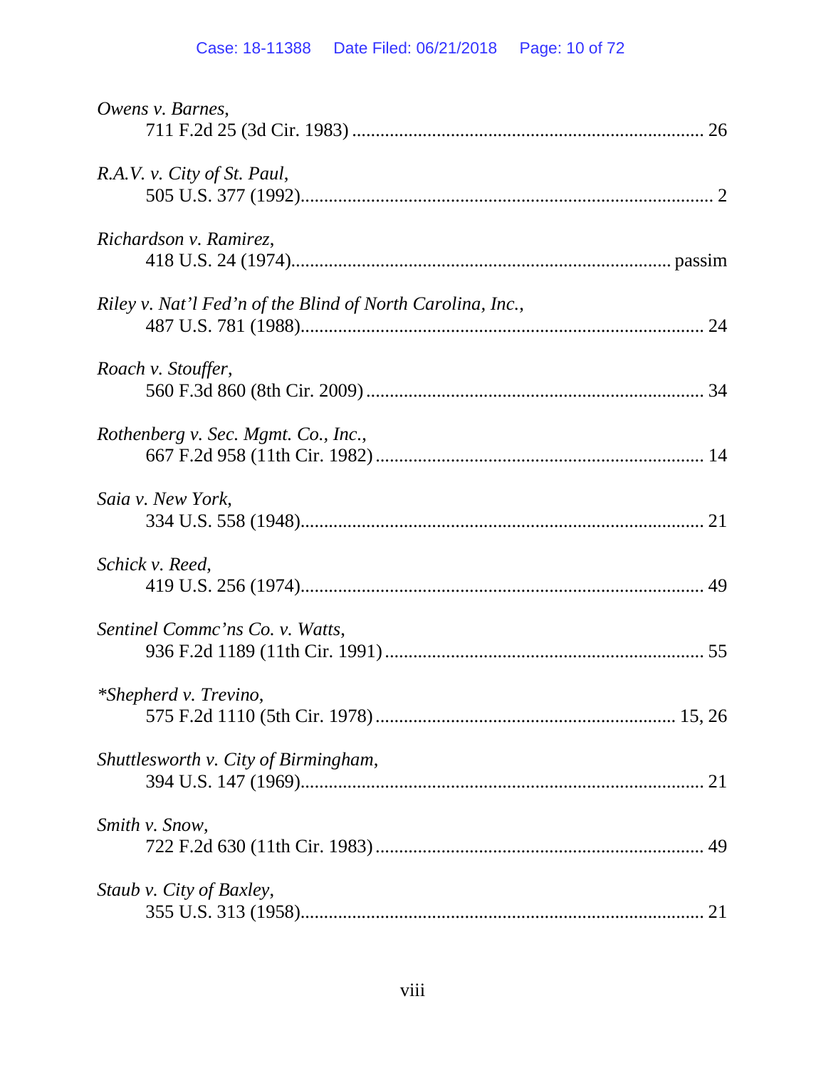*Owens v. Barnes*,
711 F.2d 25 (3d Cir. 1983) ........................................................................... 26

*R.A.V. v. City of St. Paul*,
505 U.S. 377 (1992)......................................................................................... 2

*Richardson v. Ramirez*,
418 U.S. 24 (1974)................................................................................ passim

*Riley v. Nat'l Fed'n of the Blind of North Carolina, Inc.*,
487 U.S. 781 (1988)....................................................................................... 24

*Roach v. Stouffer*,
560 F.3d 860 (8th Cir. 2009) ........................................................................ 34

*Rothenberg v. Sec. Mgmt. Co., Inc.*,
667 F.2d 958 (11th Cir. 1982) ...................................................................... 14

*Saia v. New York*,
334 U.S. 558 (1948)....................................................................................... 21

*Schick v. Reed*,
419 U.S. 256 (1974)....................................................................................... 49

*Sentinel Commc'ns Co. v. Watts*,
936 F.2d 1189 (11th Cir. 1991) .................................................................... 55

*\*Shepherd v. Trevino*,
575 F.2d 1110 (5th Cir. 1978) ................................................................ 15, 26

*Shuttlesworth v. City of Birmingham*,
394 U.S. 147 (1969)....................................................................................... 21

*Smith v. Snow*,
722 F.2d 630 (11th Cir. 1983) ...................................................................... 49

*Staub v. City of Baxley*,
355 U.S. 313 (1958)....................................................................................... 21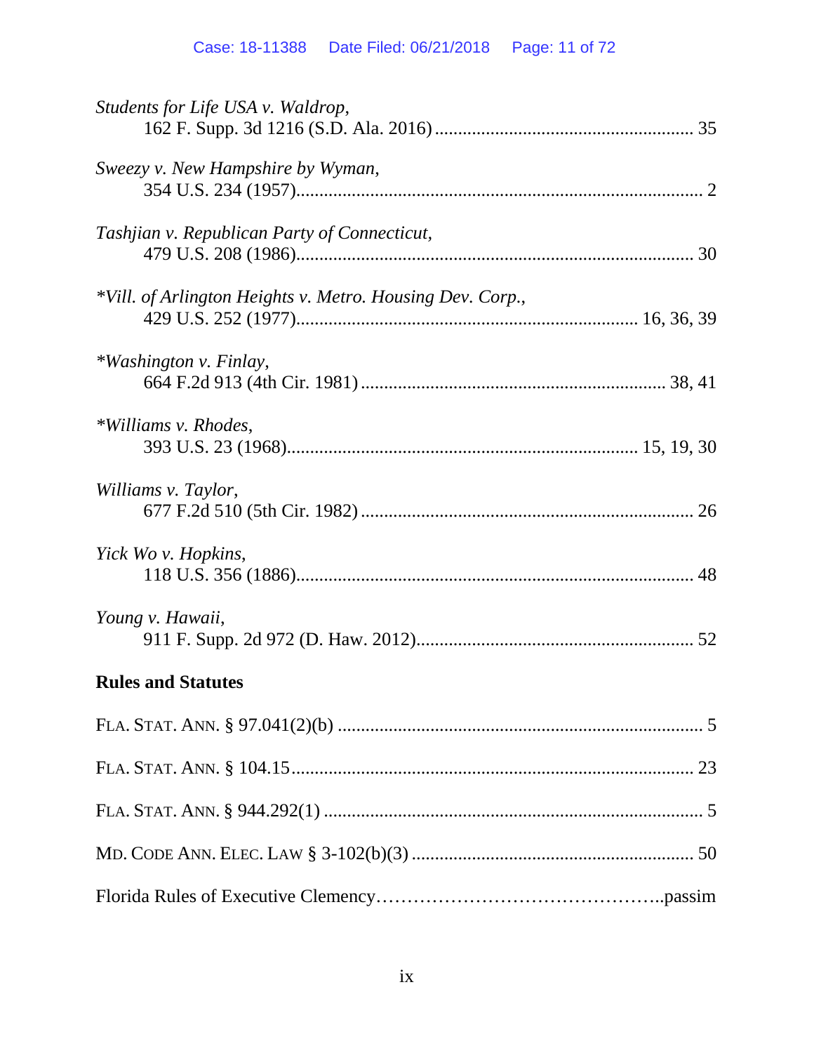*Students for Life USA v. Waldrop*,
162 F. Supp. 3d 1216 (S.D. Ala. 2016) ........................................................ 35

*Sweezy v. New Hampshire by Wyman*,
354 U.S. 234 (1957)......................................................................................... 2

*Tashjian v. Republican Party of Connecticut*,
479 U.S. 208 (1986)....................................................................................... 30

**Vill. of Arlington Heights v. Metro. Housing Dev. Corp.*,
429 U.S. 252 (1977)........................................................................ 16, 36, 39

**Washington v. Finlay*,
664 F.2d 913 (4th Cir. 1981) ................................................................ 38, 41

**Williams v. Rhodes*,
393 U.S. 23 (1968)......................................................................... 15, 19, 30

*Williams v. Taylor*,
677 F.2d 510 (5th Cir. 1982) ....................................................................... 26

*Yick Wo v. Hopkins*,
118 U.S. 356 (1886)...................................................................................... 48

*Young v. Hawaii*,
911 F. Supp. 2d 972 (D. Haw. 2012)............................................................ 52

**Rules and Statutes**

FLA. STAT. ANN. § 97.041(2)(b) ............................................................................... 5

FLA. STAT. ANN. § 104.15...................................................................................... 23

FLA. STAT. ANN. § 944.292(1) ................................................................................. 5

MD. CODE ANN. ELEC. LAW § 3-102(b)(3) ............................................................ 50

Florida Rules of Executive Clemency……………………………………..passim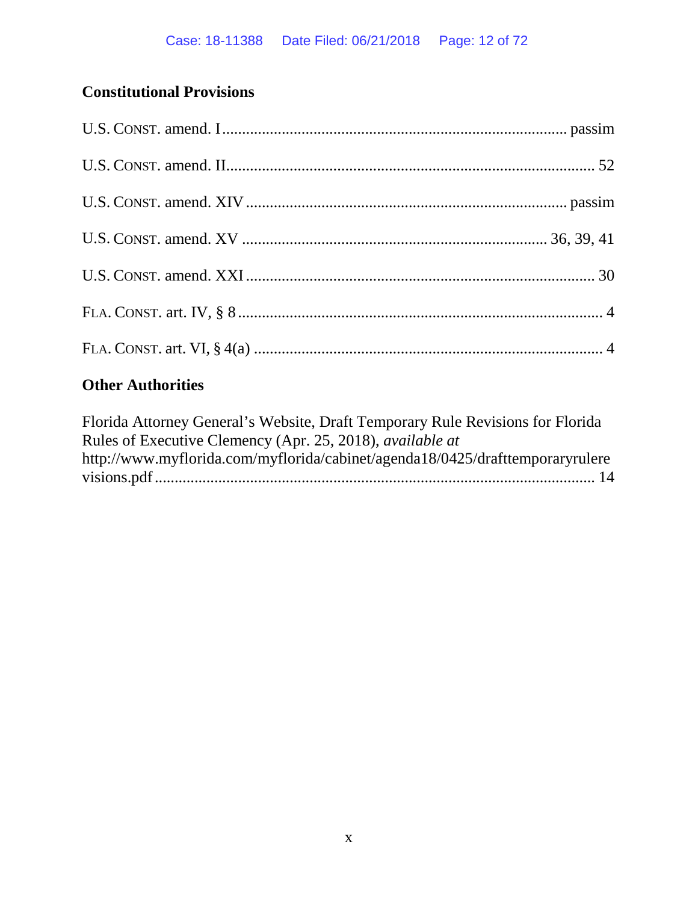## Constitutional Provisions

U.S. CONST. amend. I ..................................................................................... passim

U.S. CONST. amend. II.............................................................................................. 52

U.S. CONST. amend. XIV ............................................................................... passim

U.S. CONST. amend. XV ............................................................................ 36, 39, 41

U.S. CONST. amend. XXI ........................................................................................ 30

FLA. CONST. art. IV, § 8 ............................................................................................ 4

FLA. CONST. art. VI, § 4(a) ........................................................................................ 4

## Other Authorities

Florida Attorney General's Website, Draft Temporary Rule Revisions for Florida Rules of Executive Clemency (Apr. 25, 2018), *available at* http://www.myflorida.com/myflorida/cabinet/agenda18/0425/drafttemporaryrulerevisions.pdf ................................................................................................ 14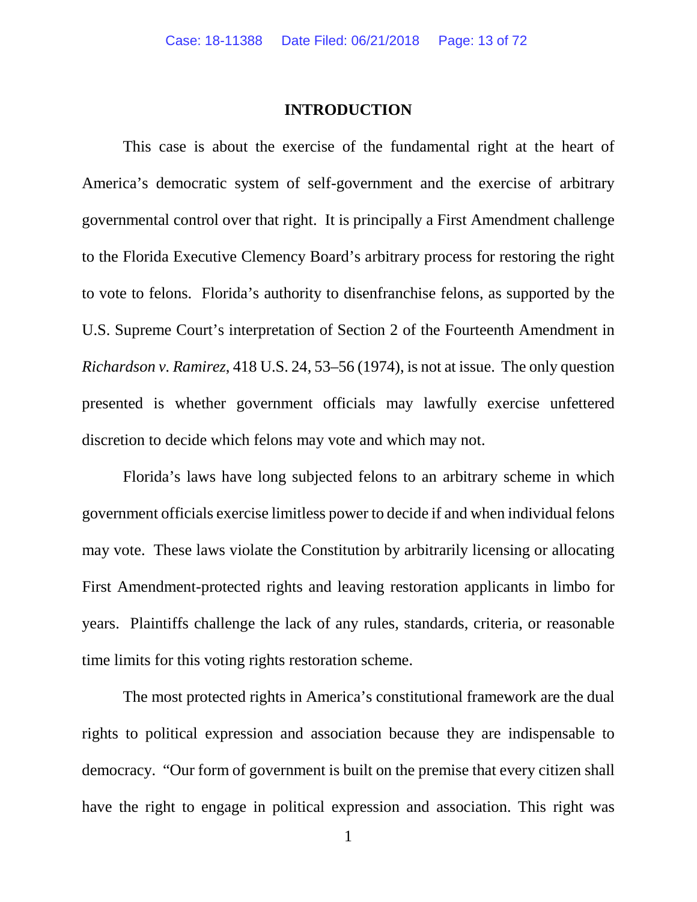## INTRODUCTION

This case is about the exercise of the fundamental right at the heart of America's democratic system of self-government and the exercise of arbitrary governmental control over that right. It is principally a First Amendment challenge to the Florida Executive Clemency Board's arbitrary process for restoring the right to vote to felons. Florida's authority to disenfranchise felons, as supported by the U.S. Supreme Court's interpretation of Section 2 of the Fourteenth Amendment in *Richardson v. Ramirez*, 418 U.S. 24, 53–56 (1974), is not at issue. The only question presented is whether government officials may lawfully exercise unfettered discretion to decide which felons may vote and which may not.

Florida's laws have long subjected felons to an arbitrary scheme in which government officials exercise limitless power to decide if and when individual felons may vote. These laws violate the Constitution by arbitrarily licensing or allocating First Amendment-protected rights and leaving restoration applicants in limbo for years. Plaintiffs challenge the lack of any rules, standards, criteria, or reasonable time limits for this voting rights restoration scheme.

The most protected rights in America's constitutional framework are the dual rights to political expression and association because they are indispensable to democracy. "Our form of government is built on the premise that every citizen shall have the right to engage in political expression and association. This right was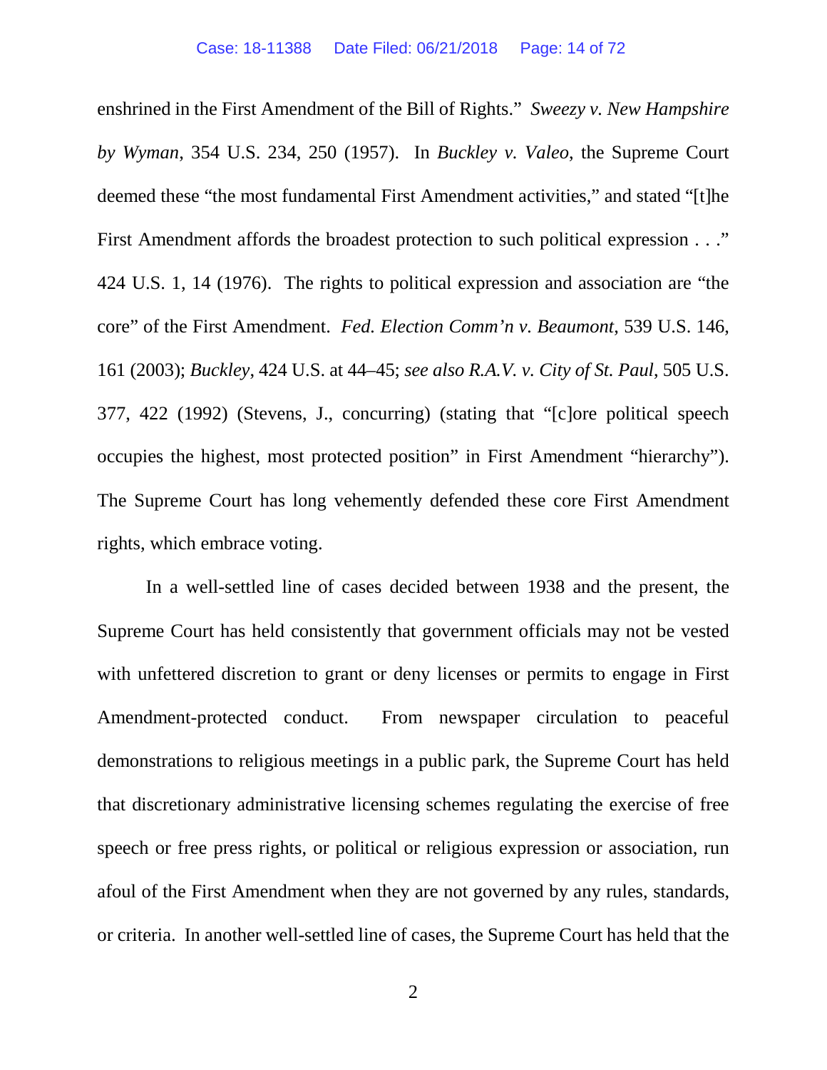enshrined in the First Amendment of the Bill of Rights." *Sweezy v. New Hampshire by Wyman*, 354 U.S. 234, 250 (1957). In *Buckley v. Valeo*, the Supreme Court deemed these "the most fundamental First Amendment activities," and stated "[t]he First Amendment affords the broadest protection to such political expression . . ." 424 U.S. 1, 14 (1976). The rights to political expression and association are "the core" of the First Amendment. *Fed. Election Comm'n v. Beaumont*, 539 U.S. 146, 161 (2003); *Buckley*, 424 U.S. at 44–45; *see also R.A.V. v. City of St. Paul*, 505 U.S. 377, 422 (1992) (Stevens, J., concurring) (stating that "[c]ore political speech occupies the highest, most protected position" in First Amendment "hierarchy"). The Supreme Court has long vehemently defended these core First Amendment rights, which embrace voting.

In a well-settled line of cases decided between 1938 and the present, the Supreme Court has held consistently that government officials may not be vested with unfettered discretion to grant or deny licenses or permits to engage in First Amendment-protected conduct. From newspaper circulation to peaceful demonstrations to religious meetings in a public park, the Supreme Court has held that discretionary administrative licensing schemes regulating the exercise of free speech or free press rights, or political or religious expression or association, run afoul of the First Amendment when they are not governed by any rules, standards, or criteria. In another well-settled line of cases, the Supreme Court has held that the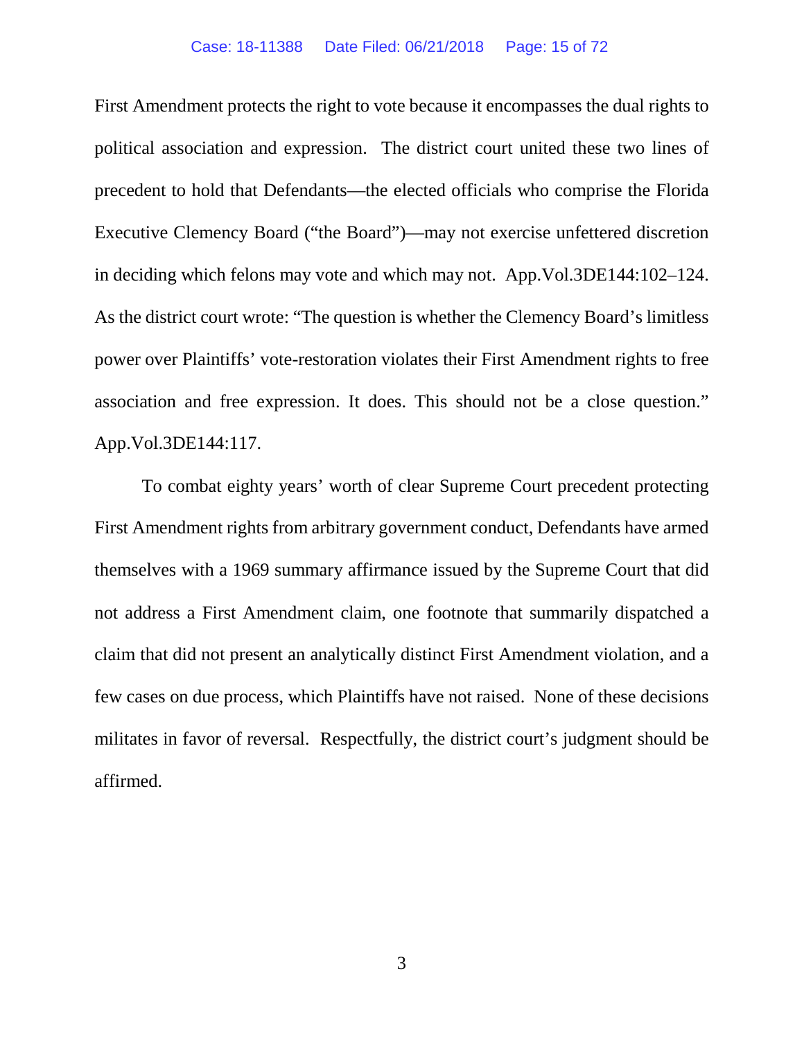First Amendment protects the right to vote because it encompasses the dual rights to political association and expression. The district court united these two lines of precedent to hold that Defendants—the elected officials who comprise the Florida Executive Clemency Board ("the Board")—may not exercise unfettered discretion in deciding which felons may vote and which may not. App.Vol.3DE144:102–124. As the district court wrote: "The question is whether the Clemency Board's limitless power over Plaintiffs' vote-restoration violates their First Amendment rights to free association and free expression. It does. This should not be a close question." App.Vol.3DE144:117.

To combat eighty years' worth of clear Supreme Court precedent protecting First Amendment rights from arbitrary government conduct, Defendants have armed themselves with a 1969 summary affirmance issued by the Supreme Court that did not address a First Amendment claim, one footnote that summarily dispatched a claim that did not present an analytically distinct First Amendment violation, and a few cases on due process, which Plaintiffs have not raised. None of these decisions militates in favor of reversal. Respectfully, the district court's judgment should be affirmed.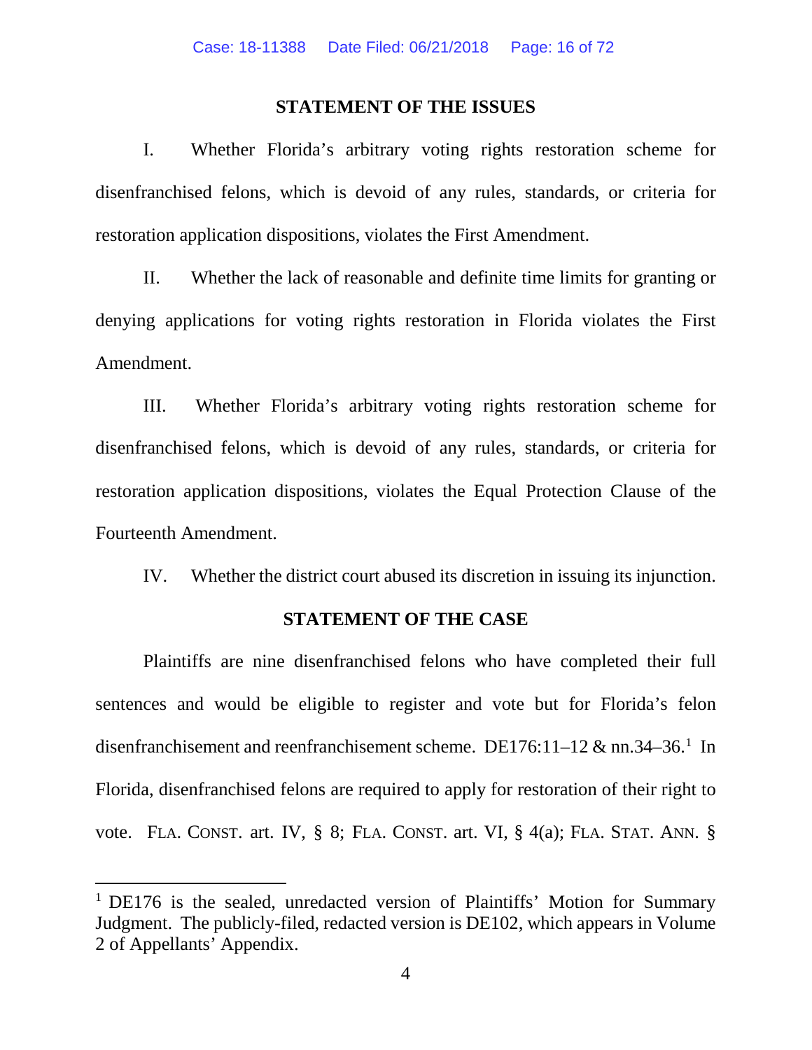## STATEMENT OF THE ISSUES

I. Whether Florida's arbitrary voting rights restoration scheme for disenfranchised felons, which is devoid of any rules, standards, or criteria for restoration application dispositions, violates the First Amendment.

II. Whether the lack of reasonable and definite time limits for granting or denying applications for voting rights restoration in Florida violates the First Amendment.

III. Whether Florida's arbitrary voting rights restoration scheme for disenfranchised felons, which is devoid of any rules, standards, or criteria for restoration application dispositions, violates the Equal Protection Clause of the Fourteenth Amendment.

IV. Whether the district court abused its discretion in issuing its injunction.

## STATEMENT OF THE CASE

Plaintiffs are nine disenfranchised felons who have completed their full sentences and would be eligible to register and vote but for Florida's felon disenfranchisement and reenfranchisement scheme. DE176:11–12 & nn.34–36.[1] In Florida, disenfranchised felons are required to apply for restoration of their right to vote. FLA. CONST. art. IV, § 8; FLA. CONST. art. VI, § 4(a); FLA. STAT. ANN. §

---

[1] DE176 is the sealed, unredacted version of Plaintiffs' Motion for Summary Judgment. The publicly-filed, redacted version is DE102, which appears in Volume 2 of Appellants' Appendix.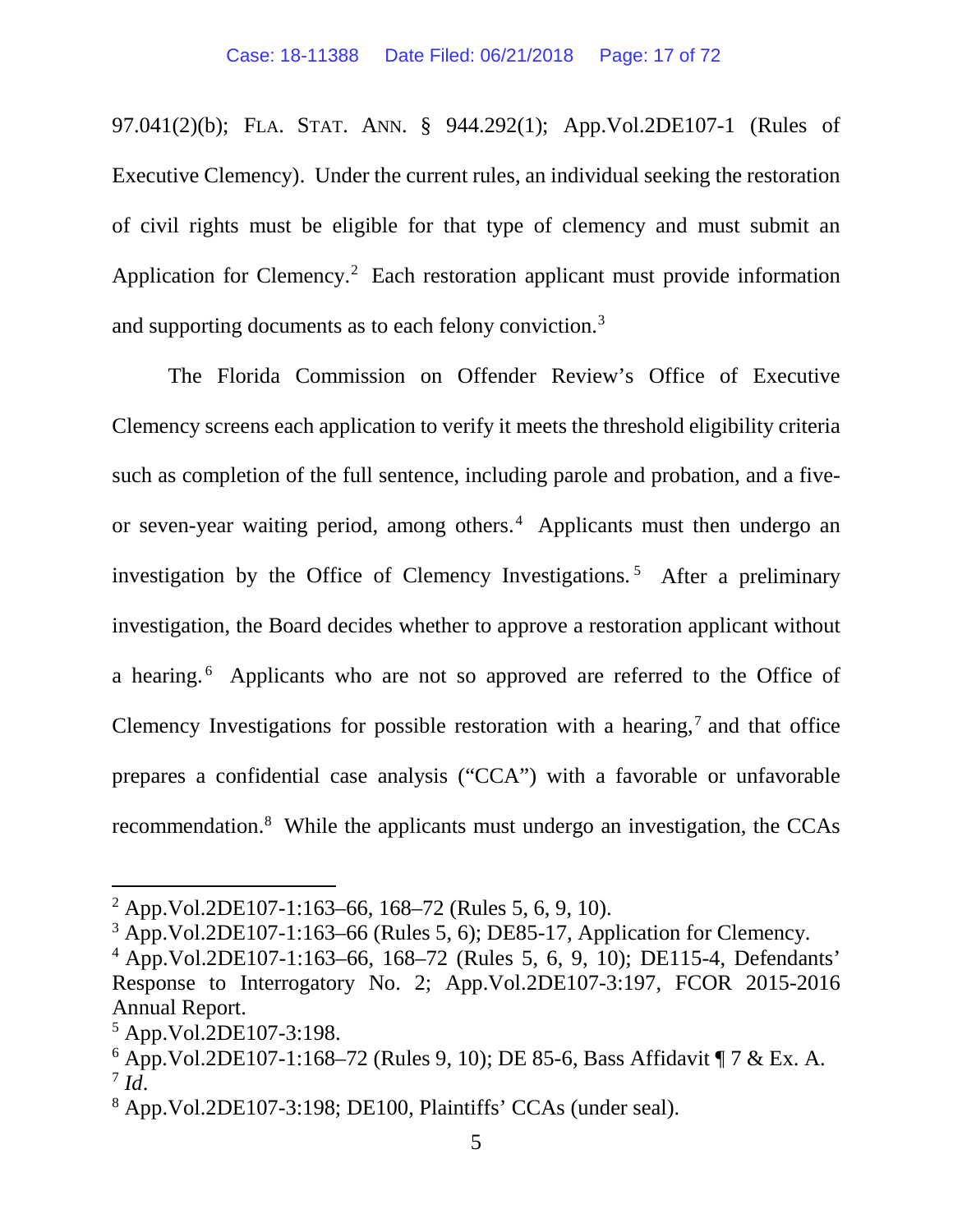97.041(2)(b); FLA. STAT. ANN. § 944.292(1); App.Vol.2DE107-1 (Rules of Executive Clemency). Under the current rules, an individual seeking the restoration of civil rights must be eligible for that type of clemency and must submit an Application for Clemency.[2] Each restoration applicant must provide information and supporting documents as to each felony conviction.[3]

The Florida Commission on Offender Review's Office of Executive Clemency screens each application to verify it meets the threshold eligibility criteria such as completion of the full sentence, including parole and probation, and a five- or seven-year waiting period, among others.[4] Applicants must then undergo an investigation by the Office of Clemency Investigations.[5] After a preliminary investigation, the Board decides whether to approve a restoration applicant without a hearing.[6] Applicants who are not so approved are referred to the Office of Clemency Investigations for possible restoration with a hearing,[7] and that office prepares a confidential case analysis ("CCA") with a favorable or unfavorable recommendation.[8] While the applicants must undergo an investigation, the CCAs

---

[2] App.Vol.2DE107-1:163–66, 168–72 (Rules 5, 6, 9, 10).

[3] App.Vol.2DE107-1:163–66 (Rules 5, 6); DE85-17, Application for Clemency.

[4] App.Vol.2DE107-1:163–66, 168–72 (Rules 5, 6, 9, 10); DE115-4, Defendants' Response to Interrogatory No. 2; App.Vol.2DE107-3:197, FCOR 2015-2016 Annual Report.

[5] App.Vol.2DE107-3:198.

[6] App.Vol.2DE107-1:168–72 (Rules 9, 10); DE 85-6, Bass Affidavit ¶ 7 & Ex. A.

[7] *Id*.

[8] App.Vol.2DE107-3:198; DE100, Plaintiffs' CCAs (under seal).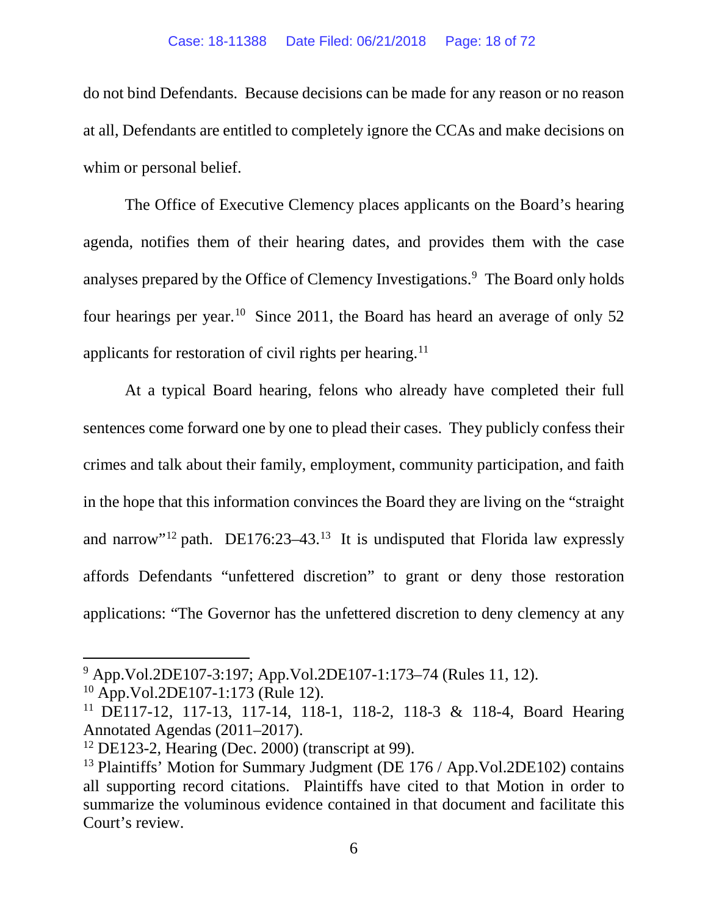do not bind Defendants. Because decisions can be made for any reason or no reason at all, Defendants are entitled to completely ignore the CCAs and make decisions on whim or personal belief.

The Office of Executive Clemency places applicants on the Board's hearing agenda, notifies them of their hearing dates, and provides them with the case analyses prepared by the Office of Clemency Investigations.[9] The Board only holds four hearings per year.[10] Since 2011, the Board has heard an average of only 52 applicants for restoration of civil rights per hearing.[11]

At a typical Board hearing, felons who already have completed their full sentences come forward one by one to plead their cases. They publicly confess their crimes and talk about their family, employment, community participation, and faith in the hope that this information convinces the Board they are living on the "straight and narrow"[12] path. DE176:23–43.[13] It is undisputed that Florida law expressly affords Defendants "unfettered discretion" to grant or deny those restoration applications: "The Governor has the unfettered discretion to deny clemency at any

---

[9] App.Vol.2DE107-3:197; App.Vol.2DE107-1:173–74 (Rules 11, 12).

[10] App.Vol.2DE107-1:173 (Rule 12).

[11] DE117-12, 117-13, 117-14, 118-1, 118-2, 118-3 & 118-4, Board Hearing Annotated Agendas (2011–2017).

[12] DE123-2, Hearing (Dec. 2000) (transcript at 99).

[13] Plaintiffs' Motion for Summary Judgment (DE 176 / App.Vol.2DE102) contains all supporting record citations. Plaintiffs have cited to that Motion in order to summarize the voluminous evidence contained in that document and facilitate this Court's review.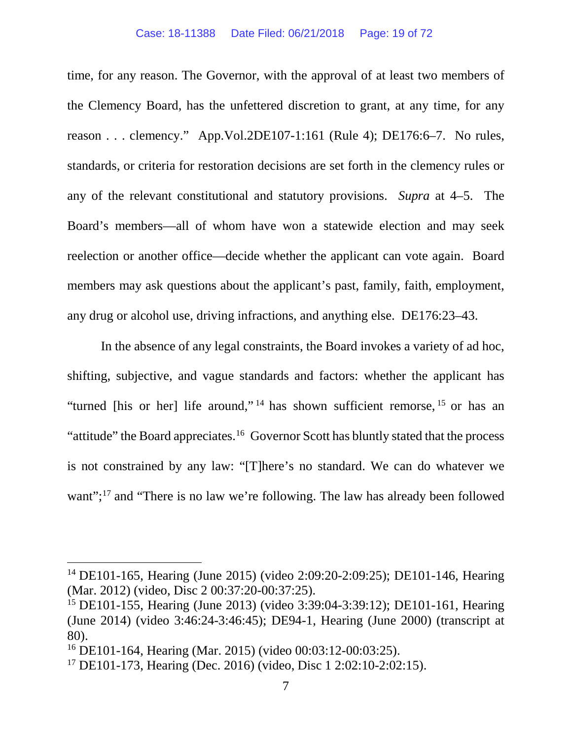time, for any reason. The Governor, with the approval of at least two members of the Clemency Board, has the unfettered discretion to grant, at any time, for any reason . . . clemency." App.Vol.2DE107-1:161 (Rule 4); DE176:6–7. No rules, standards, or criteria for restoration decisions are set forth in the clemency rules or any of the relevant constitutional and statutory provisions. *Supra* at 4–5. The Board's members—all of whom have won a statewide election and may seek reelection or another office—decide whether the applicant can vote again. Board members may ask questions about the applicant's past, family, faith, employment, any drug or alcohol use, driving infractions, and anything else. DE176:23–43.

In the absence of any legal constraints, the Board invokes a variety of ad hoc, shifting, subjective, and vague standards and factors: whether the applicant has "turned [his or her] life around,"[14] has shown sufficient remorse,[15] or has an "attitude" the Board appreciates.[16] Governor Scott has bluntly stated that the process is not constrained by any law: "[T]here's no standard. We can do whatever we want";[17] and "There is no law we're following. The law has already been followed

---

[14] DE101-165, Hearing (June 2015) (video 2:09:20-2:09:25); DE101-146, Hearing (Mar. 2012) (video, Disc 2 00:37:20-00:37:25).

[15] DE101-155, Hearing (June 2013) (video 3:39:04-3:39:12); DE101-161, Hearing (June 2014) (video 3:46:24-3:46:45); DE94-1, Hearing (June 2000) (transcript at 80).

[16] DE101-164, Hearing (Mar. 2015) (video 00:03:12-00:03:25).

[17] DE101-173, Hearing (Dec. 2016) (video, Disc 1 2:02:10-2:02:15).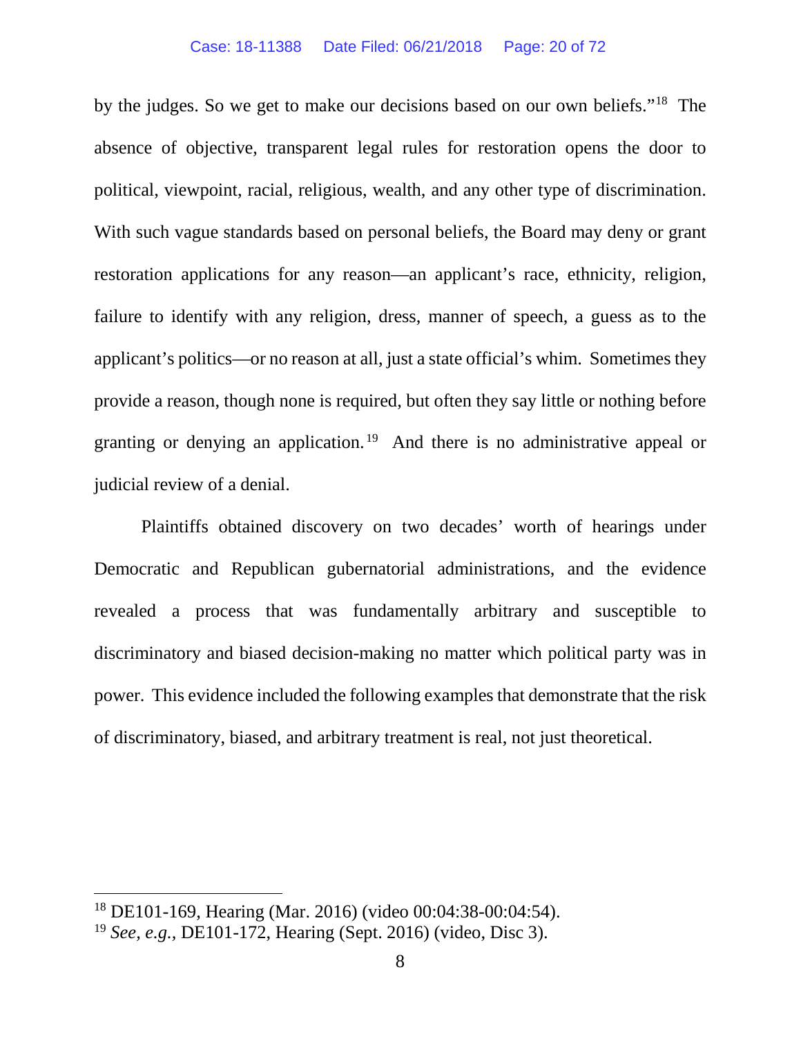by the judges. So we get to make our decisions based on our own beliefs."[18] The absence of objective, transparent legal rules for restoration opens the door to political, viewpoint, racial, religious, wealth, and any other type of discrimination. With such vague standards based on personal beliefs, the Board may deny or grant restoration applications for any reason—an applicant's race, ethnicity, religion, failure to identify with any religion, dress, manner of speech, a guess as to the applicant's politics—or no reason at all, just a state official's whim. Sometimes they provide a reason, though none is required, but often they say little or nothing before granting or denying an application.[19] And there is no administrative appeal or judicial review of a denial.

Plaintiffs obtained discovery on two decades' worth of hearings under Democratic and Republican gubernatorial administrations, and the evidence revealed a process that was fundamentally arbitrary and susceptible to discriminatory and biased decision-making no matter which political party was in power. This evidence included the following examples that demonstrate that the risk of discriminatory, biased, and arbitrary treatment is real, not just theoretical.

---

[18] DE101-169, Hearing (Mar. 2016) (video 00:04:38-00:04:54).

[19] *See, e.g.*, DE101-172, Hearing (Sept. 2016) (video, Disc 3).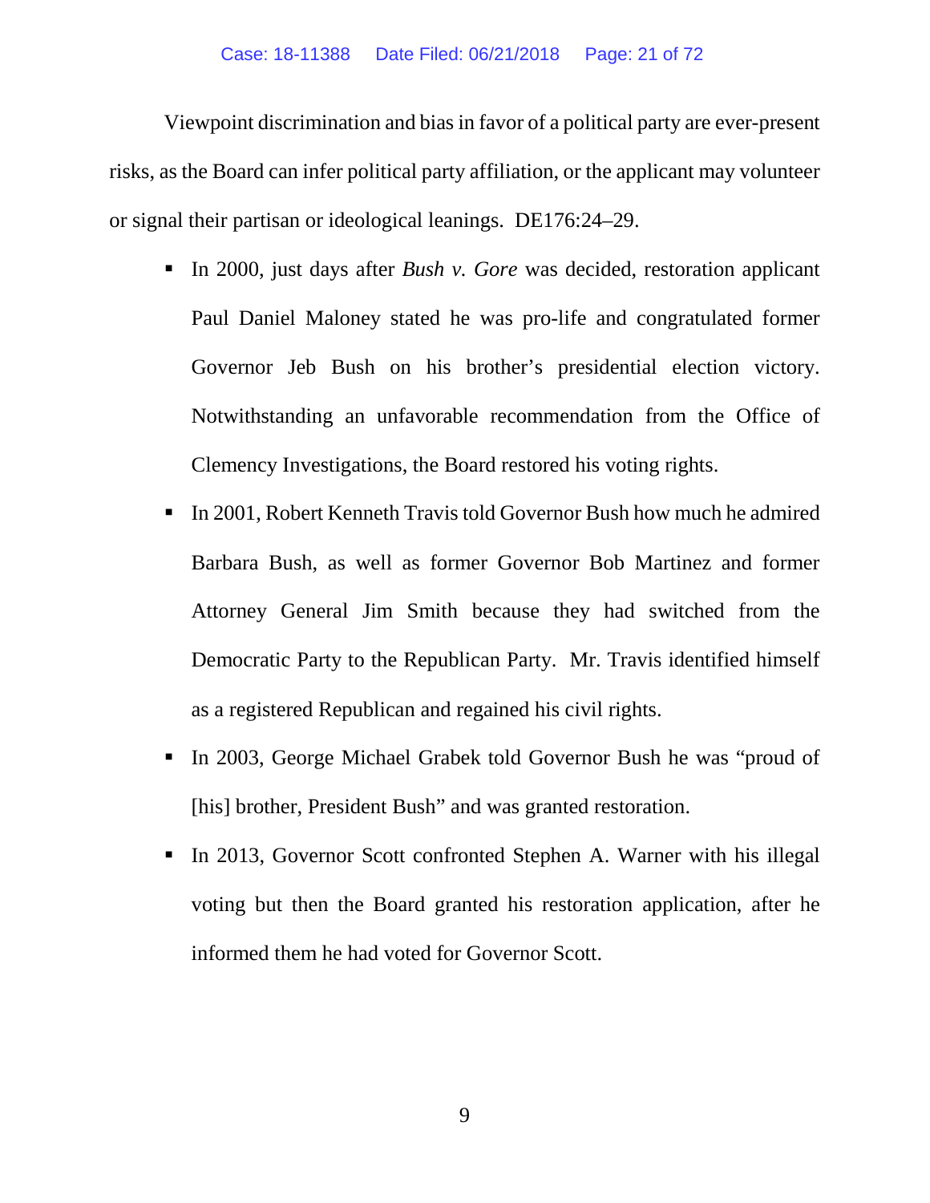Viewpoint discrimination and bias in favor of a political party are ever-present risks, as the Board can infer political party affiliation, or the applicant may volunteer or signal their partisan or ideological leanings. DE176:24–29.

- In 2000, just days after *Bush v. Gore* was decided, restoration applicant Paul Daniel Maloney stated he was pro-life and congratulated former Governor Jeb Bush on his brother's presidential election victory. Notwithstanding an unfavorable recommendation from the Office of Clemency Investigations, the Board restored his voting rights.
- In 2001, Robert Kenneth Travis told Governor Bush how much he admired Barbara Bush, as well as former Governor Bob Martinez and former Attorney General Jim Smith because they had switched from the Democratic Party to the Republican Party. Mr. Travis identified himself as a registered Republican and regained his civil rights.
- In 2003, George Michael Grabek told Governor Bush he was "proud of [his] brother, President Bush" and was granted restoration.
- In 2013, Governor Scott confronted Stephen A. Warner with his illegal voting but then the Board granted his restoration application, after he informed them he had voted for Governor Scott.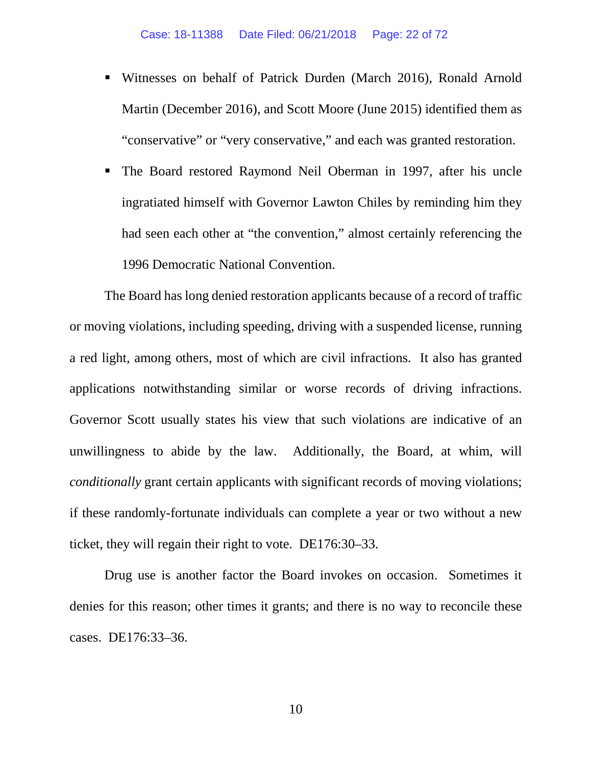- Witnesses on behalf of Patrick Durden (March 2016), Ronald Arnold Martin (December 2016), and Scott Moore (June 2015) identified them as "conservative" or "very conservative," and each was granted restoration.
- The Board restored Raymond Neil Oberman in 1997, after his uncle ingratiated himself with Governor Lawton Chiles by reminding him they had seen each other at "the convention," almost certainly referencing the 1996 Democratic National Convention.

The Board has long denied restoration applicants because of a record of traffic or moving violations, including speeding, driving with a suspended license, running a red light, among others, most of which are civil infractions. It also has granted applications notwithstanding similar or worse records of driving infractions. Governor Scott usually states his view that such violations are indicative of an unwillingness to abide by the law. Additionally, the Board, at whim, will *conditionally* grant certain applicants with significant records of moving violations; if these randomly-fortunate individuals can complete a year or two without a new ticket, they will regain their right to vote. DE176:30–33.

Drug use is another factor the Board invokes on occasion. Sometimes it denies for this reason; other times it grants; and there is no way to reconcile these cases. DE176:33–36.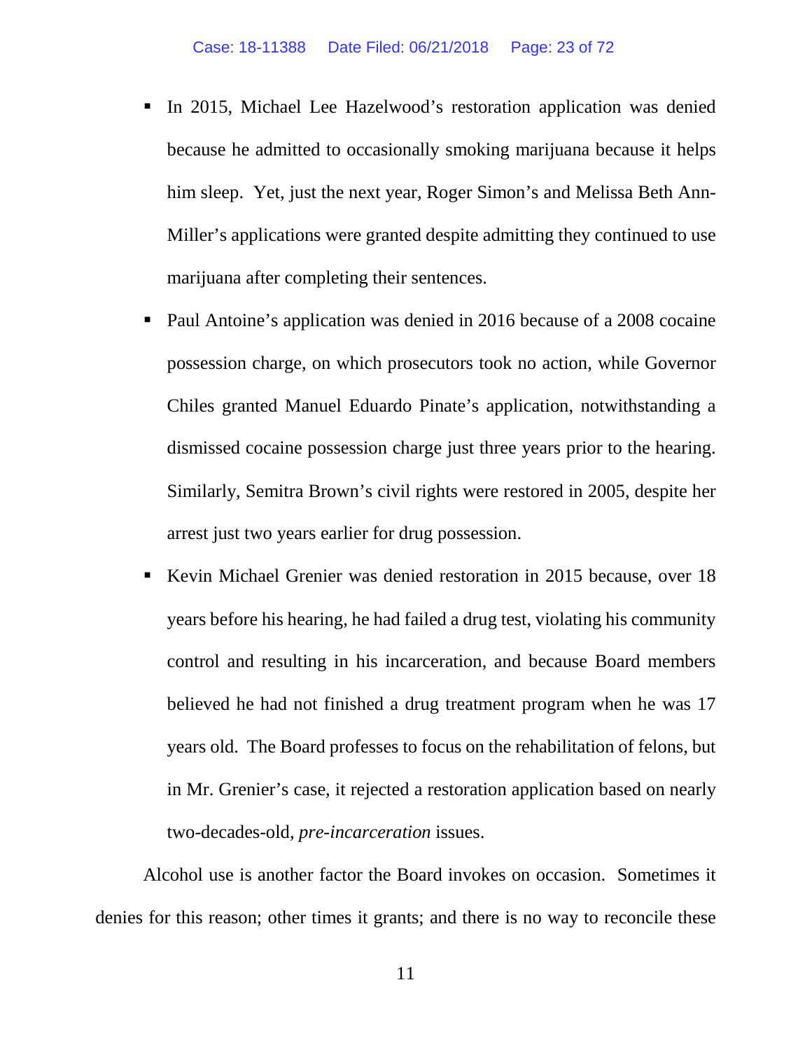- In 2015, Michael Lee Hazelwood's restoration application was denied because he admitted to occasionally smoking marijuana because it helps him sleep. Yet, just the next year, Roger Simon's and Melissa Beth Ann-Miller's applications were granted despite admitting they continued to use marijuana after completing their sentences.
- Paul Antoine's application was denied in 2016 because of a 2008 cocaine possession charge, on which prosecutors took no action, while Governor Chiles granted Manuel Eduardo Pinate's application, notwithstanding a dismissed cocaine possession charge just three years prior to the hearing. Similarly, Semitra Brown's civil rights were restored in 2005, despite her arrest just two years earlier for drug possession.
- Kevin Michael Grenier was denied restoration in 2015 because, over 18 years before his hearing, he had failed a drug test, violating his community control and resulting in his incarceration, and because Board members believed he had not finished a drug treatment program when he was 17 years old. The Board professes to focus on the rehabilitation of felons, but in Mr. Grenier's case, it rejected a restoration application based on nearly two-decades-old, *pre-incarceration* issues.

Alcohol use is another factor the Board invokes on occasion. Sometimes it denies for this reason; other times it grants; and there is no way to reconcile these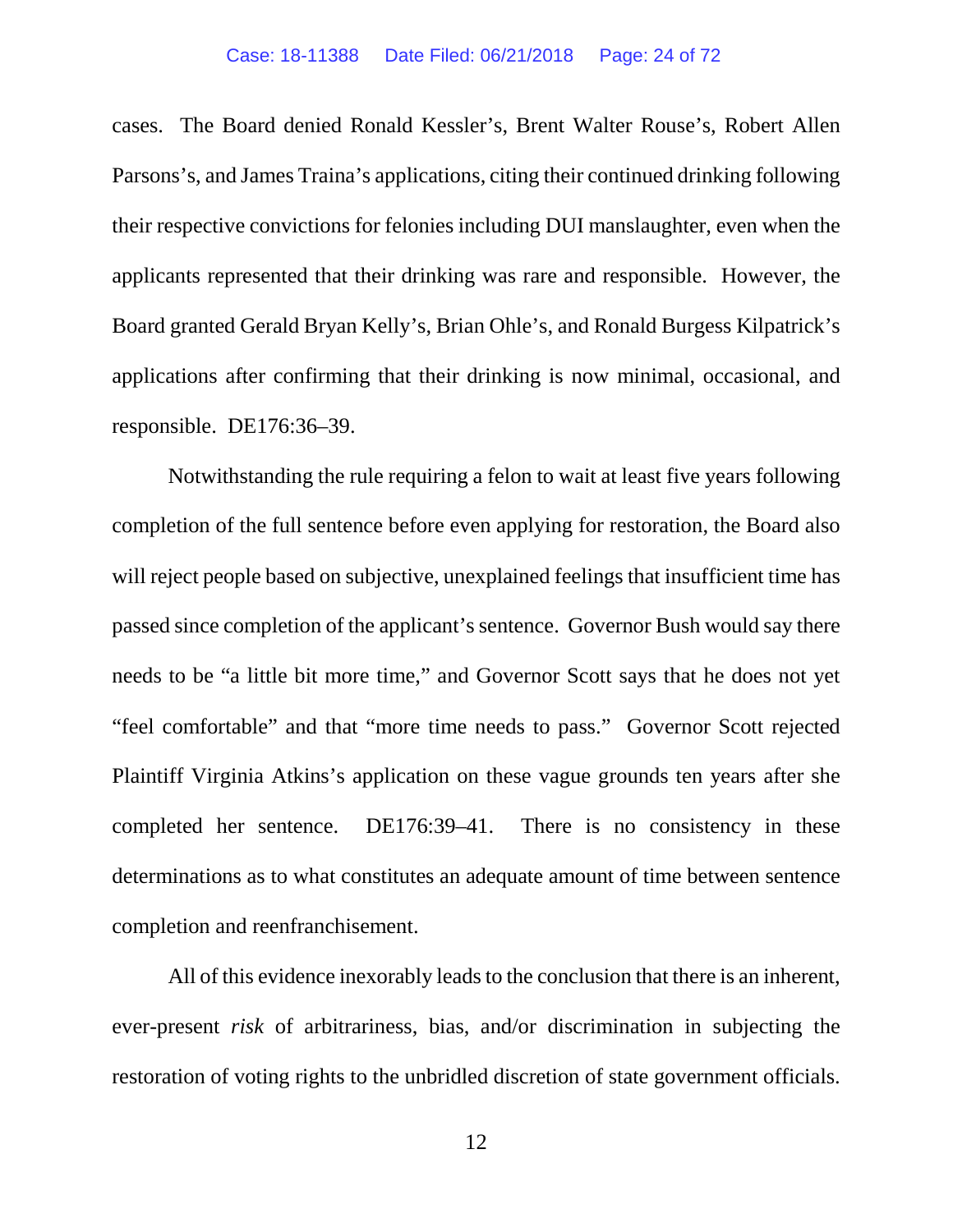cases. The Board denied Ronald Kessler's, Brent Walter Rouse's, Robert Allen Parsons's, and James Traina's applications, citing their continued drinking following their respective convictions for felonies including DUI manslaughter, even when the applicants represented that their drinking was rare and responsible. However, the Board granted Gerald Bryan Kelly's, Brian Ohle's, and Ronald Burgess Kilpatrick's applications after confirming that their drinking is now minimal, occasional, and responsible. DE176:36–39.

Notwithstanding the rule requiring a felon to wait at least five years following completion of the full sentence before even applying for restoration, the Board also will reject people based on subjective, unexplained feelings that insufficient time has passed since completion of the applicant's sentence. Governor Bush would say there needs to be "a little bit more time," and Governor Scott says that he does not yet "feel comfortable" and that "more time needs to pass." Governor Scott rejected Plaintiff Virginia Atkins's application on these vague grounds ten years after she completed her sentence. DE176:39–41. There is no consistency in these determinations as to what constitutes an adequate amount of time between sentence completion and reenfranchisement.

All of this evidence inexorably leads to the conclusion that there is an inherent, ever-present *risk* of arbitrariness, bias, and/or discrimination in subjecting the restoration of voting rights to the unbridled discretion of state government officials.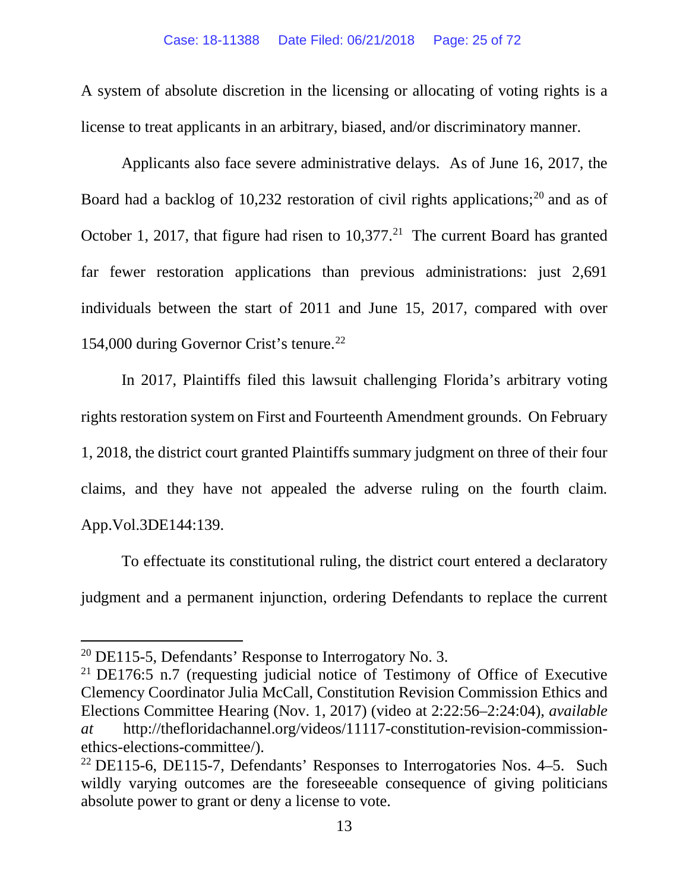A system of absolute discretion in the licensing or allocating of voting rights is a license to treat applicants in an arbitrary, biased, and/or discriminatory manner.

Applicants also face severe administrative delays. As of June 16, 2017, the Board had a backlog of 10,232 restoration of civil rights applications;[20] and as of October 1, 2017, that figure had risen to 10,377.[21] The current Board has granted far fewer restoration applications than previous administrations: just 2,691 individuals between the start of 2011 and June 15, 2017, compared with over 154,000 during Governor Crist's tenure.[22]

In 2017, Plaintiffs filed this lawsuit challenging Florida's arbitrary voting rights restoration system on First and Fourteenth Amendment grounds. On February 1, 2018, the district court granted Plaintiffs summary judgment on three of their four claims, and they have not appealed the adverse ruling on the fourth claim. App.Vol.3DE144:139.

To effectuate its constitutional ruling, the district court entered a declaratory judgment and a permanent injunction, ordering Defendants to replace the current

---

[20] DE115-5, Defendants' Response to Interrogatory No. 3.

[21] DE176:5 n.7 (requesting judicial notice of Testimony of Office of Executive Clemency Coordinator Julia McCall, Constitution Revision Commission Ethics and Elections Committee Hearing (Nov. 1, 2017) (video at 2:22:56–2:24:04), *available at* http://thefloridachannel.org/videos/11117-constitution-revision-commission-ethics-elections-committee/).

[22] DE115-6, DE115-7, Defendants' Responses to Interrogatories Nos. 4–5. Such wildly varying outcomes are the foreseeable consequence of giving politicians absolute power to grant or deny a license to vote.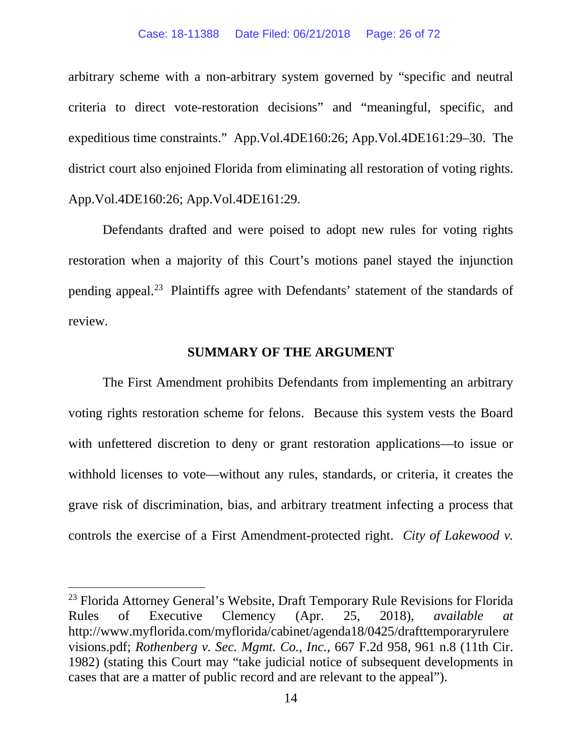arbitrary scheme with a non-arbitrary system governed by "specific and neutral criteria to direct vote-restoration decisions" and "meaningful, specific, and expeditious time constraints." App.Vol.4DE160:26; App.Vol.4DE161:29–30. The district court also enjoined Florida from eliminating all restoration of voting rights. App.Vol.4DE160:26; App.Vol.4DE161:29.

Defendants drafted and were poised to adopt new rules for voting rights restoration when a majority of this Court's motions panel stayed the injunction pending appeal.[23] Plaintiffs agree with Defendants' statement of the standards of review.

## SUMMARY OF THE ARGUMENT

The First Amendment prohibits Defendants from implementing an arbitrary voting rights restoration scheme for felons. Because this system vests the Board with unfettered discretion to deny or grant restoration applications—to issue or withhold licenses to vote—without any rules, standards, or criteria, it creates the grave risk of discrimination, bias, and arbitrary treatment infecting a process that controls the exercise of a First Amendment-protected right. *City of Lakewood v.*

---

[23] Florida Attorney General's Website, Draft Temporary Rule Revisions for Florida Rules of Executive Clemency (Apr. 25, 2018), *available at* http://www.myflorida.com/myflorida/cabinet/agenda18/0425/drafttemporaryrulerevisions.pdf; *Rothenberg v. Sec. Mgmt. Co., Inc.*, 667 F.2d 958, 961 n.8 (11th Cir. 1982) (stating this Court may "take judicial notice of subsequent developments in cases that are a matter of public record and are relevant to the appeal").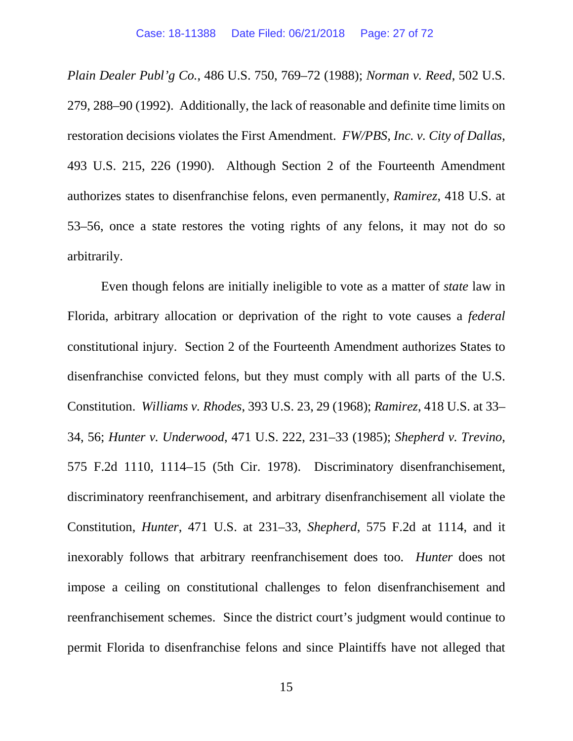*Plain Dealer Publ'g Co.*, 486 U.S. 750, 769–72 (1988); *Norman v. Reed*, 502 U.S. 279, 288–90 (1992). Additionally, the lack of reasonable and definite time limits on restoration decisions violates the First Amendment. *FW/PBS, Inc. v. City of Dallas*, 493 U.S. 215, 226 (1990). Although Section 2 of the Fourteenth Amendment authorizes states to disenfranchise felons, even permanently, *Ramirez*, 418 U.S. at 53–56, once a state restores the voting rights of any felons, it may not do so arbitrarily.

Even though felons are initially ineligible to vote as a matter of *state* law in Florida, arbitrary allocation or deprivation of the right to vote causes a *federal* constitutional injury. Section 2 of the Fourteenth Amendment authorizes States to disenfranchise convicted felons, but they must comply with all parts of the U.S. Constitution. *Williams v. Rhodes*, 393 U.S. 23, 29 (1968); *Ramirez*, 418 U.S. at 33–34, 56; *Hunter v. Underwood*, 471 U.S. 222, 231–33 (1985); *Shepherd v. Trevino*, 575 F.2d 1110, 1114–15 (5th Cir. 1978). Discriminatory disenfranchisement, discriminatory reenfranchisement, and arbitrary disenfranchisement all violate the Constitution, *Hunter*, 471 U.S. at 231–33, *Shepherd*, 575 F.2d at 1114, and it inexorably follows that arbitrary reenfranchisement does too. *Hunter* does not impose a ceiling on constitutional challenges to felon disenfranchisement and reenfranchisement schemes. Since the district court's judgment would continue to permit Florida to disenfranchise felons and since Plaintiffs have not alleged that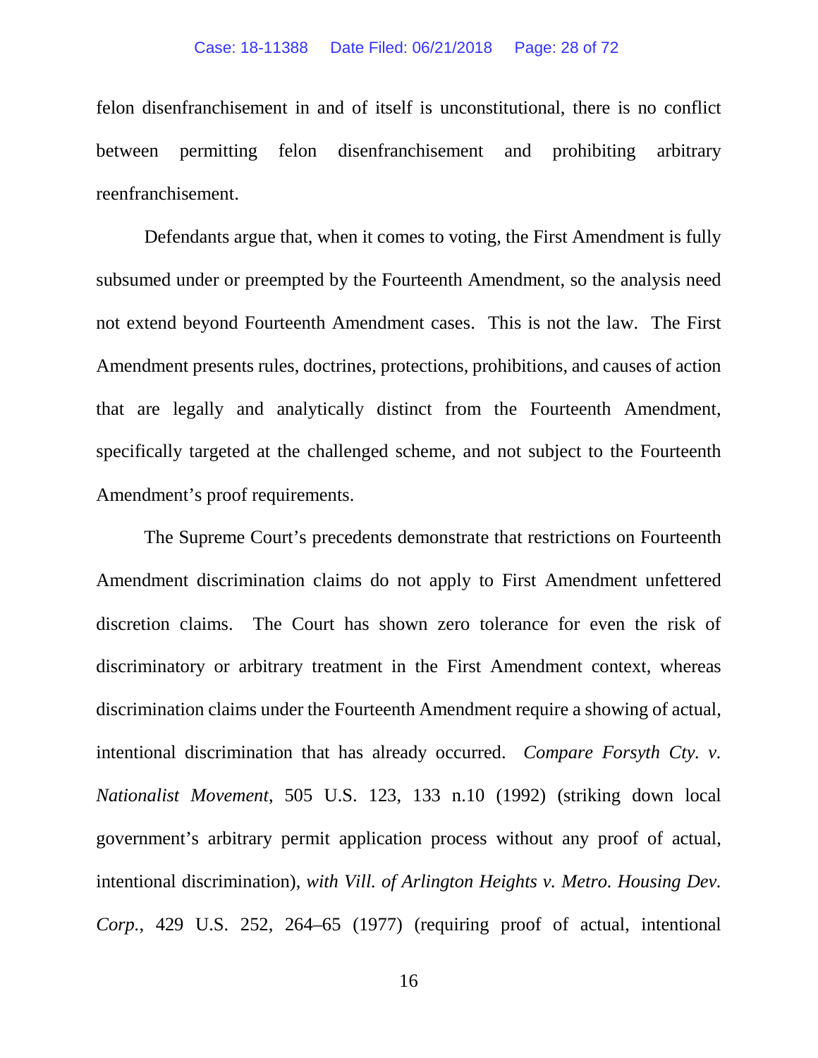felon disenfranchisement in and of itself is unconstitutional, there is no conflict between permitting felon disenfranchisement and prohibiting arbitrary reenfranchisement.

Defendants argue that, when it comes to voting, the First Amendment is fully subsumed under or preempted by the Fourteenth Amendment, so the analysis need not extend beyond Fourteenth Amendment cases. This is not the law. The First Amendment presents rules, doctrines, protections, prohibitions, and causes of action that are legally and analytically distinct from the Fourteenth Amendment, specifically targeted at the challenged scheme, and not subject to the Fourteenth Amendment's proof requirements.

The Supreme Court's precedents demonstrate that restrictions on Fourteenth Amendment discrimination claims do not apply to First Amendment unfettered discretion claims. The Court has shown zero tolerance for even the risk of discriminatory or arbitrary treatment in the First Amendment context, whereas discrimination claims under the Fourteenth Amendment require a showing of actual, intentional discrimination that has already occurred. *Compare Forsyth Cty. v. Nationalist Movement*, 505 U.S. 123, 133 n.10 (1992) (striking down local government's arbitrary permit application process without any proof of actual, intentional discrimination), *with Vill. of Arlington Heights v. Metro. Housing Dev. Corp.*, 429 U.S. 252, 264–65 (1977) (requiring proof of actual, intentional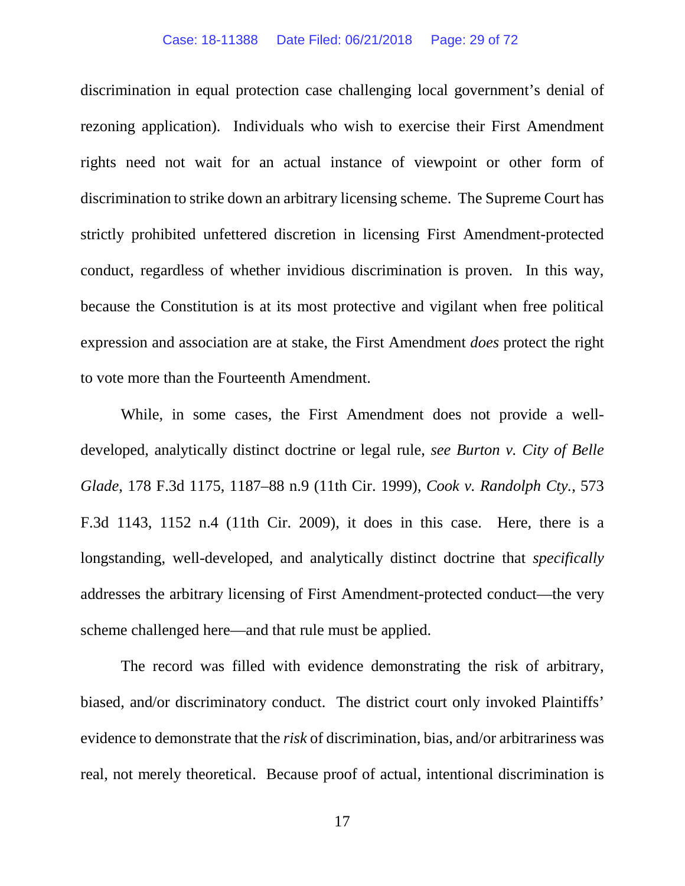discrimination in equal protection case challenging local government's denial of rezoning application). Individuals who wish to exercise their First Amendment rights need not wait for an actual instance of viewpoint or other form of discrimination to strike down an arbitrary licensing scheme. The Supreme Court has strictly prohibited unfettered discretion in licensing First Amendment-protected conduct, regardless of whether invidious discrimination is proven. In this way, because the Constitution is at its most protective and vigilant when free political expression and association are at stake, the First Amendment *does* protect the right to vote more than the Fourteenth Amendment.

While, in some cases, the First Amendment does not provide a well-developed, analytically distinct doctrine or legal rule, *see Burton v. City of Belle Glade*, 178 F.3d 1175, 1187–88 n.9 (11th Cir. 1999), *Cook v. Randolph Cty.*, 573 F.3d 1143, 1152 n.4 (11th Cir. 2009), it does in this case. Here, there is a longstanding, well-developed, and analytically distinct doctrine that *specifically* addresses the arbitrary licensing of First Amendment-protected conduct—the very scheme challenged here—and that rule must be applied.

The record was filled with evidence demonstrating the risk of arbitrary, biased, and/or discriminatory conduct. The district court only invoked Plaintiffs' evidence to demonstrate that the *risk* of discrimination, bias, and/or arbitrariness was real, not merely theoretical. Because proof of actual, intentional discrimination is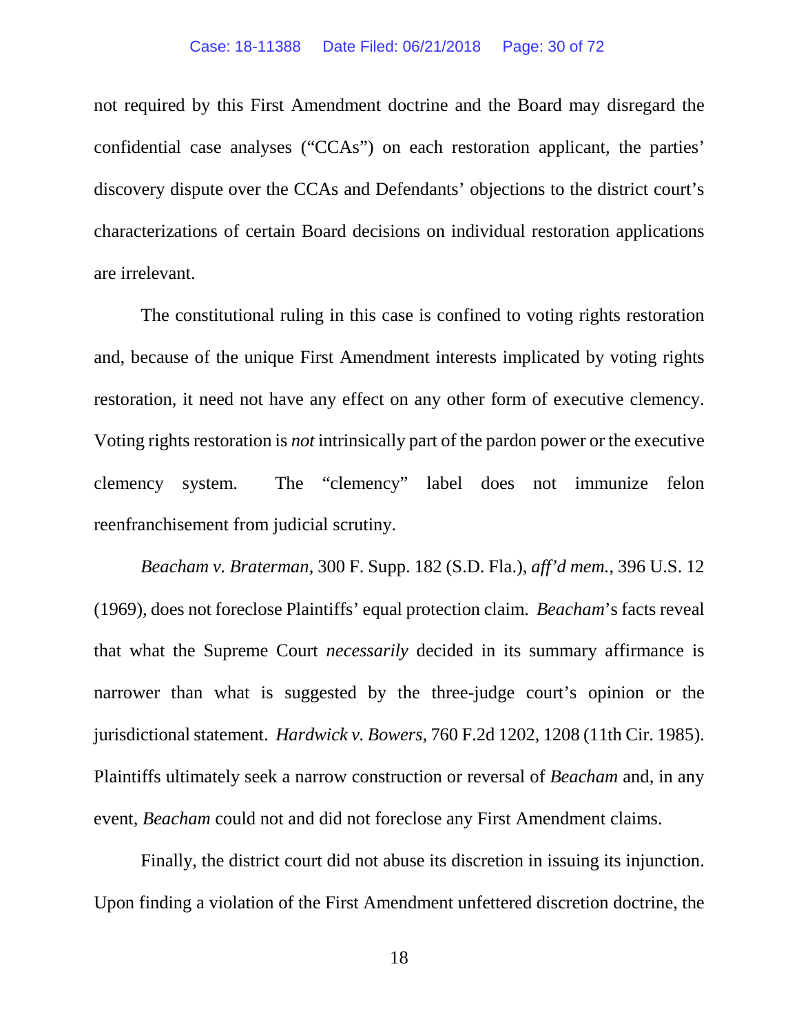not required by this First Amendment doctrine and the Board may disregard the confidential case analyses ("CCAs") on each restoration applicant, the parties' discovery dispute over the CCAs and Defendants' objections to the district court's characterizations of certain Board decisions on individual restoration applications are irrelevant.

The constitutional ruling in this case is confined to voting rights restoration and, because of the unique First Amendment interests implicated by voting rights restoration, it need not have any effect on any other form of executive clemency. Voting rights restoration is *not* intrinsically part of the pardon power or the executive clemency system. The "clemency" label does not immunize felon reenfranchisement from judicial scrutiny.

*Beacham v. Braterman*, 300 F. Supp. 182 (S.D. Fla.), *aff'd mem.*, 396 U.S. 12 (1969), does not foreclose Plaintiffs' equal protection claim. *Beacham*'s facts reveal that what the Supreme Court *necessarily* decided in its summary affirmance is narrower than what is suggested by the three-judge court's opinion or the jurisdictional statement. *Hardwick v. Bowers*, 760 F.2d 1202, 1208 (11th Cir. 1985). Plaintiffs ultimately seek a narrow construction or reversal of *Beacham* and, in any event, *Beacham* could not and did not foreclose any First Amendment claims.

Finally, the district court did not abuse its discretion in issuing its injunction. Upon finding a violation of the First Amendment unfettered discretion doctrine, the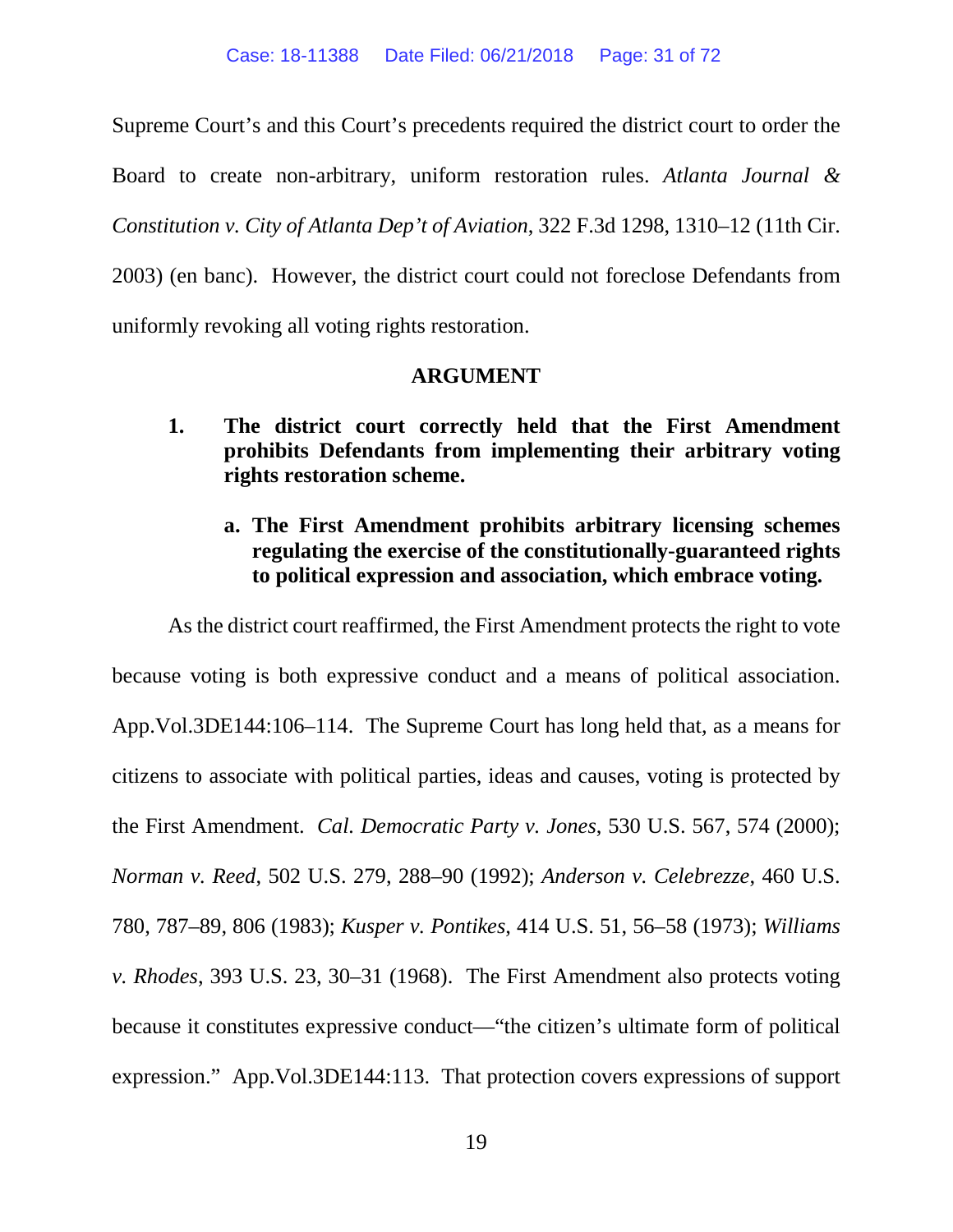Supreme Court's and this Court's precedents required the district court to order the Board to create non-arbitrary, uniform restoration rules. *Atlanta Journal & Constitution v. City of Atlanta Dep't of Aviation*, 322 F.3d 1298, 1310–12 (11th Cir. 2003) (en banc). However, the district court could not foreclose Defendants from uniformly revoking all voting rights restoration.

## ARGUMENT

### 1. The district court correctly held that the First Amendment prohibits Defendants from implementing their arbitrary voting rights restoration scheme.

#### a. The First Amendment prohibits arbitrary licensing schemes regulating the exercise of the constitutionally-guaranteed rights to political expression and association, which embrace voting.

As the district court reaffirmed, the First Amendment protects the right to vote because voting is both expressive conduct and a means of political association. App.Vol.3DE144:106–114. The Supreme Court has long held that, as a means for citizens to associate with political parties, ideas and causes, voting is protected by the First Amendment. *Cal. Democratic Party v. Jones*, 530 U.S. 567, 574 (2000); *Norman v. Reed*, 502 U.S. 279, 288–90 (1992); *Anderson v. Celebrezze*, 460 U.S. 780, 787–89, 806 (1983); *Kusper v. Pontikes*, 414 U.S. 51, 56–58 (1973); *Williams v. Rhodes*, 393 U.S. 23, 30–31 (1968). The First Amendment also protects voting because it constitutes expressive conduct—"the citizen's ultimate form of political expression." App.Vol.3DE144:113. That protection covers expressions of support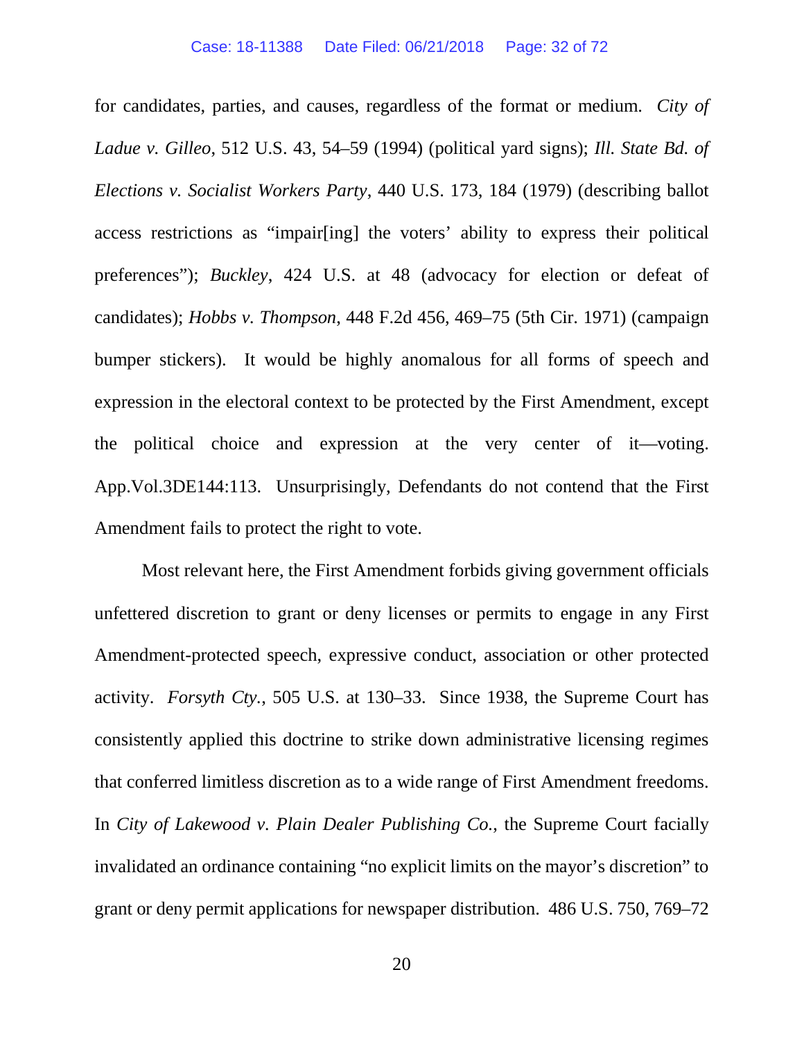for candidates, parties, and causes, regardless of the format or medium. *City of Ladue v. Gilleo*, 512 U.S. 43, 54–59 (1994) (political yard signs); *Ill. State Bd. of Elections v. Socialist Workers Party*, 440 U.S. 173, 184 (1979) (describing ballot access restrictions as "impair[ing] the voters' ability to express their political preferences"); *Buckley*, 424 U.S. at 48 (advocacy for election or defeat of candidates); *Hobbs v. Thompson*, 448 F.2d 456, 469–75 (5th Cir. 1971) (campaign bumper stickers). It would be highly anomalous for all forms of speech and expression in the electoral context to be protected by the First Amendment, except the political choice and expression at the very center of it—voting. App.Vol.3DE144:113. Unsurprisingly, Defendants do not contend that the First Amendment fails to protect the right to vote.

Most relevant here, the First Amendment forbids giving government officials unfettered discretion to grant or deny licenses or permits to engage in any First Amendment-protected speech, expressive conduct, association or other protected activity. *Forsyth Cty.*, 505 U.S. at 130–33. Since 1938, the Supreme Court has consistently applied this doctrine to strike down administrative licensing regimes that conferred limitless discretion as to a wide range of First Amendment freedoms. In *City of Lakewood v. Plain Dealer Publishing Co.*, the Supreme Court facially invalidated an ordinance containing "no explicit limits on the mayor's discretion" to grant or deny permit applications for newspaper distribution. 486 U.S. 750, 769–72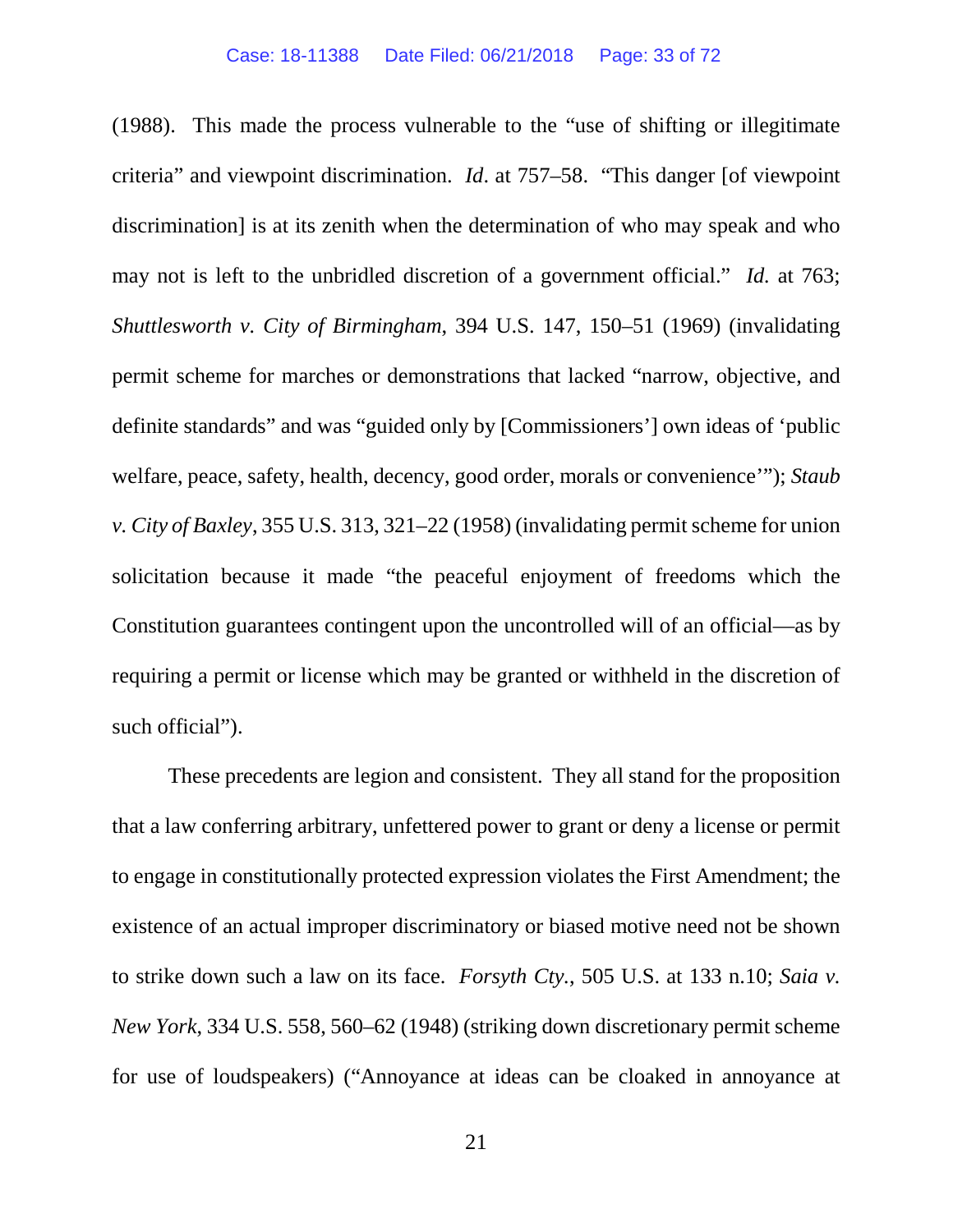(1988). This made the process vulnerable to the "use of shifting or illegitimate criteria" and viewpoint discrimination. *Id*. at 757–58. "This danger [of viewpoint discrimination] is at its zenith when the determination of who may speak and who may not is left to the unbridled discretion of a government official." *Id.* at 763; *Shuttlesworth v. City of Birmingham*, 394 U.S. 147, 150–51 (1969) (invalidating permit scheme for marches or demonstrations that lacked "narrow, objective, and definite standards" and was "guided only by [Commissioners'] own ideas of 'public welfare, peace, safety, health, decency, good order, morals or convenience'"); *Staub v. City of Baxley*, 355 U.S. 313, 321–22 (1958) (invalidating permit scheme for union solicitation because it made "the peaceful enjoyment of freedoms which the Constitution guarantees contingent upon the uncontrolled will of an official—as by requiring a permit or license which may be granted or withheld in the discretion of such official").

These precedents are legion and consistent. They all stand for the proposition that a law conferring arbitrary, unfettered power to grant or deny a license or permit to engage in constitutionally protected expression violates the First Amendment; the existence of an actual improper discriminatory or biased motive need not be shown to strike down such a law on its face. *Forsyth Cty.*, 505 U.S. at 133 n.10; *Saia v. New York*, 334 U.S. 558, 560–62 (1948) (striking down discretionary permit scheme for use of loudspeakers) ("Annoyance at ideas can be cloaked in annoyance at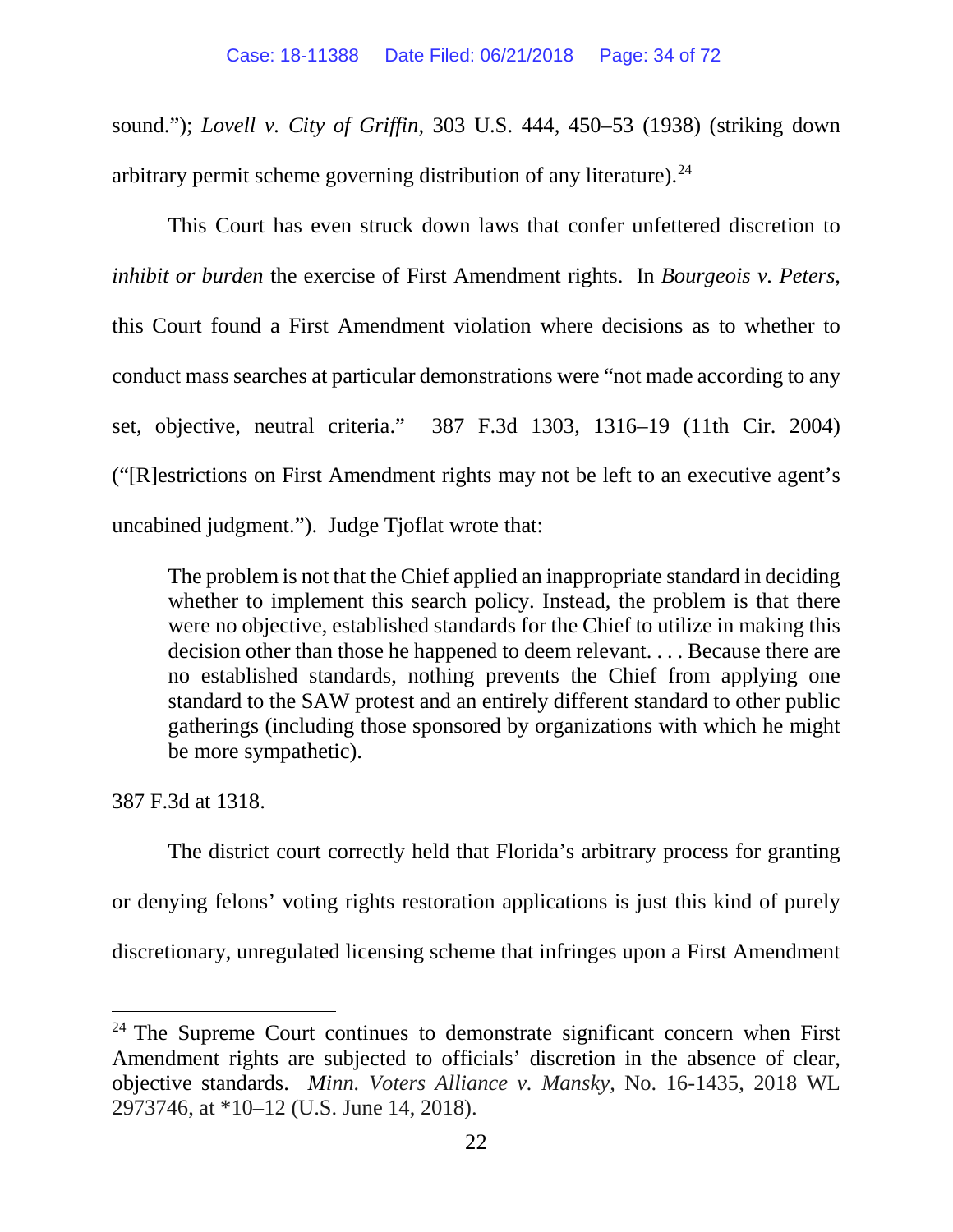sound."); *Lovell v. City of Griffin*, 303 U.S. 444, 450–53 (1938) (striking down arbitrary permit scheme governing distribution of any literature).[24]

This Court has even struck down laws that confer unfettered discretion to *inhibit or burden* the exercise of First Amendment rights. In *Bourgeois v. Peters*, this Court found a First Amendment violation where decisions as to whether to conduct mass searches at particular demonstrations were "not made according to any set, objective, neutral criteria." 387 F.3d 1303, 1316–19 (11th Cir. 2004) ("[R]estrictions on First Amendment rights may not be left to an executive agent's uncabined judgment."). Judge Tjoflat wrote that:

> The problem is not that the Chief applied an inappropriate standard in deciding whether to implement this search policy. Instead, the problem is that there were no objective, established standards for the Chief to utilize in making this decision other than those he happened to deem relevant. . . . Because there are no established standards, nothing prevents the Chief from applying one standard to the SAW protest and an entirely different standard to other public gatherings (including those sponsored by organizations with which he might be more sympathetic).

387 F.3d at 1318.

The district court correctly held that Florida's arbitrary process for granting or denying felons' voting rights restoration applications is just this kind of purely discretionary, unregulated licensing scheme that infringes upon a First Amendment

[24] The Supreme Court continues to demonstrate significant concern when First Amendment rights are subjected to officials' discretion in the absence of clear, objective standards. *Minn. Voters Alliance v. Mansky*, No. 16-1435, 2018 WL 2973746, at *10–12 (U.S. June 14, 2018).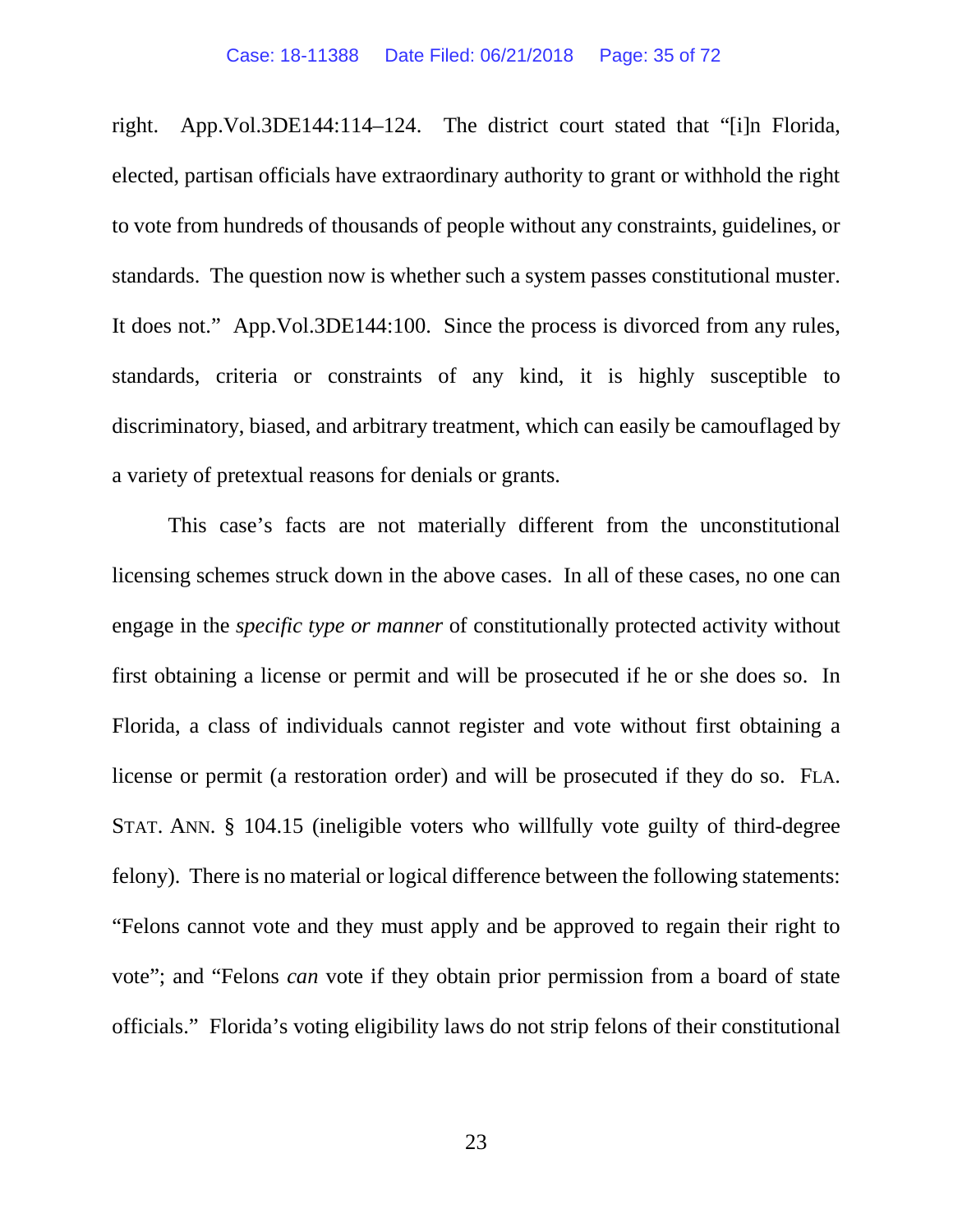right. App.Vol.3DE144:114–124. The district court stated that "[i]n Florida, elected, partisan officials have extraordinary authority to grant or withhold the right to vote from hundreds of thousands of people without any constraints, guidelines, or standards. The question now is whether such a system passes constitutional muster. It does not." App.Vol.3DE144:100. Since the process is divorced from any rules, standards, criteria or constraints of any kind, it is highly susceptible to discriminatory, biased, and arbitrary treatment, which can easily be camouflaged by a variety of pretextual reasons for denials or grants.

This case's facts are not materially different from the unconstitutional licensing schemes struck down in the above cases. In all of these cases, no one can engage in the *specific type or manner* of constitutionally protected activity without first obtaining a license or permit and will be prosecuted if he or she does so. In Florida, a class of individuals cannot register and vote without first obtaining a license or permit (a restoration order) and will be prosecuted if they do so. FLA. STAT. ANN. § 104.15 (ineligible voters who willfully vote guilty of third-degree felony). There is no material or logical difference between the following statements: "Felons cannot vote and they must apply and be approved to regain their right to vote"; and "Felons *can* vote if they obtain prior permission from a board of state officials." Florida's voting eligibility laws do not strip felons of their constitutional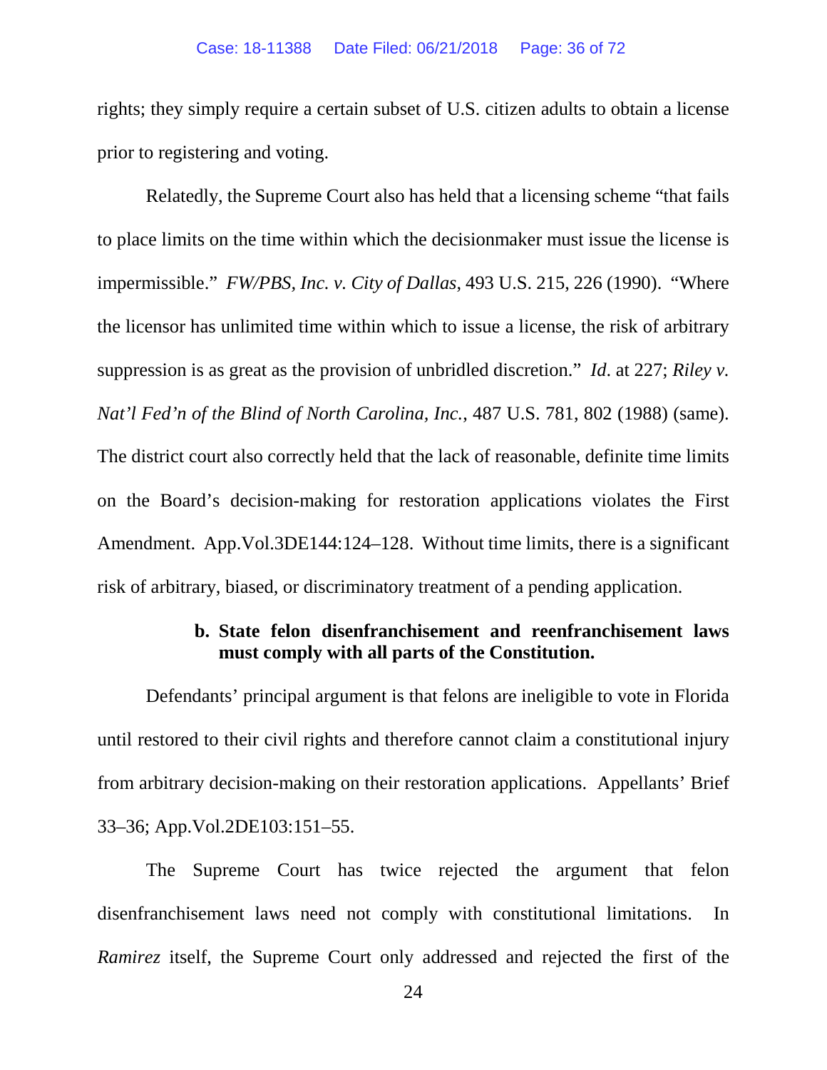rights; they simply require a certain subset of U.S. citizen adults to obtain a license prior to registering and voting.

Relatedly, the Supreme Court also has held that a licensing scheme "that fails to place limits on the time within which the decisionmaker must issue the license is impermissible." *FW/PBS, Inc. v. City of Dallas*, 493 U.S. 215, 226 (1990). "Where the licensor has unlimited time within which to issue a license, the risk of arbitrary suppression is as great as the provision of unbridled discretion." *Id.* at 227; *Riley v. Nat'l Fed'n of the Blind of North Carolina, Inc.*, 487 U.S. 781, 802 (1988) (same). The district court also correctly held that the lack of reasonable, definite time limits on the Board's decision-making for restoration applications violates the First Amendment. App.Vol.3DE144:124–128. Without time limits, there is a significant risk of arbitrary, biased, or discriminatory treatment of a pending application.

**b. State felon disenfranchisement and reenfranchisement laws must comply with all parts of the Constitution.**

Defendants' principal argument is that felons are ineligible to vote in Florida until restored to their civil rights and therefore cannot claim a constitutional injury from arbitrary decision-making on their restoration applications. Appellants' Brief 33–36; App.Vol.2DE103:151–55.

The Supreme Court has twice rejected the argument that felon disenfranchisement laws need not comply with constitutional limitations. In *Ramirez* itself, the Supreme Court only addressed and rejected the first of the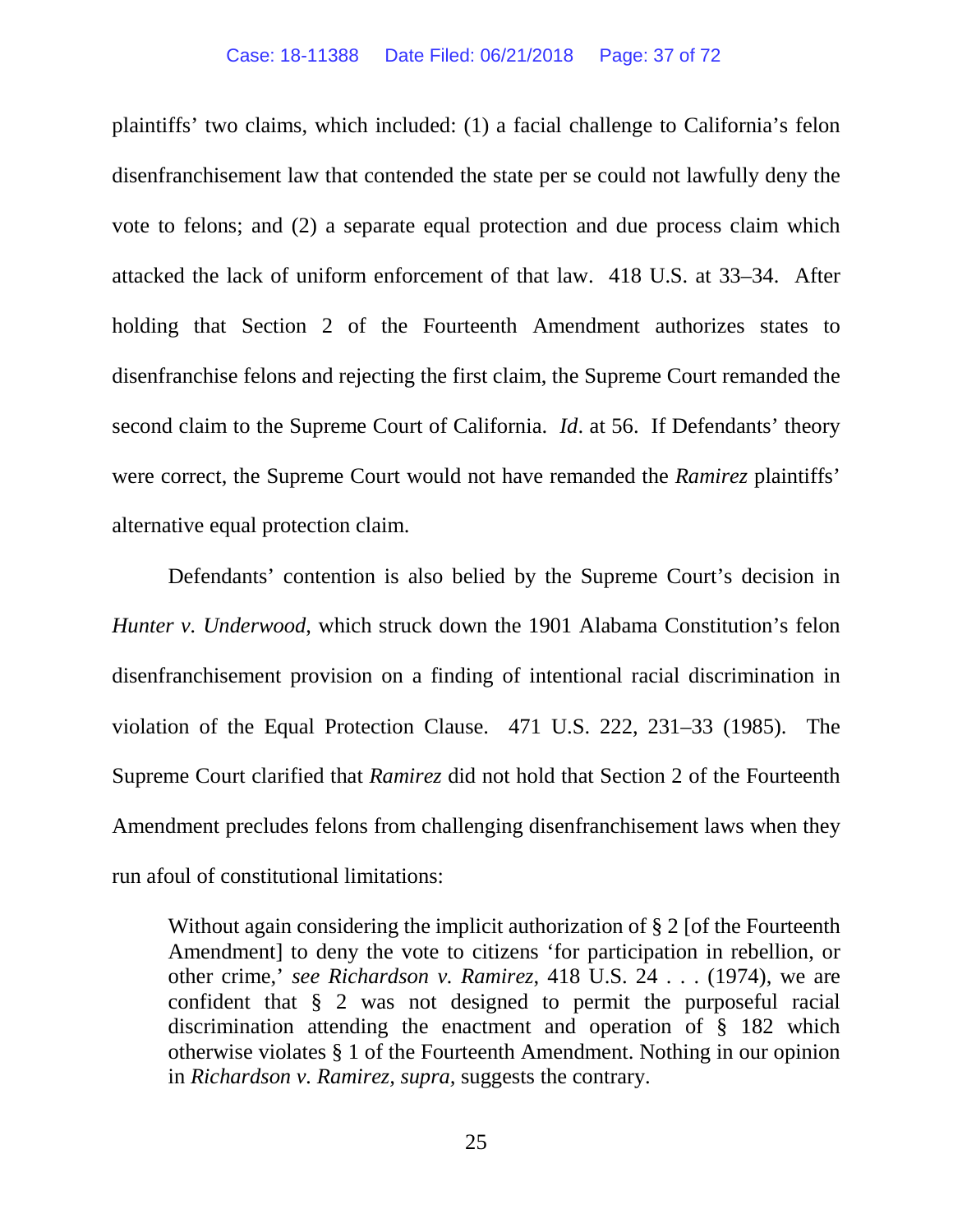plaintiffs' two claims, which included: (1) a facial challenge to California's felon disenfranchisement law that contended the state per se could not lawfully deny the vote to felons; and (2) a separate equal protection and due process claim which attacked the lack of uniform enforcement of that law. 418 U.S. at 33–34. After holding that Section 2 of the Fourteenth Amendment authorizes states to disenfranchise felons and rejecting the first claim, the Supreme Court remanded the second claim to the Supreme Court of California. *Id*. at 56. If Defendants' theory were correct, the Supreme Court would not have remanded the *Ramirez* plaintiffs' alternative equal protection claim.

Defendants' contention is also belied by the Supreme Court's decision in *Hunter v. Underwood*, which struck down the 1901 Alabama Constitution's felon disenfranchisement provision on a finding of intentional racial discrimination in violation of the Equal Protection Clause. 471 U.S. 222, 231–33 (1985). The Supreme Court clarified that *Ramirez* did not hold that Section 2 of the Fourteenth Amendment precludes felons from challenging disenfranchisement laws when they run afoul of constitutional limitations:

> Without again considering the implicit authorization of § 2 [of the Fourteenth Amendment] to deny the vote to citizens 'for participation in rebellion, or other crime,' *see Richardson v. Ramirez*, 418 U.S. 24 . . . (1974), we are confident that § 2 was not designed to permit the purposeful racial discrimination attending the enactment and operation of § 182 which otherwise violates § 1 of the Fourteenth Amendment. Nothing in our opinion in *Richardson v. Ramirez, supra*, suggests the contrary.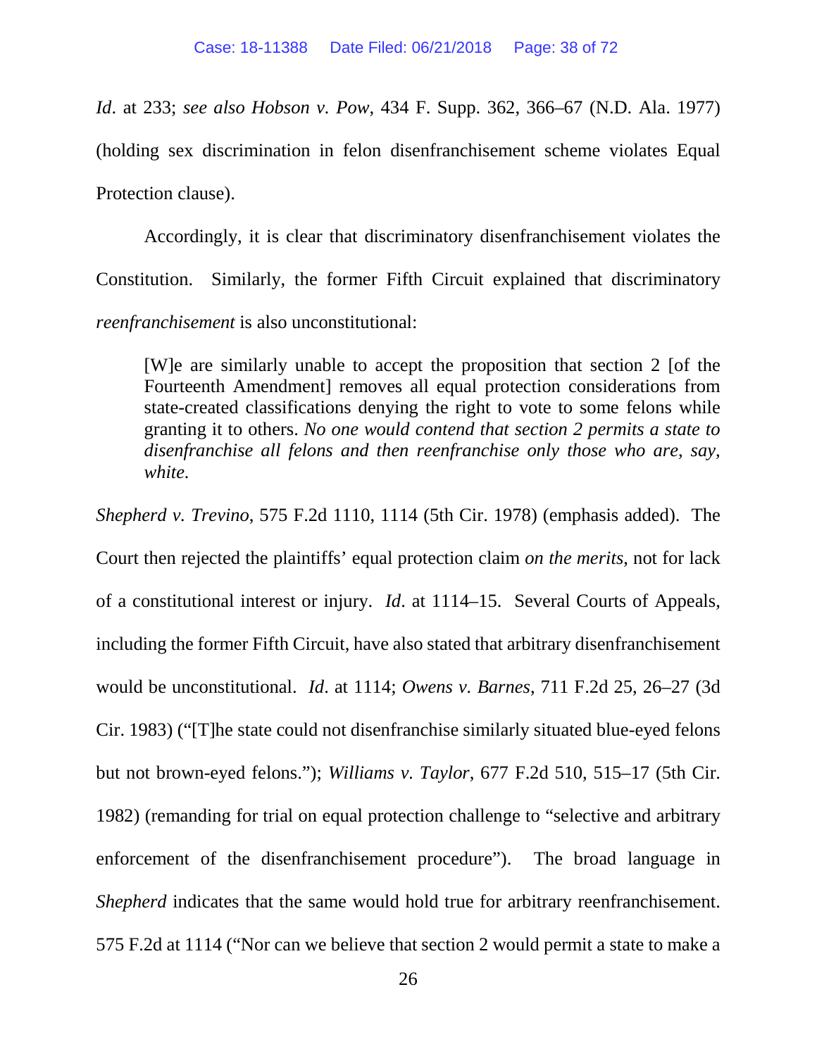*Id*. at 233; *see also Hobson v. Pow*, 434 F. Supp. 362, 366–67 (N.D. Ala. 1977) (holding sex discrimination in felon disenfranchisement scheme violates Equal Protection clause).

Accordingly, it is clear that discriminatory disenfranchisement violates the Constitution. Similarly, the former Fifth Circuit explained that discriminatory *reenfranchisement* is also unconstitutional:

> [W]e are similarly unable to accept the proposition that section 2 [of the Fourteenth Amendment] removes all equal protection considerations from state-created classifications denying the right to vote to some felons while granting it to others. *No one would contend that section 2 permits a state to disenfranchise all felons and then reenfranchise only those who are, say, white.*

*Shepherd v. Trevino*, 575 F.2d 1110, 1114 (5th Cir. 1978) (emphasis added). The Court then rejected the plaintiffs' equal protection claim *on the merits*, not for lack of a constitutional interest or injury. *Id*. at 1114–15. Several Courts of Appeals, including the former Fifth Circuit, have also stated that arbitrary disenfranchisement would be unconstitutional. *Id*. at 1114; *Owens v. Barnes*, 711 F.2d 25, 26–27 (3d Cir. 1983) ("[T]he state could not disenfranchise similarly situated blue-eyed felons but not brown-eyed felons."); *Williams v. Taylor*, 677 F.2d 510, 515–17 (5th Cir. 1982) (remanding for trial on equal protection challenge to "selective and arbitrary enforcement of the disenfranchisement procedure"). The broad language in *Shepherd* indicates that the same would hold true for arbitrary reenfranchisement. 575 F.2d at 1114 ("Nor can we believe that section 2 would permit a state to make a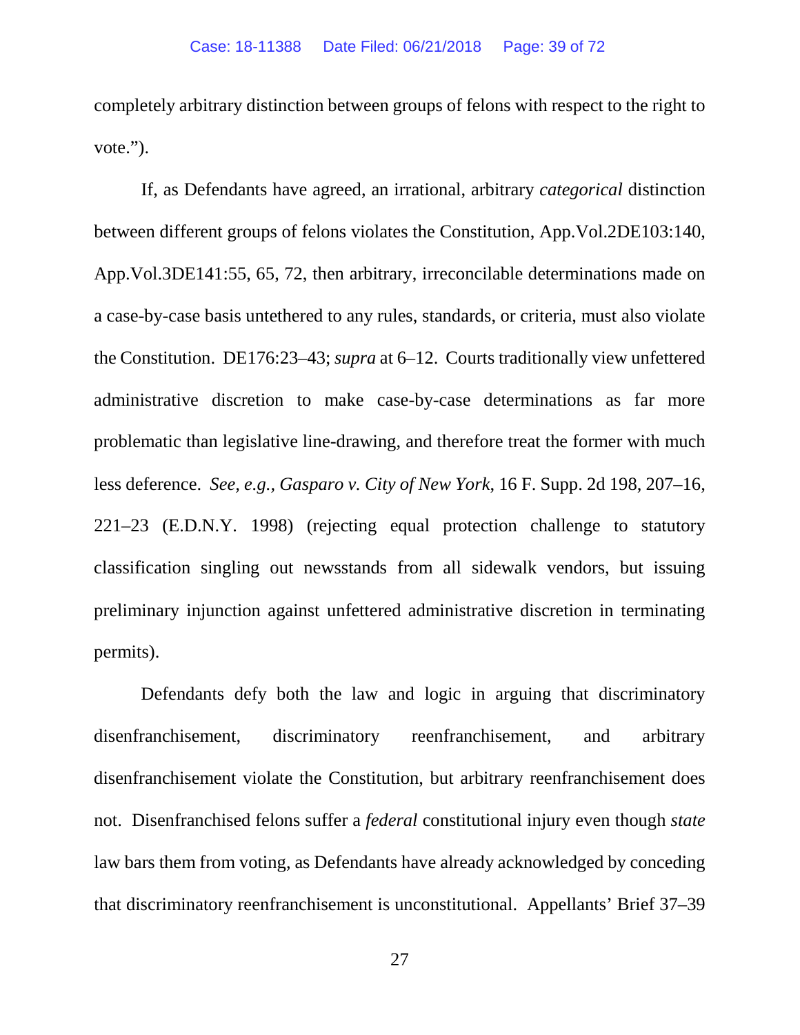completely arbitrary distinction between groups of felons with respect to the right to vote.").

If, as Defendants have agreed, an irrational, arbitrary *categorical* distinction between different groups of felons violates the Constitution, App.Vol.2DE103:140, App.Vol.3DE141:55, 65, 72, then arbitrary, irreconcilable determinations made on a case-by-case basis untethered to any rules, standards, or criteria, must also violate the Constitution. DE176:23–43; *supra* at 6–12. Courts traditionally view unfettered administrative discretion to make case-by-case determinations as far more problematic than legislative line-drawing, and therefore treat the former with much less deference. *See, e.g.*, *Gasparo v. City of New York*, 16 F. Supp. 2d 198, 207–16, 221–23 (E.D.N.Y. 1998) (rejecting equal protection challenge to statutory classification singling out newsstands from all sidewalk vendors, but issuing preliminary injunction against unfettered administrative discretion in terminating permits).

Defendants defy both the law and logic in arguing that discriminatory disenfranchisement, discriminatory reenfranchisement, and arbitrary disenfranchisement violate the Constitution, but arbitrary reenfranchisement does not. Disenfranchised felons suffer a *federal* constitutional injury even though *state* law bars them from voting, as Defendants have already acknowledged by conceding that discriminatory reenfranchisement is unconstitutional. Appellants' Brief 37–39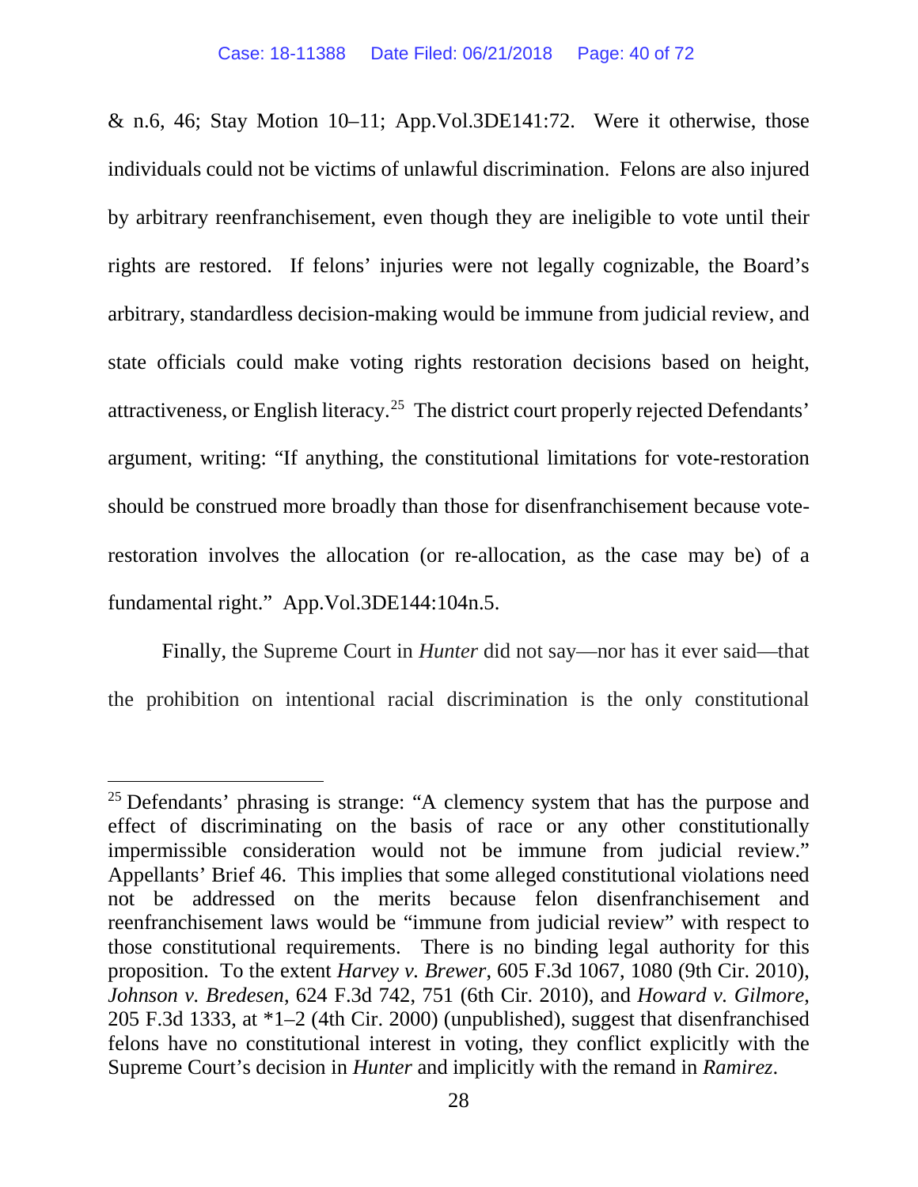& n.6, 46; Stay Motion 10–11; App.Vol.3DE141:72. Were it otherwise, those individuals could not be victims of unlawful discrimination. Felons are also injured by arbitrary reenfranchisement, even though they are ineligible to vote until their rights are restored. If felons' injuries were not legally cognizable, the Board's arbitrary, standardless decision-making would be immune from judicial review, and state officials could make voting rights restoration decisions based on height, attractiveness, or English literacy.[25] The district court properly rejected Defendants' argument, writing: "If anything, the constitutional limitations for vote-restoration should be construed more broadly than those for disenfranchisement because vote-restoration involves the allocation (or re-allocation, as the case may be) of a fundamental right." App.Vol.3DE144:104n.5.

Finally, the Supreme Court in *Hunter* did not say—nor has it ever said—that the prohibition on intentional racial discrimination is the only constitutional

---

[25] Defendants' phrasing is strange: "A clemency system that has the purpose and effect of discriminating on the basis of race or any other constitutionally impermissible consideration would not be immune from judicial review." Appellants' Brief 46. This implies that some alleged constitutional violations need not be addressed on the merits because felon disenfranchisement and reenfranchisement laws would be "immune from judicial review" with respect to those constitutional requirements. There is no binding legal authority for this proposition. To the extent *Harvey v. Brewer*, 605 F.3d 1067, 1080 (9th Cir. 2010), *Johnson v. Bredesen*, 624 F.3d 742, 751 (6th Cir. 2010), and *Howard v. Gilmore*, 205 F.3d 1333, at *1–2 (4th Cir. 2000) (unpublished), suggest that disenfranchised felons have no constitutional interest in voting, they conflict explicitly with the Supreme Court's decision in *Hunter* and implicitly with the remand in *Ramirez*.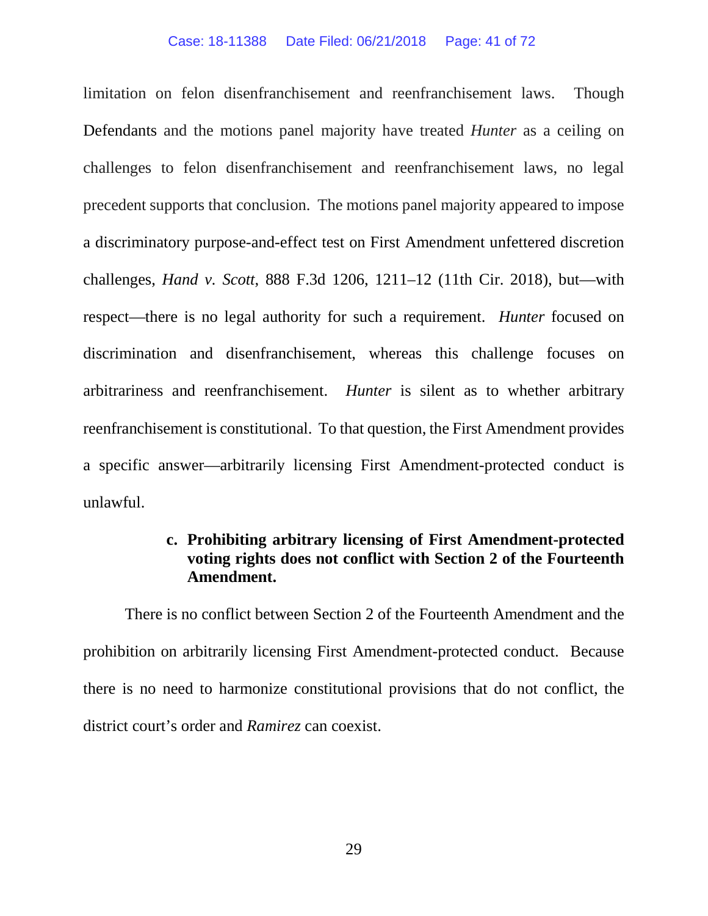limitation on felon disenfranchisement and reenfranchisement laws. Though Defendants and the motions panel majority have treated *Hunter* as a ceiling on challenges to felon disenfranchisement and reenfranchisement laws, no legal precedent supports that conclusion. The motions panel majority appeared to impose a discriminatory purpose-and-effect test on First Amendment unfettered discretion challenges, *Hand v. Scott*, 888 F.3d 1206, 1211–12 (11th Cir. 2018), but—with respect—there is no legal authority for such a requirement. *Hunter* focused on discrimination and disenfranchisement, whereas this challenge focuses on arbitrariness and reenfranchisement. *Hunter* is silent as to whether arbitrary reenfranchisement is constitutional. To that question, the First Amendment provides a specific answer—arbitrarily licensing First Amendment-protected conduct is unlawful.

**c. Prohibiting arbitrary licensing of First Amendment-protected voting rights does not conflict with Section 2 of the Fourteenth Amendment.**

There is no conflict between Section 2 of the Fourteenth Amendment and the prohibition on arbitrarily licensing First Amendment-protected conduct. Because there is no need to harmonize constitutional provisions that do not conflict, the district court's order and *Ramirez* can coexist.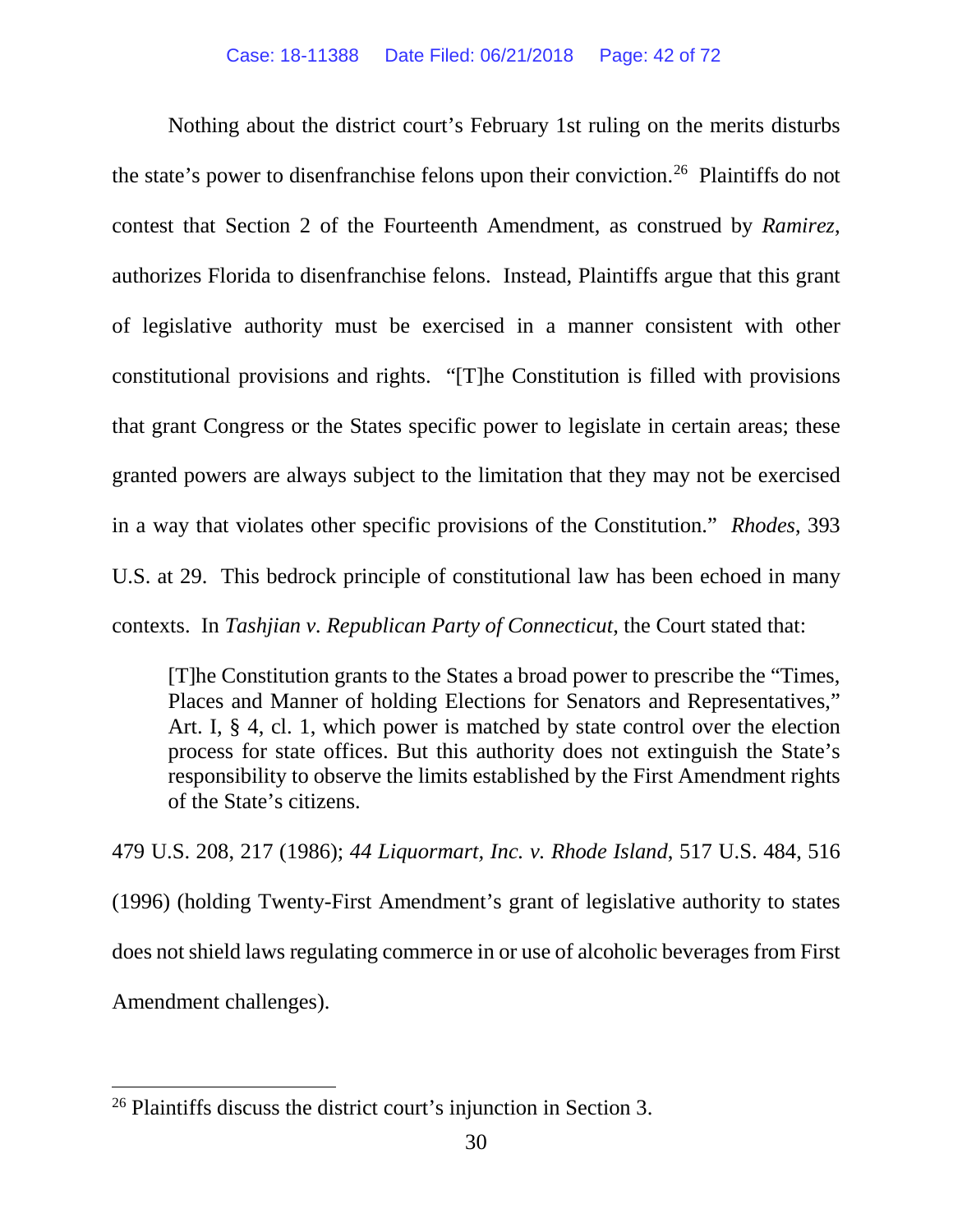Nothing about the district court's February 1st ruling on the merits disturbs the state's power to disenfranchise felons upon their conviction.[26] Plaintiffs do not contest that Section 2 of the Fourteenth Amendment, as construed by *Ramirez*, authorizes Florida to disenfranchise felons. Instead, Plaintiffs argue that this grant of legislative authority must be exercised in a manner consistent with other constitutional provisions and rights. "[T]he Constitution is filled with provisions that grant Congress or the States specific power to legislate in certain areas; these granted powers are always subject to the limitation that they may not be exercised in a way that violates other specific provisions of the Constitution." *Rhodes*, 393 U.S. at 29. This bedrock principle of constitutional law has been echoed in many contexts. In *Tashjian v. Republican Party of Connecticut*, the Court stated that:

> [T]he Constitution grants to the States a broad power to prescribe the "Times, Places and Manner of holding Elections for Senators and Representatives," Art. I, § 4, cl. 1, which power is matched by state control over the election process for state offices. But this authority does not extinguish the State's responsibility to observe the limits established by the First Amendment rights of the State's citizens.

479 U.S. 208, 217 (1986); *44 Liquormart, Inc. v. Rhode Island*, 517 U.S. 484, 516 (1996) (holding Twenty-First Amendment's grant of legislative authority to states does not shield laws regulating commerce in or use of alcoholic beverages from First Amendment challenges).

[26] Plaintiffs discuss the district court's injunction in Section 3.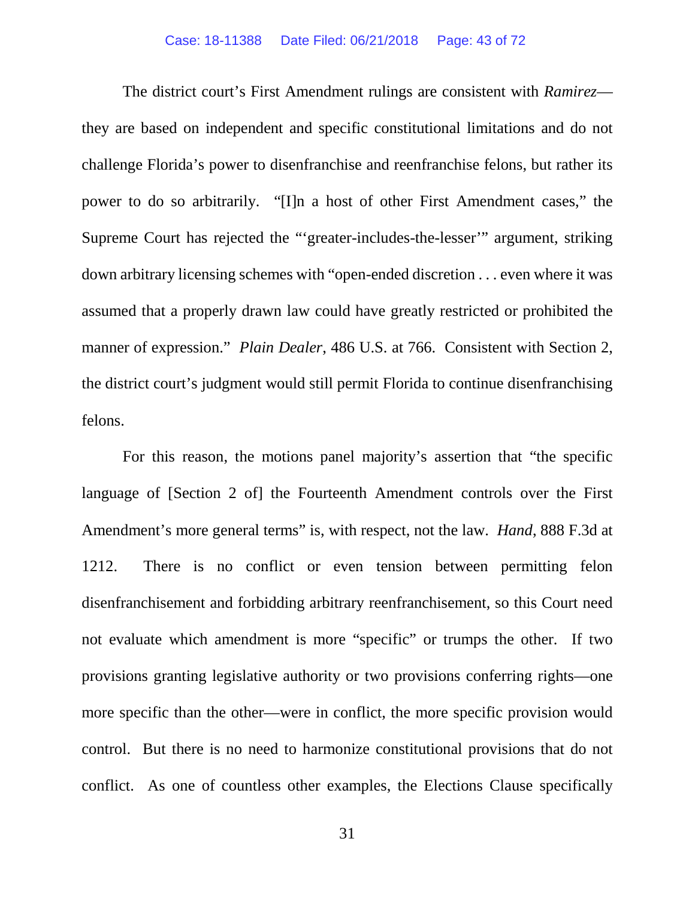The district court's First Amendment rulings are consistent with *Ramirez*—they are based on independent and specific constitutional limitations and do not challenge Florida's power to disenfranchise and reenfranchise felons, but rather its power to do so arbitrarily. "[I]n a host of other First Amendment cases," the Supreme Court has rejected the "'greater-includes-the-lesser'" argument, striking down arbitrary licensing schemes with "open-ended discretion . . . even where it was assumed that a properly drawn law could have greatly restricted or prohibited the manner of expression." *Plain Dealer*, 486 U.S. at 766. Consistent with Section 2, the district court's judgment would still permit Florida to continue disenfranchising felons.

For this reason, the motions panel majority's assertion that "the specific language of [Section 2 of] the Fourteenth Amendment controls over the First Amendment's more general terms" is, with respect, not the law. *Hand*, 888 F.3d at 1212. There is no conflict or even tension between permitting felon disenfranchisement and forbidding arbitrary reenfranchisement, so this Court need not evaluate which amendment is more "specific" or trumps the other. If two provisions granting legislative authority or two provisions conferring rights—one more specific than the other—were in conflict, the more specific provision would control. But there is no need to harmonize constitutional provisions that do not conflict. As one of countless other examples, the Elections Clause specifically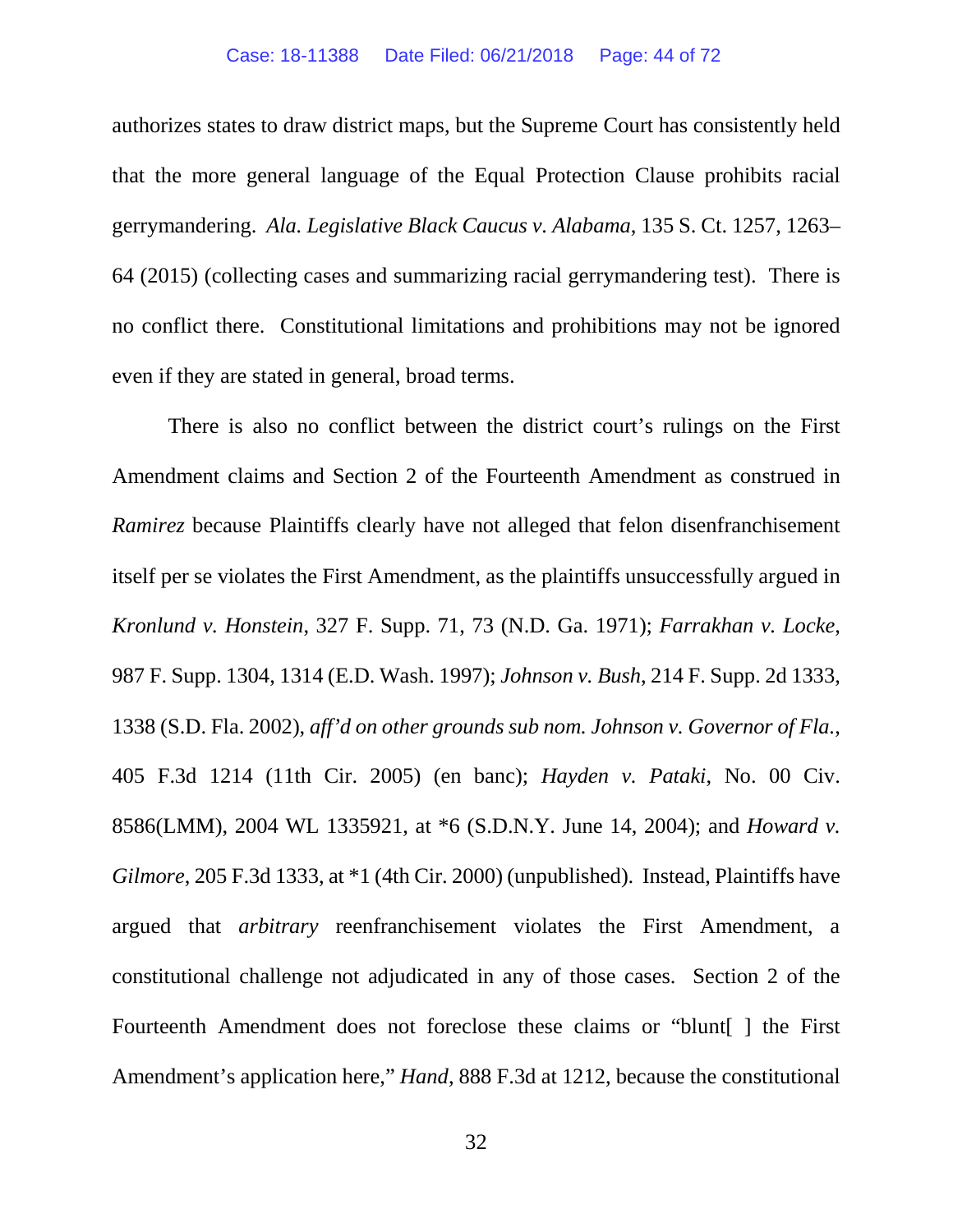authorizes states to draw district maps, but the Supreme Court has consistently held that the more general language of the Equal Protection Clause prohibits racial gerrymandering. *Ala. Legislative Black Caucus v. Alabama*, 135 S. Ct. 1257, 1263–64 (2015) (collecting cases and summarizing racial gerrymandering test). There is no conflict there. Constitutional limitations and prohibitions may not be ignored even if they are stated in general, broad terms.

There is also no conflict between the district court's rulings on the First Amendment claims and Section 2 of the Fourteenth Amendment as construed in *Ramirez* because Plaintiffs clearly have not alleged that felon disenfranchisement itself per se violates the First Amendment, as the plaintiffs unsuccessfully argued in *Kronlund v. Honstein*, 327 F. Supp. 71, 73 (N.D. Ga. 1971); *Farrakhan v. Locke*, 987 F. Supp. 1304, 1314 (E.D. Wash. 1997); *Johnson v. Bush*, 214 F. Supp. 2d 1333, 1338 (S.D. Fla. 2002), *aff'd on other grounds sub nom. Johnson v. Governor of Fla.*, 405 F.3d 1214 (11th Cir. 2005) (en banc); *Hayden v. Pataki*, No. 00 Civ. 8586(LMM), 2004 WL 1335921, at *6 (S.D.N.Y. June 14, 2004); and *Howard v. Gilmore*, 205 F.3d 1333, at *1 (4th Cir. 2000) (unpublished). Instead, Plaintiffs have argued that *arbitrary* reenfranchisement violates the First Amendment, a constitutional challenge not adjudicated in any of those cases. Section 2 of the Fourteenth Amendment does not foreclose these claims or "blunt[ ] the First Amendment's application here," *Hand*, 888 F.3d at 1212, because the constitutional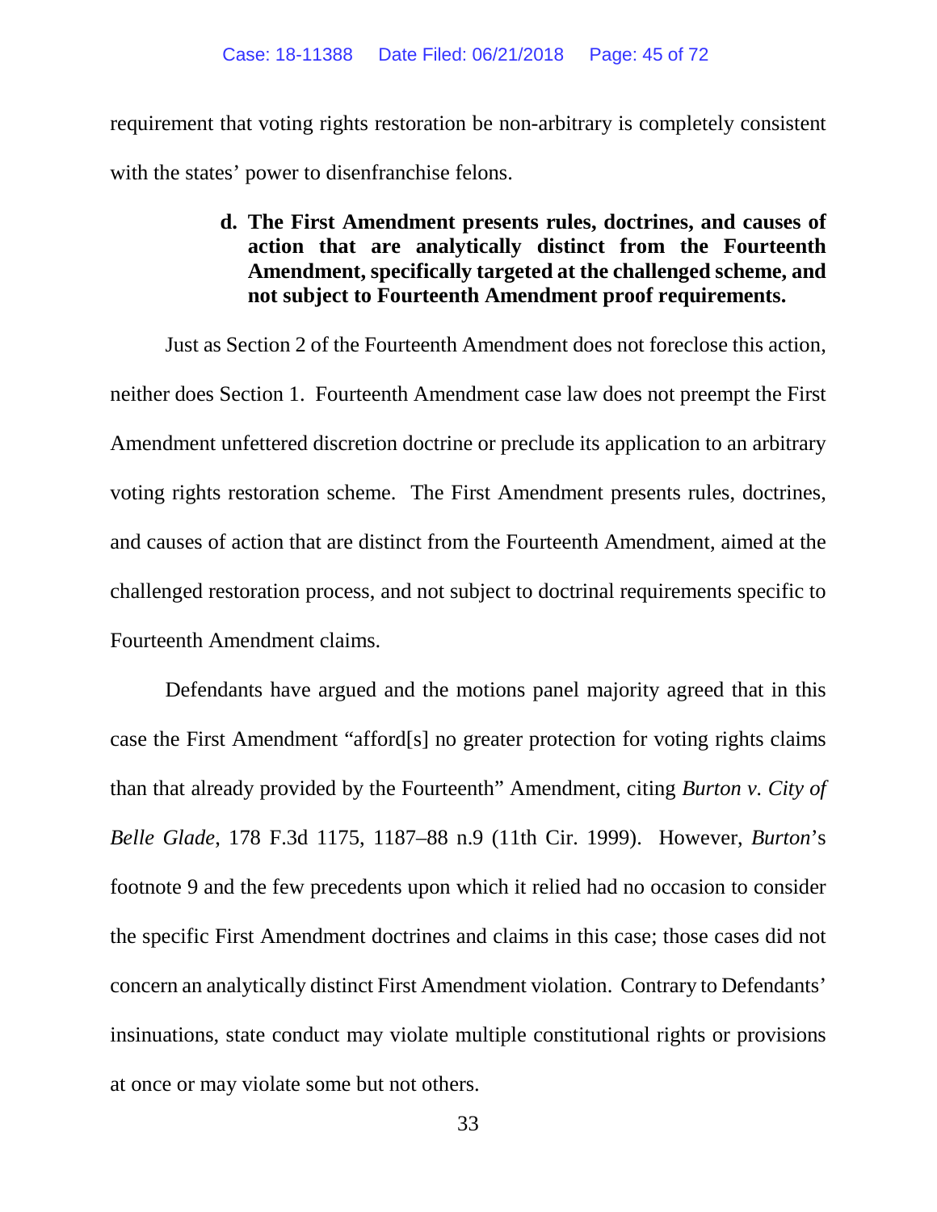requirement that voting rights restoration be non-arbitrary is completely consistent with the states' power to disenfranchise felons.

**d. The First Amendment presents rules, doctrines, and causes of action that are analytically distinct from the Fourteenth Amendment, specifically targeted at the challenged scheme, and not subject to Fourteenth Amendment proof requirements.**

Just as Section 2 of the Fourteenth Amendment does not foreclose this action, neither does Section 1. Fourteenth Amendment case law does not preempt the First Amendment unfettered discretion doctrine or preclude its application to an arbitrary voting rights restoration scheme. The First Amendment presents rules, doctrines, and causes of action that are distinct from the Fourteenth Amendment, aimed at the challenged restoration process, and not subject to doctrinal requirements specific to Fourteenth Amendment claims.

Defendants have argued and the motions panel majority agreed that in this case the First Amendment "afford[s] no greater protection for voting rights claims than that already provided by the Fourteenth" Amendment, citing *Burton v. City of Belle Glade*, 178 F.3d 1175, 1187–88 n.9 (11th Cir. 1999). However, *Burton*'s footnote 9 and the few precedents upon which it relied had no occasion to consider the specific First Amendment doctrines and claims in this case; those cases did not concern an analytically distinct First Amendment violation. Contrary to Defendants' insinuations, state conduct may violate multiple constitutional rights or provisions at once or may violate some but not others.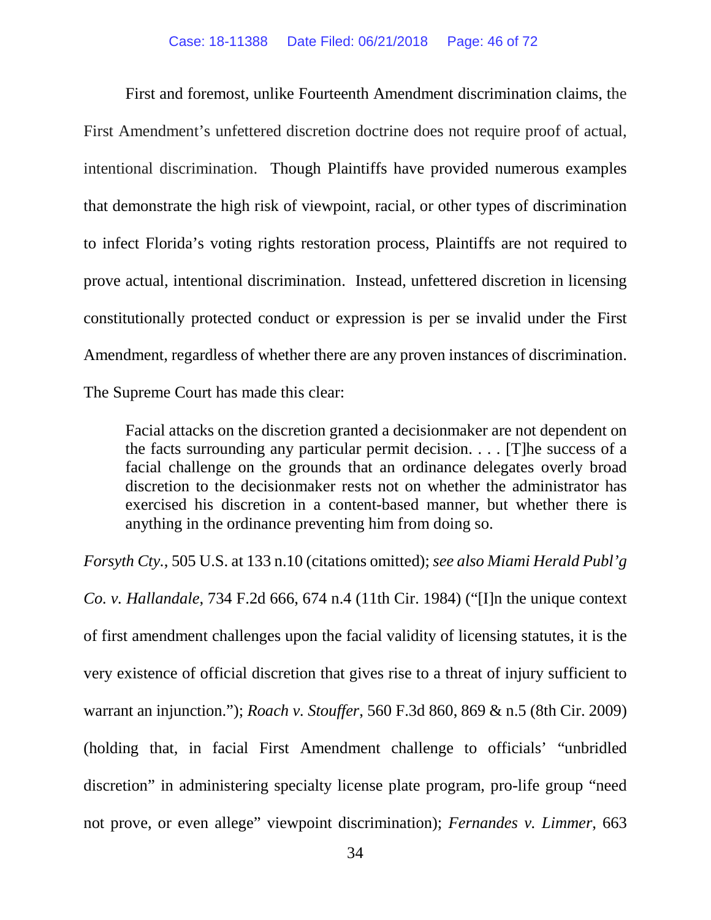First and foremost, unlike Fourteenth Amendment discrimination claims, the First Amendment's unfettered discretion doctrine does not require proof of actual, intentional discrimination. Though Plaintiffs have provided numerous examples that demonstrate the high risk of viewpoint, racial, or other types of discrimination to infect Florida's voting rights restoration process, Plaintiffs are not required to prove actual, intentional discrimination. Instead, unfettered discretion in licensing constitutionally protected conduct or expression is per se invalid under the First Amendment, regardless of whether there are any proven instances of discrimination. The Supreme Court has made this clear:

> Facial attacks on the discretion granted a decisionmaker are not dependent on the facts surrounding any particular permit decision. . . . [T]he success of a facial challenge on the grounds that an ordinance delegates overly broad discretion to the decisionmaker rests not on whether the administrator has exercised his discretion in a content-based manner, but whether there is anything in the ordinance preventing him from doing so.

*Forsyth Cty.*, 505 U.S. at 133 n.10 (citations omitted); *see also Miami Herald Publ'g Co. v. Hallandale*, 734 F.2d 666, 674 n.4 (11th Cir. 1984) ("[I]n the unique context of first amendment challenges upon the facial validity of licensing statutes, it is the very existence of official discretion that gives rise to a threat of injury sufficient to warrant an injunction."); *Roach v. Stouffer*, 560 F.3d 860, 869 & n.5 (8th Cir. 2009) (holding that, in facial First Amendment challenge to officials' "unbridled discretion" in administering specialty license plate program, pro-life group "need not prove, or even allege" viewpoint discrimination); *Fernandes v. Limmer*, 663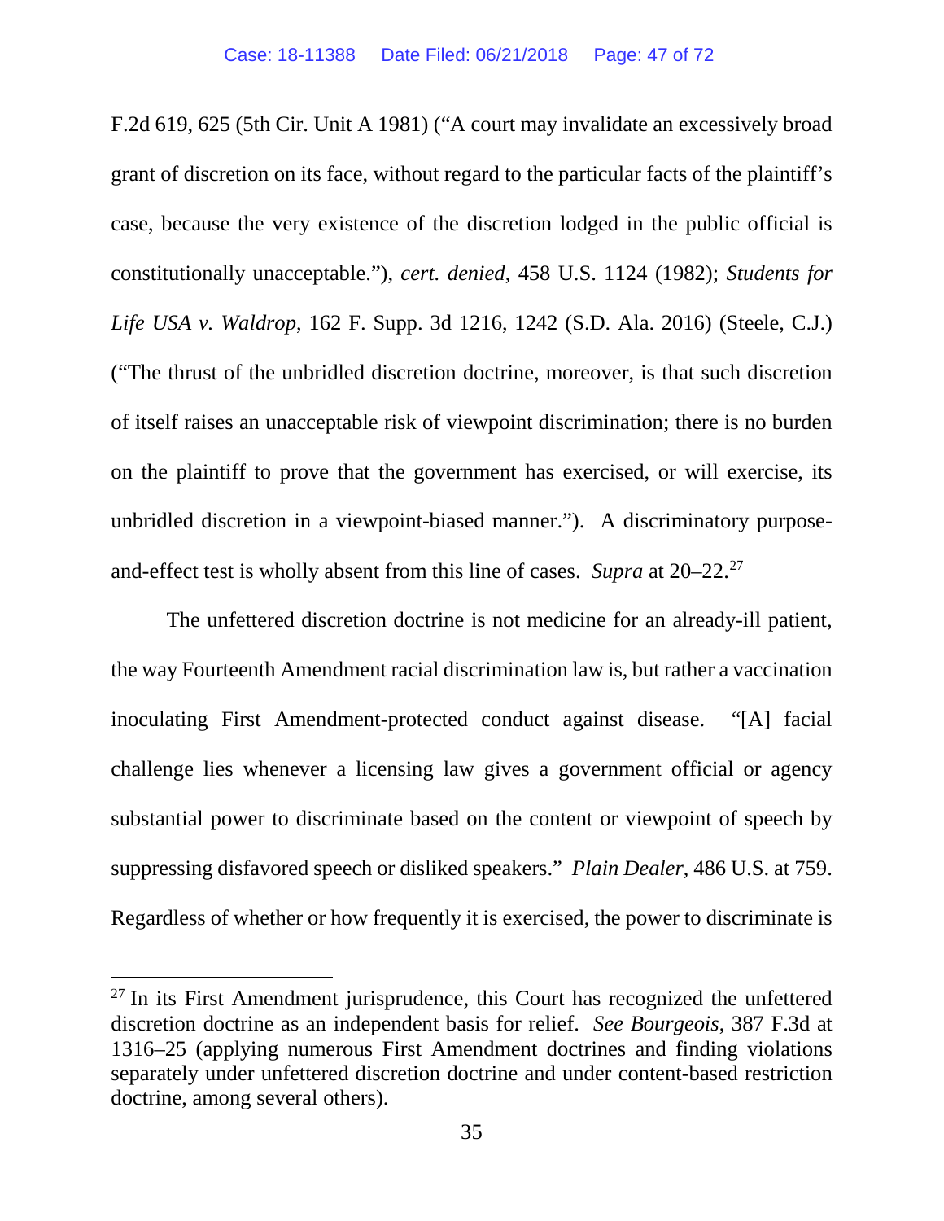F.2d 619, 625 (5th Cir. Unit A 1981) ("A court may invalidate an excessively broad grant of discretion on its face, without regard to the particular facts of the plaintiff's case, because the very existence of the discretion lodged in the public official is constitutionally unacceptable."), *cert. denied*, 458 U.S. 1124 (1982); *Students for Life USA v. Waldrop*, 162 F. Supp. 3d 1216, 1242 (S.D. Ala. 2016) (Steele, C.J.) ("The thrust of the unbridled discretion doctrine, moreover, is that such discretion of itself raises an unacceptable risk of viewpoint discrimination; there is no burden on the plaintiff to prove that the government has exercised, or will exercise, its unbridled discretion in a viewpoint-biased manner."). A discriminatory purpose-and-effect test is wholly absent from this line of cases. *Supra* at 20–22.[27]

The unfettered discretion doctrine is not medicine for an already-ill patient, the way Fourteenth Amendment racial discrimination law is, but rather a vaccination inoculating First Amendment-protected conduct against disease. "[A] facial challenge lies whenever a licensing law gives a government official or agency substantial power to discriminate based on the content or viewpoint of speech by suppressing disfavored speech or disliked speakers." *Plain Dealer*, 486 U.S. at 759. Regardless of whether or how frequently it is exercised, the power to discriminate is

[27] In its First Amendment jurisprudence, this Court has recognized the unfettered discretion doctrine as an independent basis for relief. *See Bourgeois*, 387 F.3d at 1316–25 (applying numerous First Amendment doctrines and finding violations separately under unfettered discretion doctrine and under content-based restriction doctrine, among several others).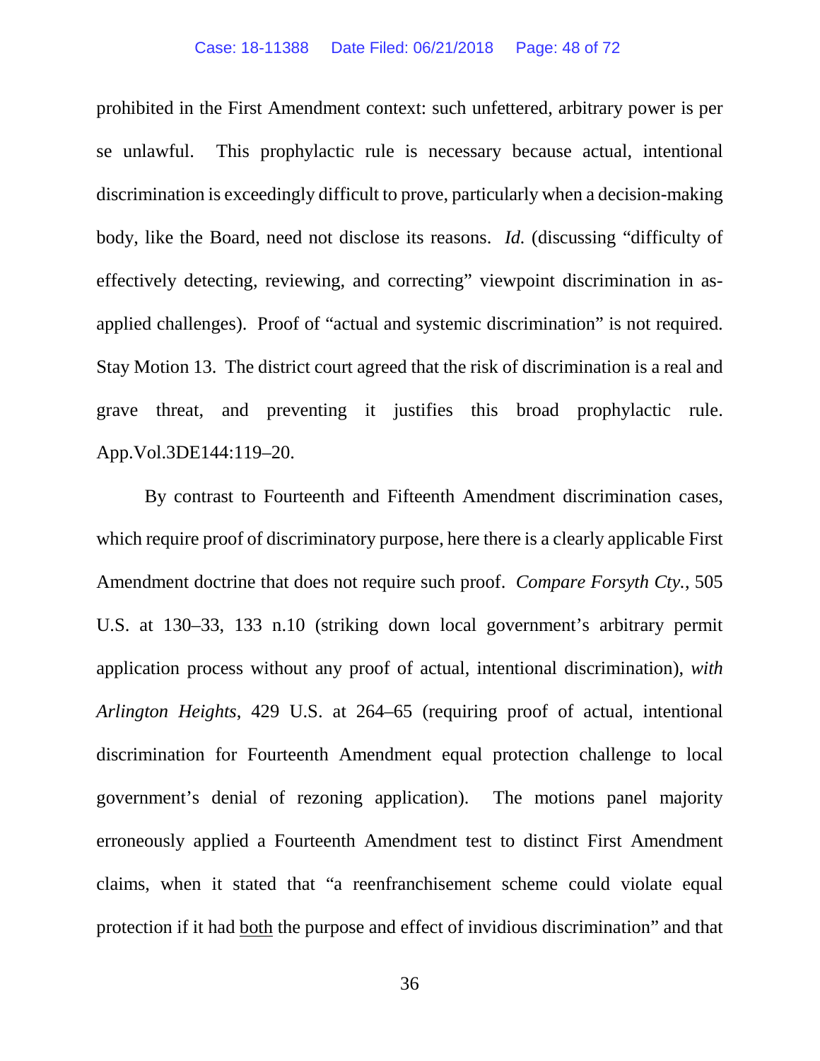prohibited in the First Amendment context: such unfettered, arbitrary power is per se unlawful. This prophylactic rule is necessary because actual, intentional discrimination is exceedingly difficult to prove, particularly when a decision-making body, like the Board, need not disclose its reasons. *Id.* (discussing "difficulty of effectively detecting, reviewing, and correcting" viewpoint discrimination in as-applied challenges). Proof of "actual and systemic discrimination" is not required. Stay Motion 13. The district court agreed that the risk of discrimination is a real and grave threat, and preventing it justifies this broad prophylactic rule. App.Vol.3DE144:119–20.

By contrast to Fourteenth and Fifteenth Amendment discrimination cases, which require proof of discriminatory purpose, here there is a clearly applicable First Amendment doctrine that does not require such proof. *Compare Forsyth Cty.*, 505 U.S. at 130–33, 133 n.10 (striking down local government's arbitrary permit application process without any proof of actual, intentional discrimination), *with Arlington Heights*, 429 U.S. at 264–65 (requiring proof of actual, intentional discrimination for Fourteenth Amendment equal protection challenge to local government's denial of rezoning application). The motions panel majority erroneously applied a Fourteenth Amendment test to distinct First Amendment claims, when it stated that "a reenfranchisement scheme could violate equal protection if it had <u>both</u> the purpose and effect of invidious discrimination" and that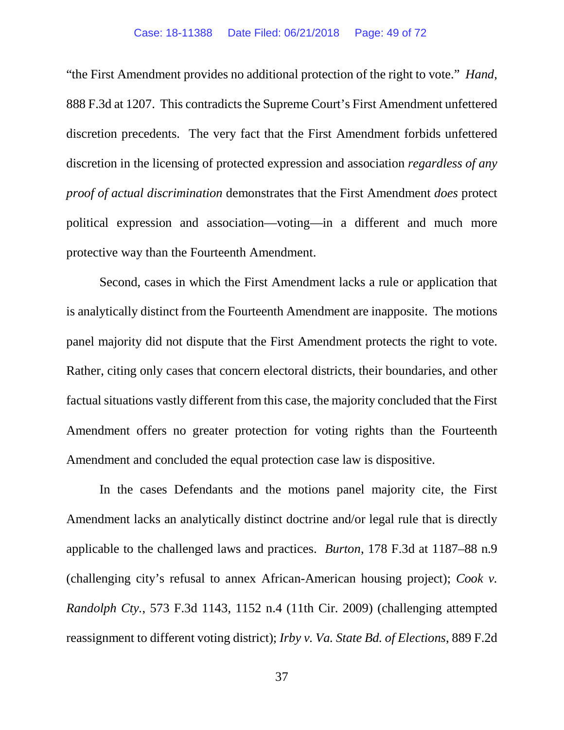"the First Amendment provides no additional protection of the right to vote." *Hand*, 888 F.3d at 1207. This contradicts the Supreme Court's First Amendment unfettered discretion precedents. The very fact that the First Amendment forbids unfettered discretion in the licensing of protected expression and association *regardless of any proof of actual discrimination* demonstrates that the First Amendment *does* protect political expression and association—voting—in a different and much more protective way than the Fourteenth Amendment.

Second, cases in which the First Amendment lacks a rule or application that is analytically distinct from the Fourteenth Amendment are inapposite. The motions panel majority did not dispute that the First Amendment protects the right to vote. Rather, citing only cases that concern electoral districts, their boundaries, and other factual situations vastly different from this case, the majority concluded that the First Amendment offers no greater protection for voting rights than the Fourteenth Amendment and concluded the equal protection case law is dispositive.

In the cases Defendants and the motions panel majority cite, the First Amendment lacks an analytically distinct doctrine and/or legal rule that is directly applicable to the challenged laws and practices. *Burton*, 178 F.3d at 1187–88 n.9 (challenging city's refusal to annex African-American housing project); *Cook v. Randolph Cty.*, 573 F.3d 1143, 1152 n.4 (11th Cir. 2009) (challenging attempted reassignment to different voting district); *Irby v. Va. State Bd. of Elections*, 889 F.2d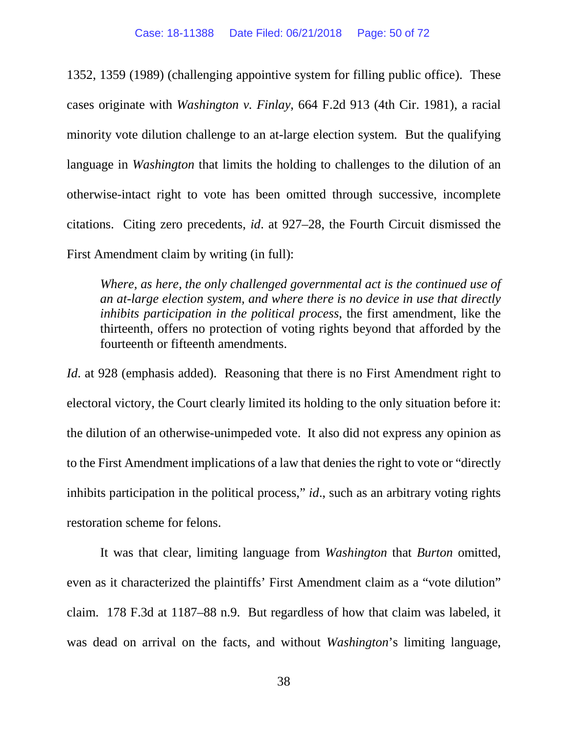1352, 1359 (1989) (challenging appointive system for filling public office). These cases originate with *Washington v. Finlay*, 664 F.2d 913 (4th Cir. 1981), a racial minority vote dilution challenge to an at-large election system. But the qualifying language in *Washington* that limits the holding to challenges to the dilution of an otherwise-intact right to vote has been omitted through successive, incomplete citations. Citing zero precedents, *id*. at 927–28, the Fourth Circuit dismissed the First Amendment claim by writing (in full):

> *Where, as here, the only challenged governmental act is the continued use of an at-large election system, and where there is no device in use that directly inhibits participation in the political process*, the first amendment, like the thirteenth, offers no protection of voting rights beyond that afforded by the fourteenth or fifteenth amendments.

*Id*. at 928 (emphasis added). Reasoning that there is no First Amendment right to electoral victory, the Court clearly limited its holding to the only situation before it: the dilution of an otherwise-unimpeded vote. It also did not express any opinion as to the First Amendment implications of a law that denies the right to vote or "directly inhibits participation in the political process," *id*., such as an arbitrary voting rights restoration scheme for felons.

It was that clear, limiting language from *Washington* that *Burton* omitted, even as it characterized the plaintiffs' First Amendment claim as a "vote dilution" claim. 178 F.3d at 1187–88 n.9. But regardless of how that claim was labeled, it was dead on arrival on the facts, and without *Washington*'s limiting language,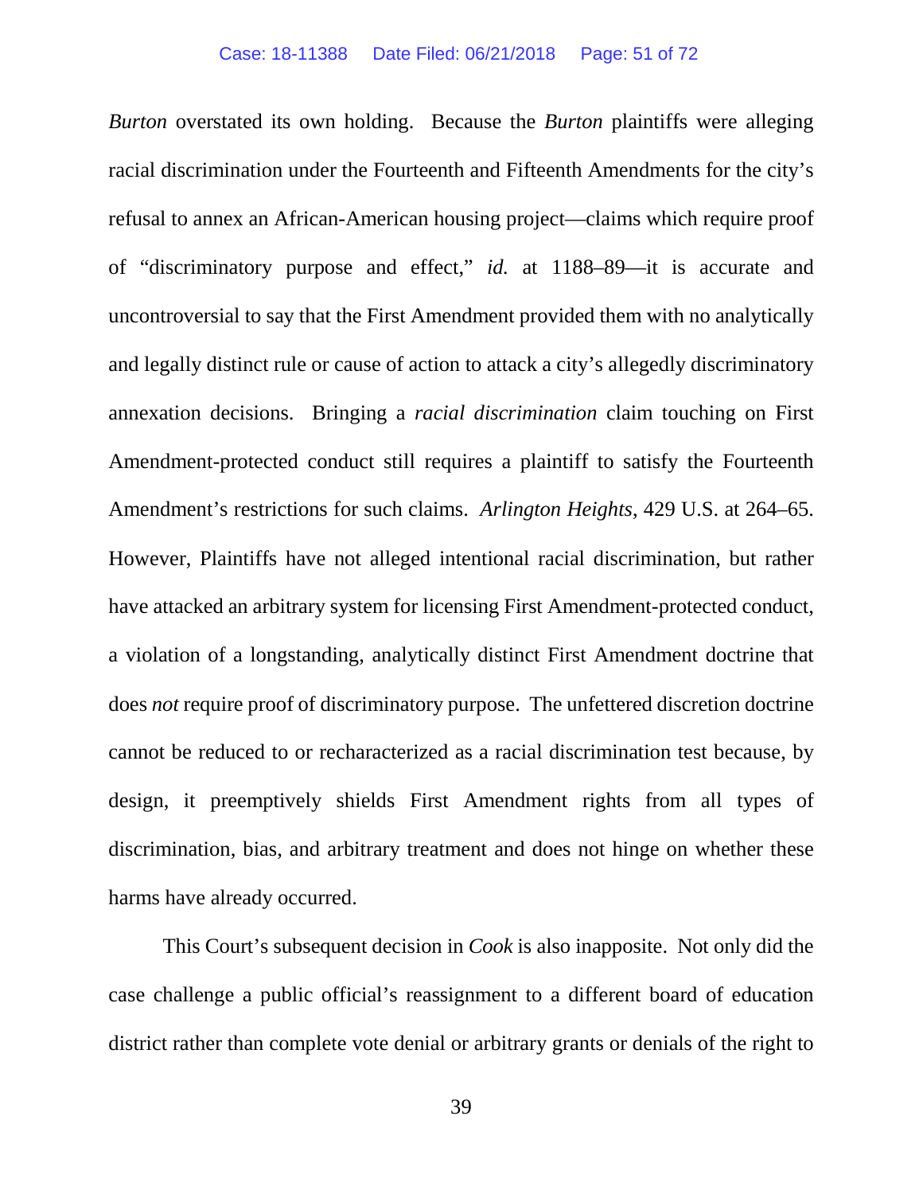*Burton* overstated its own holding. Because the *Burton* plaintiffs were alleging racial discrimination under the Fourteenth and Fifteenth Amendments for the city's refusal to annex an African-American housing project—claims which require proof of "discriminatory purpose and effect," *id.* at 1188–89—it is accurate and uncontroversial to say that the First Amendment provided them with no analytically and legally distinct rule or cause of action to attack a city's allegedly discriminatory annexation decisions. Bringing a *racial discrimination* claim touching on First Amendment-protected conduct still requires a plaintiff to satisfy the Fourteenth Amendment's restrictions for such claims. *Arlington Heights*, 429 U.S. at 264–65. However, Plaintiffs have not alleged intentional racial discrimination, but rather have attacked an arbitrary system for licensing First Amendment-protected conduct, a violation of a longstanding, analytically distinct First Amendment doctrine that does *not* require proof of discriminatory purpose. The unfettered discretion doctrine cannot be reduced to or recharacterized as a racial discrimination test because, by design, it preemptively shields First Amendment rights from all types of discrimination, bias, and arbitrary treatment and does not hinge on whether these harms have already occurred.

This Court's subsequent decision in *Cook* is also inapposite. Not only did the case challenge a public official's reassignment to a different board of education district rather than complete vote denial or arbitrary grants or denials of the right to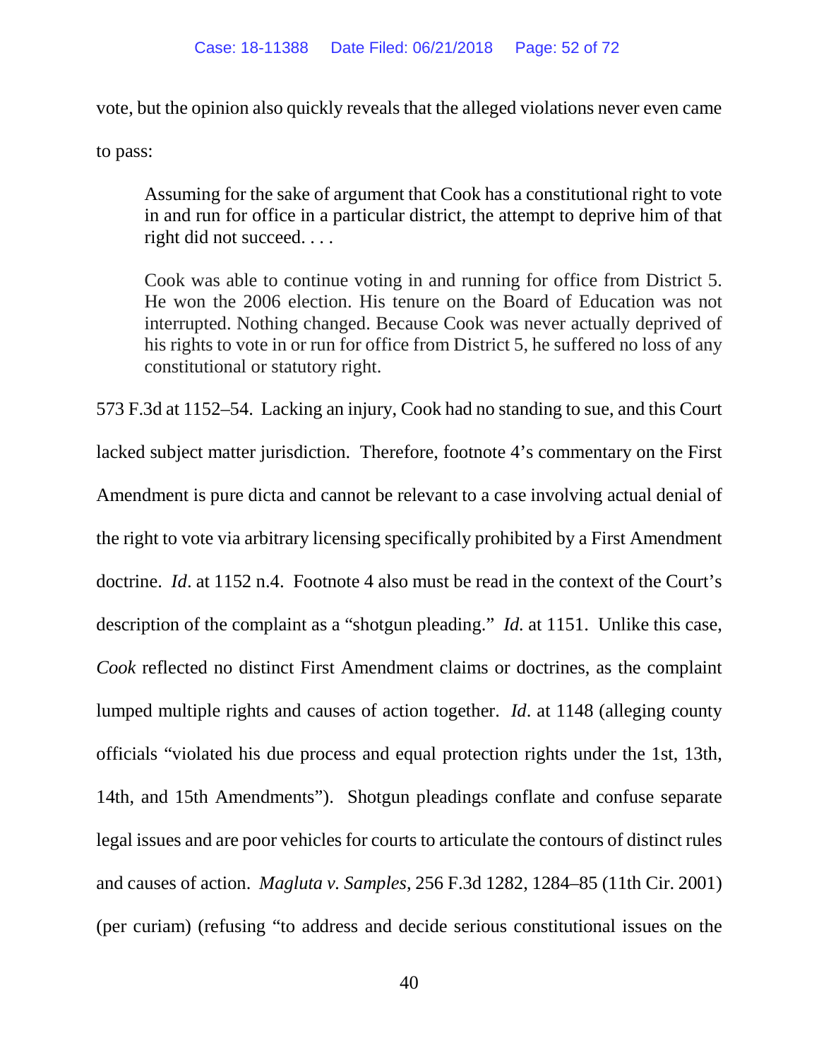vote, but the opinion also quickly reveals that the alleged violations never even came to pass:

> Assuming for the sake of argument that Cook has a constitutional right to vote in and run for office in a particular district, the attempt to deprive him of that right did not succeed. . . .
>
> Cook was able to continue voting in and running for office from District 5. He won the 2006 election. His tenure on the Board of Education was not interrupted. Nothing changed. Because Cook was never actually deprived of his rights to vote in or run for office from District 5, he suffered no loss of any constitutional or statutory right.

573 F.3d at 1152–54. Lacking an injury, Cook had no standing to sue, and this Court lacked subject matter jurisdiction. Therefore, footnote 4's commentary on the First Amendment is pure dicta and cannot be relevant to a case involving actual denial of the right to vote via arbitrary licensing specifically prohibited by a First Amendment doctrine. *Id*. at 1152 n.4. Footnote 4 also must be read in the context of the Court's description of the complaint as a "shotgun pleading." *Id.* at 1151. Unlike this case, *Cook* reflected no distinct First Amendment claims or doctrines, as the complaint lumped multiple rights and causes of action together. *Id*. at 1148 (alleging county officials "violated his due process and equal protection rights under the 1st, 13th, 14th, and 15th Amendments"). Shotgun pleadings conflate and confuse separate legal issues and are poor vehicles for courts to articulate the contours of distinct rules and causes of action. *Magluta v. Samples*, 256 F.3d 1282, 1284–85 (11th Cir. 2001) (per curiam) (refusing "to address and decide serious constitutional issues on the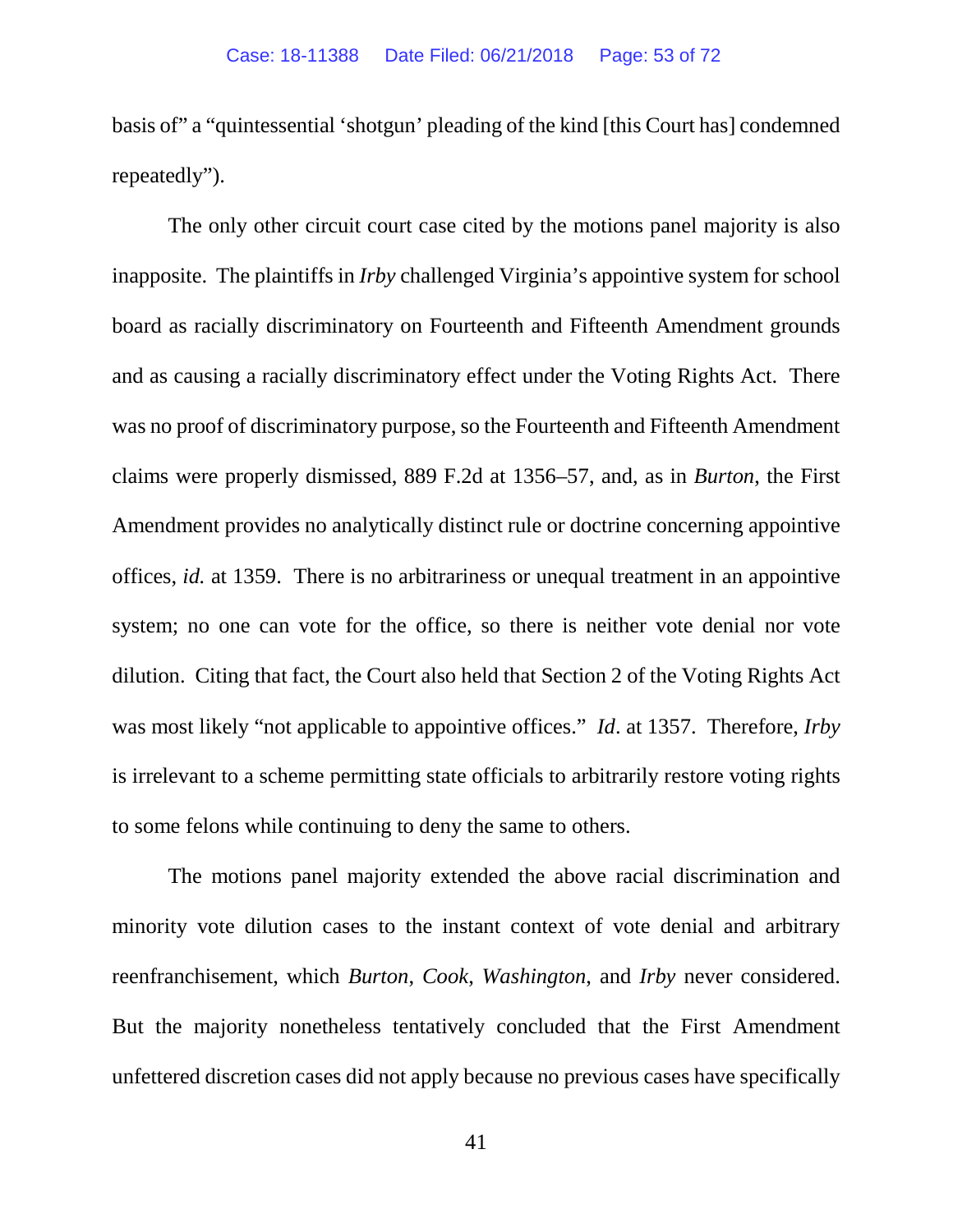basis of" a "quintessential 'shotgun' pleading of the kind [this Court has] condemned repeatedly").

The only other circuit court case cited by the motions panel majority is also inapposite. The plaintiffs in *Irby* challenged Virginia's appointive system for school board as racially discriminatory on Fourteenth and Fifteenth Amendment grounds and as causing a racially discriminatory effect under the Voting Rights Act. There was no proof of discriminatory purpose, so the Fourteenth and Fifteenth Amendment claims were properly dismissed, 889 F.2d at 1356–57, and, as in *Burton*, the First Amendment provides no analytically distinct rule or doctrine concerning appointive offices, *id.* at 1359. There is no arbitrariness or unequal treatment in an appointive system; no one can vote for the office, so there is neither vote denial nor vote dilution. Citing that fact, the Court also held that Section 2 of the Voting Rights Act was most likely "not applicable to appointive offices." *Id*. at 1357. Therefore, *Irby* is irrelevant to a scheme permitting state officials to arbitrarily restore voting rights to some felons while continuing to deny the same to others.

The motions panel majority extended the above racial discrimination and minority vote dilution cases to the instant context of vote denial and arbitrary reenfranchisement, which *Burton*, *Cook*, *Washington*, and *Irby* never considered. But the majority nonetheless tentatively concluded that the First Amendment unfettered discretion cases did not apply because no previous cases have specifically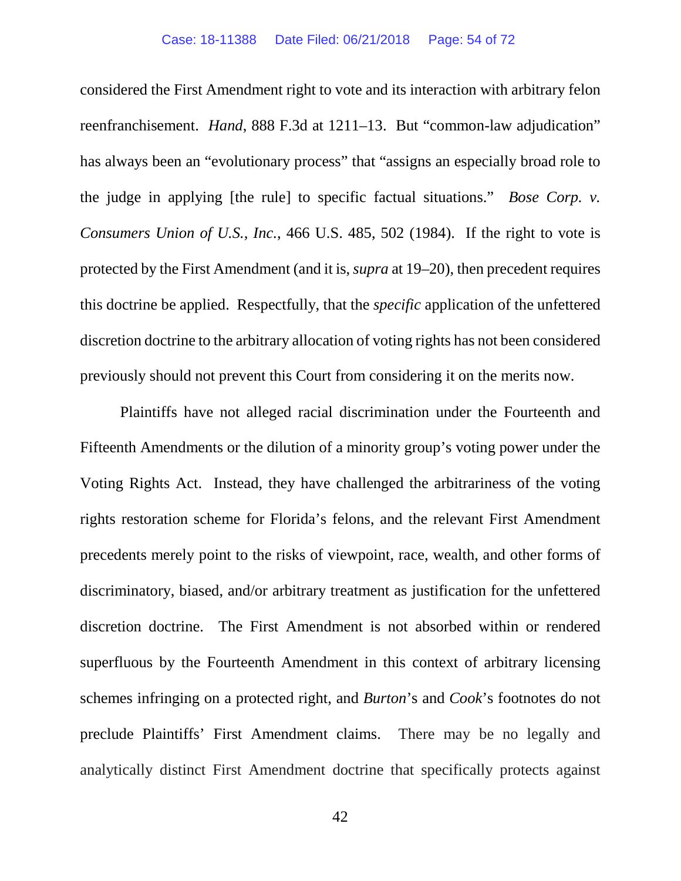considered the First Amendment right to vote and its interaction with arbitrary felon reenfranchisement. *Hand*, 888 F.3d at 1211–13. But "common-law adjudication" has always been an "evolutionary process" that "assigns an especially broad role to the judge in applying [the rule] to specific factual situations." *Bose Corp. v. Consumers Union of U.S., Inc.*, 466 U.S. 485, 502 (1984). If the right to vote is protected by the First Amendment (and it is, *supra* at 19–20), then precedent requires this doctrine be applied. Respectfully, that the *specific* application of the unfettered discretion doctrine to the arbitrary allocation of voting rights has not been considered previously should not prevent this Court from considering it on the merits now.

Plaintiffs have not alleged racial discrimination under the Fourteenth and Fifteenth Amendments or the dilution of a minority group's voting power under the Voting Rights Act. Instead, they have challenged the arbitrariness of the voting rights restoration scheme for Florida's felons, and the relevant First Amendment precedents merely point to the risks of viewpoint, race, wealth, and other forms of discriminatory, biased, and/or arbitrary treatment as justification for the unfettered discretion doctrine. The First Amendment is not absorbed within or rendered superfluous by the Fourteenth Amendment in this context of arbitrary licensing schemes infringing on a protected right, and *Burton*'s and *Cook*'s footnotes do not preclude Plaintiffs' First Amendment claims. There may be no legally and analytically distinct First Amendment doctrine that specifically protects against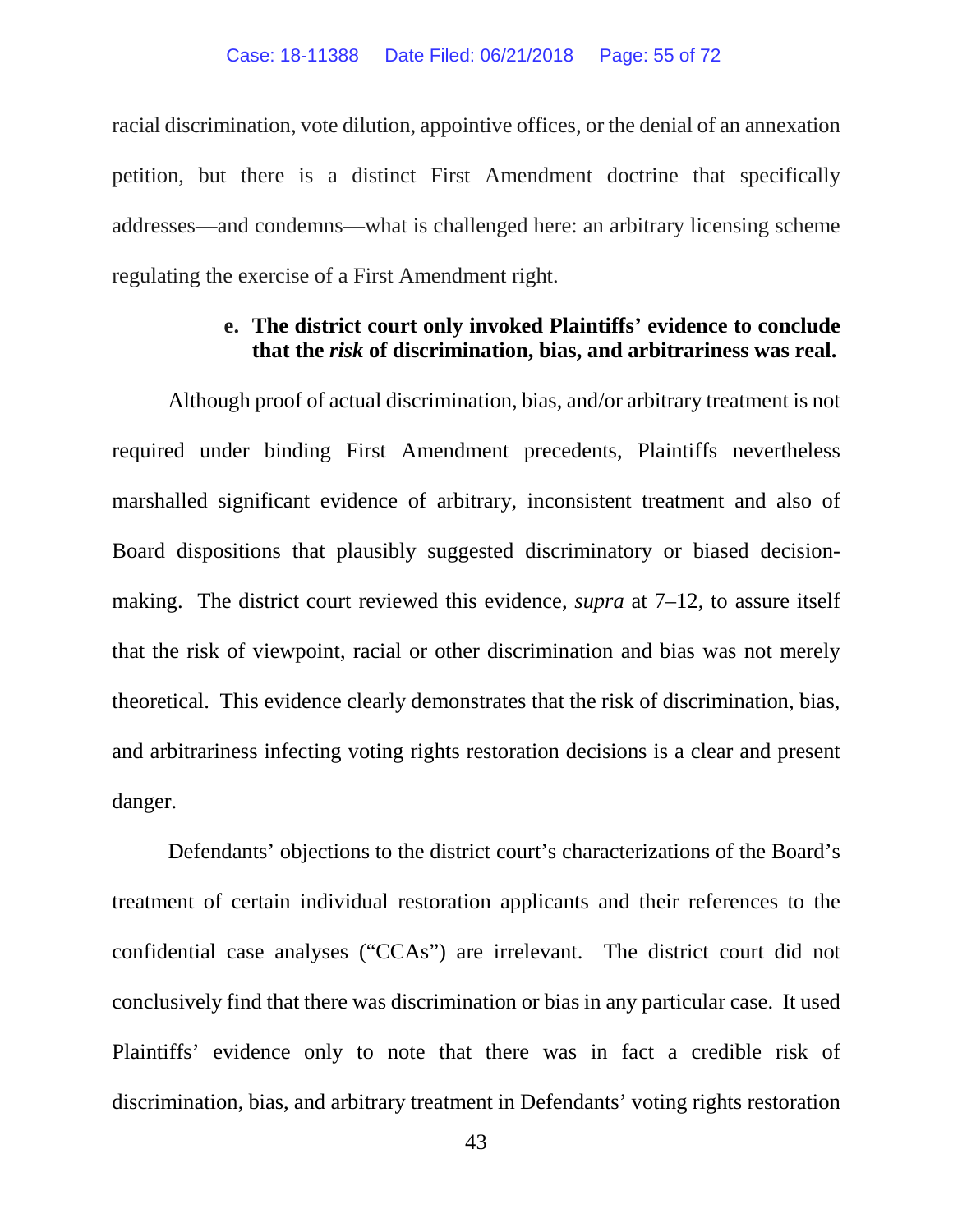racial discrimination, vote dilution, appointive offices, or the denial of an annexation petition, but there is a distinct First Amendment doctrine that specifically addresses—and condemns—what is challenged here: an arbitrary licensing scheme regulating the exercise of a First Amendment right.

**e. The district court only invoked Plaintiffs' evidence to conclude that the *risk* of discrimination, bias, and arbitrariness was real.**

Although proof of actual discrimination, bias, and/or arbitrary treatment is not required under binding First Amendment precedents, Plaintiffs nevertheless marshalled significant evidence of arbitrary, inconsistent treatment and also of Board dispositions that plausibly suggested discriminatory or biased decision-making. The district court reviewed this evidence, *supra* at 7–12, to assure itself that the risk of viewpoint, racial or other discrimination and bias was not merely theoretical. This evidence clearly demonstrates that the risk of discrimination, bias, and arbitrariness infecting voting rights restoration decisions is a clear and present danger.

Defendants' objections to the district court's characterizations of the Board's treatment of certain individual restoration applicants and their references to the confidential case analyses ("CCAs") are irrelevant. The district court did not conclusively find that there was discrimination or bias in any particular case. It used Plaintiffs' evidence only to note that there was in fact a credible risk of discrimination, bias, and arbitrary treatment in Defendants' voting rights restoration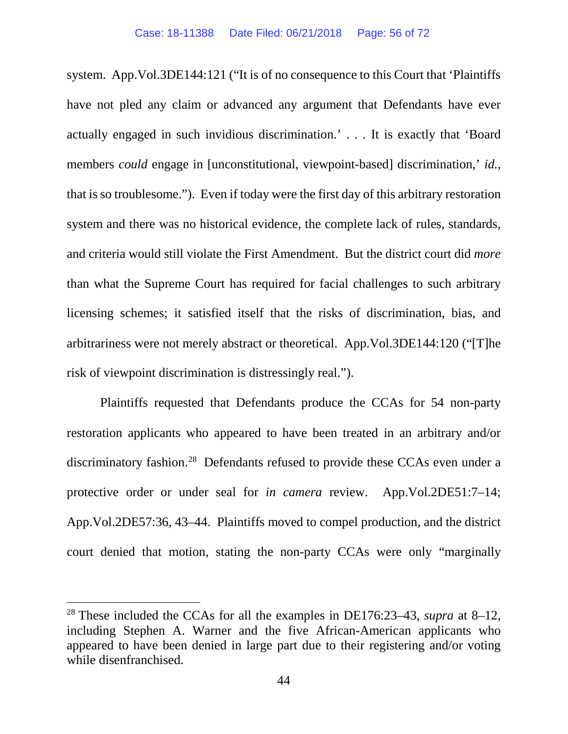system. App.Vol.3DE144:121 ("It is of no consequence to this Court that 'Plaintiffs have not pled any claim or advanced any argument that Defendants have ever actually engaged in such invidious discrimination.' . . . It is exactly that 'Board members *could* engage in [unconstitutional, viewpoint-based] discrimination,' *id.*, that is so troublesome."). Even if today were the first day of this arbitrary restoration system and there was no historical evidence, the complete lack of rules, standards, and criteria would still violate the First Amendment. But the district court did *more* than what the Supreme Court has required for facial challenges to such arbitrary licensing schemes; it satisfied itself that the risks of discrimination, bias, and arbitrariness were not merely abstract or theoretical. App.Vol.3DE144:120 ("[T]he risk of viewpoint discrimination is distressingly real.").

Plaintiffs requested that Defendants produce the CCAs for 54 non-party restoration applicants who appeared to have been treated in an arbitrary and/or discriminatory fashion.[28] Defendants refused to provide these CCAs even under a protective order or under seal for *in camera* review. App.Vol.2DE51:7–14; App.Vol.2DE57:36, 43–44. Plaintiffs moved to compel production, and the district court denied that motion, stating the non-party CCAs were only "marginally

[28] These included the CCAs for all the examples in DE176:23–43, *supra* at 8–12, including Stephen A. Warner and the five African-American applicants who appeared to have been denied in large part due to their registering and/or voting while disenfranchised.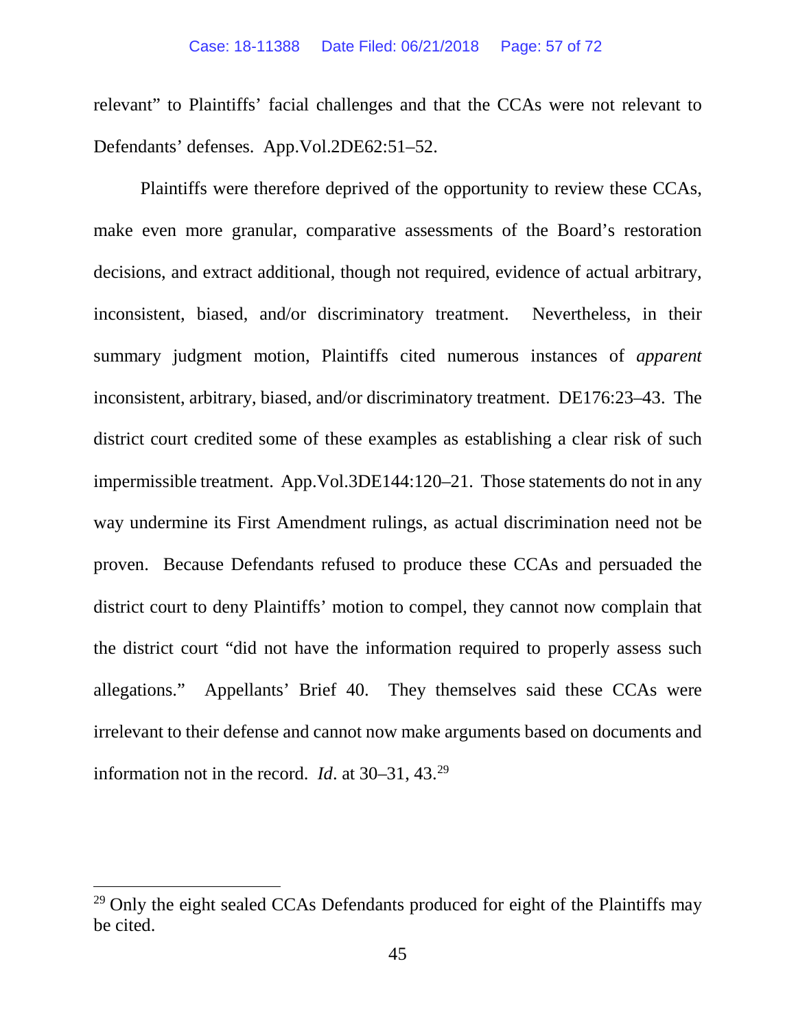relevant" to Plaintiffs' facial challenges and that the CCAs were not relevant to Defendants' defenses. App.Vol.2DE62:51–52.

Plaintiffs were therefore deprived of the opportunity to review these CCAs, make even more granular, comparative assessments of the Board's restoration decisions, and extract additional, though not required, evidence of actual arbitrary, inconsistent, biased, and/or discriminatory treatment. Nevertheless, in their summary judgment motion, Plaintiffs cited numerous instances of *apparent* inconsistent, arbitrary, biased, and/or discriminatory treatment. DE176:23–43. The district court credited some of these examples as establishing a clear risk of such impermissible treatment. App.Vol.3DE144:120–21. Those statements do not in any way undermine its First Amendment rulings, as actual discrimination need not be proven. Because Defendants refused to produce these CCAs and persuaded the district court to deny Plaintiffs' motion to compel, they cannot now complain that the district court "did not have the information required to properly assess such allegations." Appellants' Brief 40. They themselves said these CCAs were irrelevant to their defense and cannot now make arguments based on documents and information not in the record. *Id*. at 30–31, 43.[29]

---

[29] Only the eight sealed CCAs Defendants produced for eight of the Plaintiffs may be cited.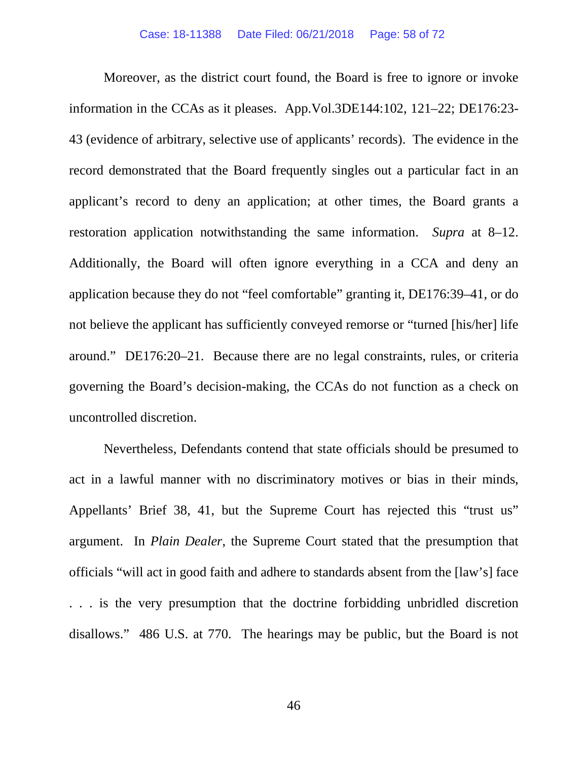Moreover, as the district court found, the Board is free to ignore or invoke information in the CCAs as it pleases. App.Vol.3DE144:102, 121–22; DE176:23-43 (evidence of arbitrary, selective use of applicants' records). The evidence in the record demonstrated that the Board frequently singles out a particular fact in an applicant's record to deny an application; at other times, the Board grants a restoration application notwithstanding the same information. *Supra* at 8–12. Additionally, the Board will often ignore everything in a CCA and deny an application because they do not "feel comfortable" granting it, DE176:39–41, or do not believe the applicant has sufficiently conveyed remorse or "turned [his/her] life around." DE176:20–21. Because there are no legal constraints, rules, or criteria governing the Board's decision-making, the CCAs do not function as a check on uncontrolled discretion.

Nevertheless, Defendants contend that state officials should be presumed to act in a lawful manner with no discriminatory motives or bias in their minds, Appellants' Brief 38, 41, but the Supreme Court has rejected this "trust us" argument. In *Plain Dealer*, the Supreme Court stated that the presumption that officials "will act in good faith and adhere to standards absent from the [law's] face . . . is the very presumption that the doctrine forbidding unbridled discretion disallows." 486 U.S. at 770. The hearings may be public, but the Board is not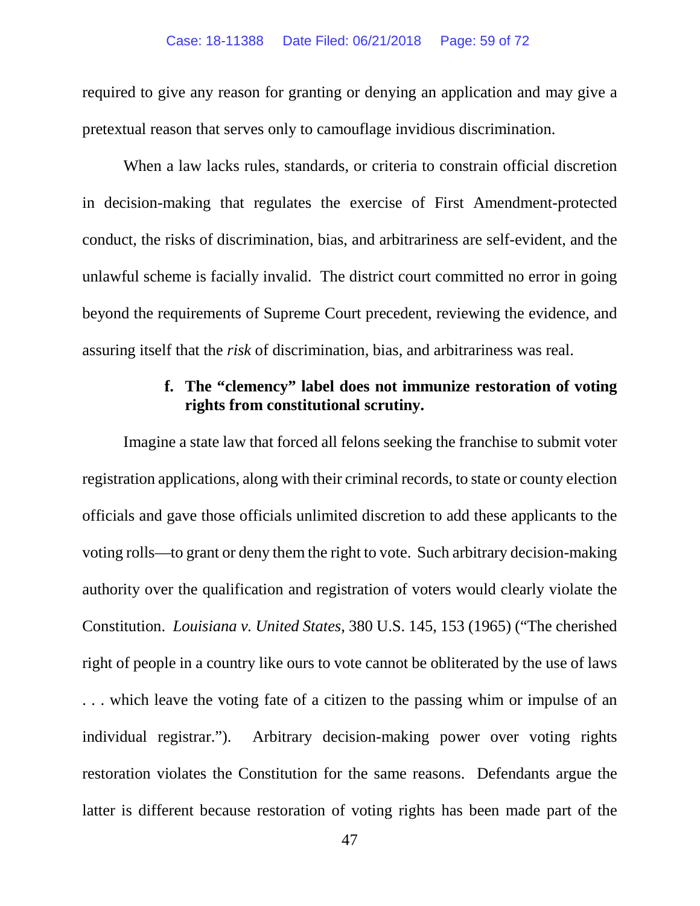required to give any reason for granting or denying an application and may give a pretextual reason that serves only to camouflage invidious discrimination.

When a law lacks rules, standards, or criteria to constrain official discretion in decision-making that regulates the exercise of First Amendment-protected conduct, the risks of discrimination, bias, and arbitrariness are self-evident, and the unlawful scheme is facially invalid. The district court committed no error in going beyond the requirements of Supreme Court precedent, reviewing the evidence, and assuring itself that the *risk* of discrimination, bias, and arbitrariness was real.

#### f. The "clemency" label does not immunize restoration of voting rights from constitutional scrutiny.

Imagine a state law that forced all felons seeking the franchise to submit voter registration applications, along with their criminal records, to state or county election officials and gave those officials unlimited discretion to add these applicants to the voting rolls—to grant or deny them the right to vote. Such arbitrary decision-making authority over the qualification and registration of voters would clearly violate the Constitution. *Louisiana v. United States*, 380 U.S. 145, 153 (1965) ("The cherished right of people in a country like ours to vote cannot be obliterated by the use of laws . . . which leave the voting fate of a citizen to the passing whim or impulse of an individual registrar."). Arbitrary decision-making power over voting rights restoration violates the Constitution for the same reasons. Defendants argue the latter is different because restoration of voting rights has been made part of the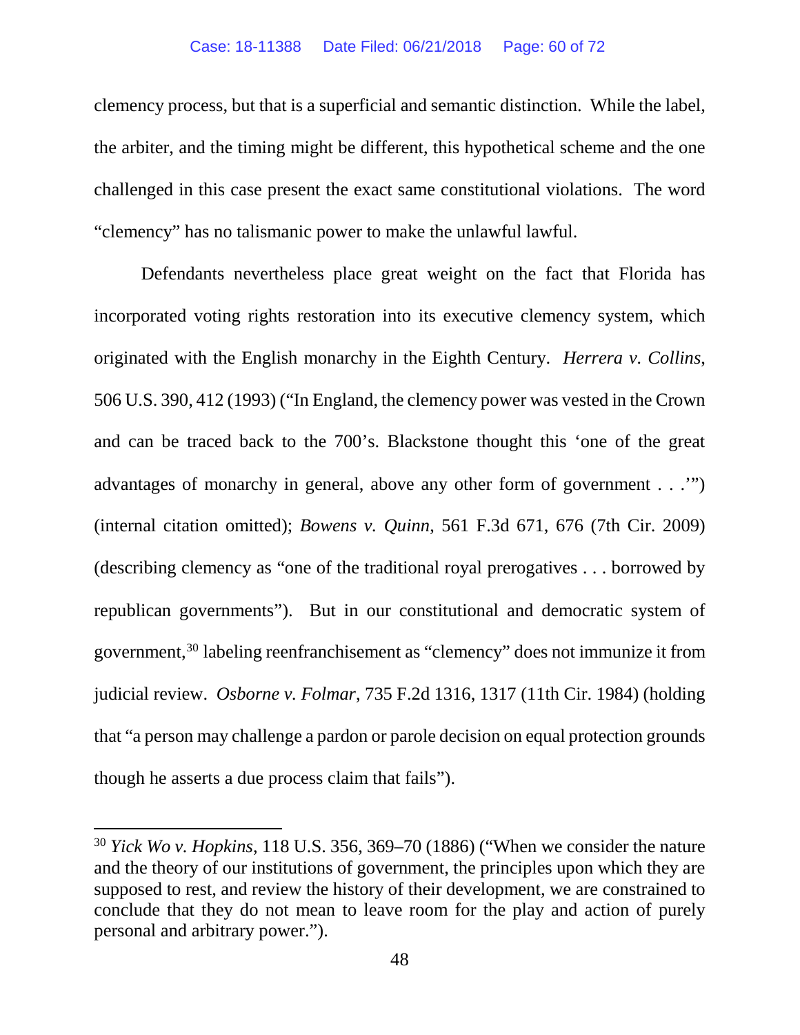clemency process, but that is a superficial and semantic distinction. While the label, the arbiter, and the timing might be different, this hypothetical scheme and the one challenged in this case present the exact same constitutional violations. The word "clemency" has no talismanic power to make the unlawful lawful.

Defendants nevertheless place great weight on the fact that Florida has incorporated voting rights restoration into its executive clemency system, which originated with the English monarchy in the Eighth Century. *Herrera v. Collins*, 506 U.S. 390, 412 (1993) ("In England, the clemency power was vested in the Crown and can be traced back to the 700's. Blackstone thought this 'one of the great advantages of monarchy in general, above any other form of government . . .'") (internal citation omitted); *Bowens v. Quinn*, 561 F.3d 671, 676 (7th Cir. 2009) (describing clemency as "one of the traditional royal prerogatives . . . borrowed by republican governments"). But in our constitutional and democratic system of government,[30] labeling reenfranchisement as "clemency" does not immunize it from judicial review. *Osborne v. Folmar*, 735 F.2d 1316, 1317 (11th Cir. 1984) (holding that "a person may challenge a pardon or parole decision on equal protection grounds though he asserts a due process claim that fails").

---

[30] *Yick Wo v. Hopkins*, 118 U.S. 356, 369–70 (1886) ("When we consider the nature and the theory of our institutions of government, the principles upon which they are supposed to rest, and review the history of their development, we are constrained to conclude that they do not mean to leave room for the play and action of purely personal and arbitrary power.").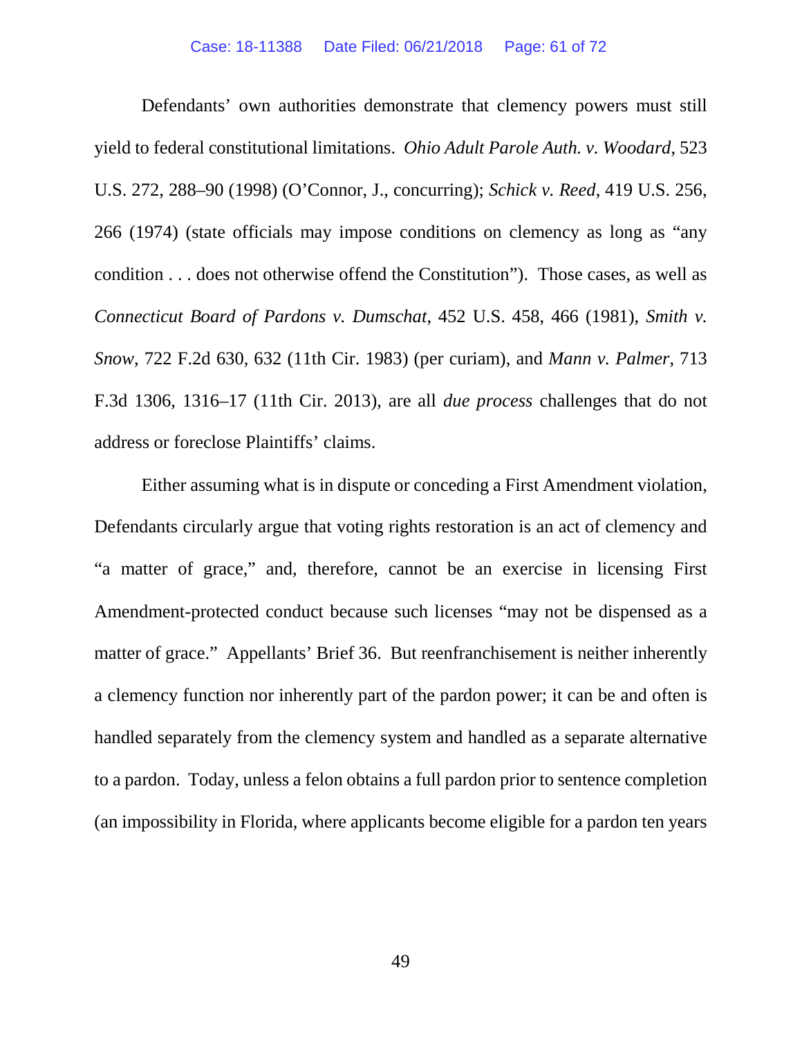Defendants' own authorities demonstrate that clemency powers must still yield to federal constitutional limitations. *Ohio Adult Parole Auth. v. Woodard*, 523 U.S. 272, 288–90 (1998) (O'Connor, J., concurring); *Schick v. Reed*, 419 U.S. 256, 266 (1974) (state officials may impose conditions on clemency as long as "any condition . . . does not otherwise offend the Constitution"). Those cases, as well as *Connecticut Board of Pardons v. Dumschat*, 452 U.S. 458, 466 (1981), *Smith v. Snow*, 722 F.2d 630, 632 (11th Cir. 1983) (per curiam), and *Mann v. Palmer*, 713 F.3d 1306, 1316–17 (11th Cir. 2013), are all *due process* challenges that do not address or foreclose Plaintiffs' claims.

Either assuming what is in dispute or conceding a First Amendment violation, Defendants circularly argue that voting rights restoration is an act of clemency and "a matter of grace," and, therefore, cannot be an exercise in licensing First Amendment-protected conduct because such licenses "may not be dispensed as a matter of grace." Appellants' Brief 36. But reenfranchisement is neither inherently a clemency function nor inherently part of the pardon power; it can be and often is handled separately from the clemency system and handled as a separate alternative to a pardon. Today, unless a felon obtains a full pardon prior to sentence completion (an impossibility in Florida, where applicants become eligible for a pardon ten years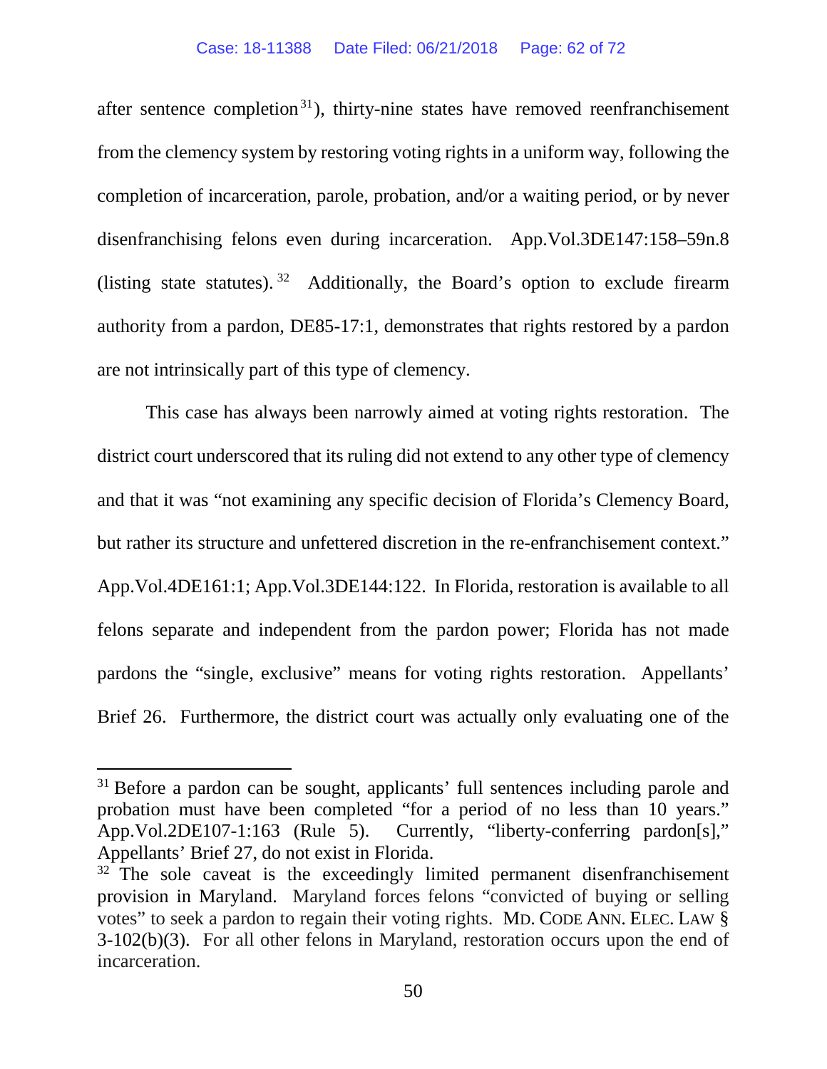after sentence completion[31]), thirty-nine states have removed reenfranchisement from the clemency system by restoring voting rights in a uniform way, following the completion of incarceration, parole, probation, and/or a waiting period, or by never disenfranchising felons even during incarceration. App.Vol.3DE147:158–59n.8 (listing state statutes).[32] Additionally, the Board's option to exclude firearm authority from a pardon, DE85-17:1, demonstrates that rights restored by a pardon are not intrinsically part of this type of clemency.

This case has always been narrowly aimed at voting rights restoration. The district court underscored that its ruling did not extend to any other type of clemency and that it was "not examining any specific decision of Florida's Clemency Board, but rather its structure and unfettered discretion in the re-enfranchisement context." App.Vol.4DE161:1; App.Vol.3DE144:122. In Florida, restoration is available to all felons separate and independent from the pardon power; Florida has not made pardons the "single, exclusive" means for voting rights restoration. Appellants' Brief 26. Furthermore, the district court was actually only evaluating one of the

---

[31] Before a pardon can be sought, applicants' full sentences including parole and probation must have been completed "for a period of no less than 10 years." App.Vol.2DE107-1:163 (Rule 5). Currently, "liberty-conferring pardon[s]," Appellants' Brief 27, do not exist in Florida.

[32] The sole caveat is the exceedingly limited permanent disenfranchisement provision in Maryland. Maryland forces felons "convicted of buying or selling votes" to seek a pardon to regain their voting rights. MD. CODE ANN. ELEC. LAW § 3-102(b)(3). For all other felons in Maryland, restoration occurs upon the end of incarceration.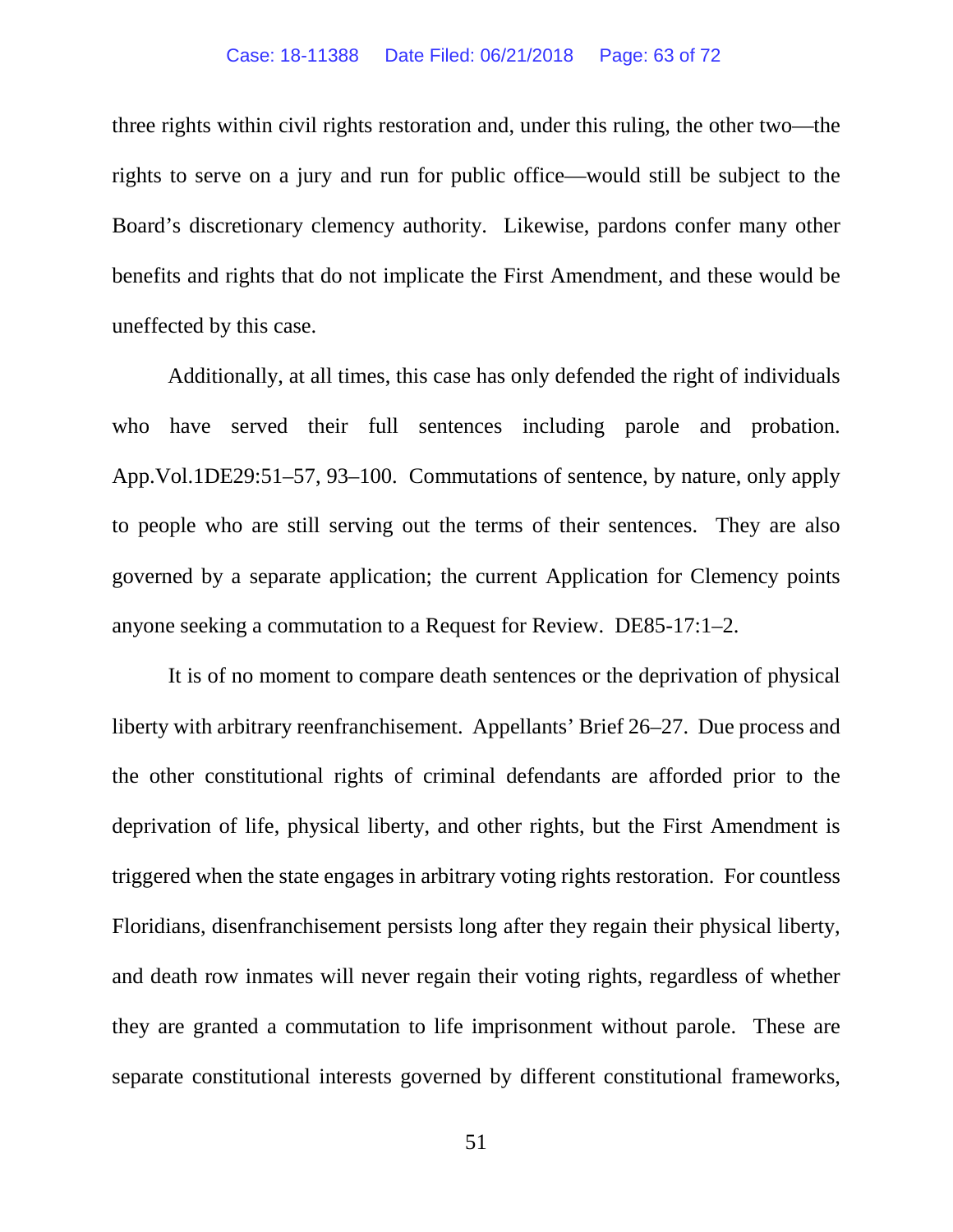three rights within civil rights restoration and, under this ruling, the other two—the rights to serve on a jury and run for public office—would still be subject to the Board's discretionary clemency authority. Likewise, pardons confer many other benefits and rights that do not implicate the First Amendment, and these would be uneffected by this case.

Additionally, at all times, this case has only defended the right of individuals who have served their full sentences including parole and probation. App.Vol.1DE29:51–57, 93–100. Commutations of sentence, by nature, only apply to people who are still serving out the terms of their sentences. They are also governed by a separate application; the current Application for Clemency points anyone seeking a commutation to a Request for Review. DE85-17:1–2.

It is of no moment to compare death sentences or the deprivation of physical liberty with arbitrary reenfranchisement. Appellants' Brief 26–27. Due process and the other constitutional rights of criminal defendants are afforded prior to the deprivation of life, physical liberty, and other rights, but the First Amendment is triggered when the state engages in arbitrary voting rights restoration. For countless Floridians, disenfranchisement persists long after they regain their physical liberty, and death row inmates will never regain their voting rights, regardless of whether they are granted a commutation to life imprisonment without parole. These are separate constitutional interests governed by different constitutional frameworks,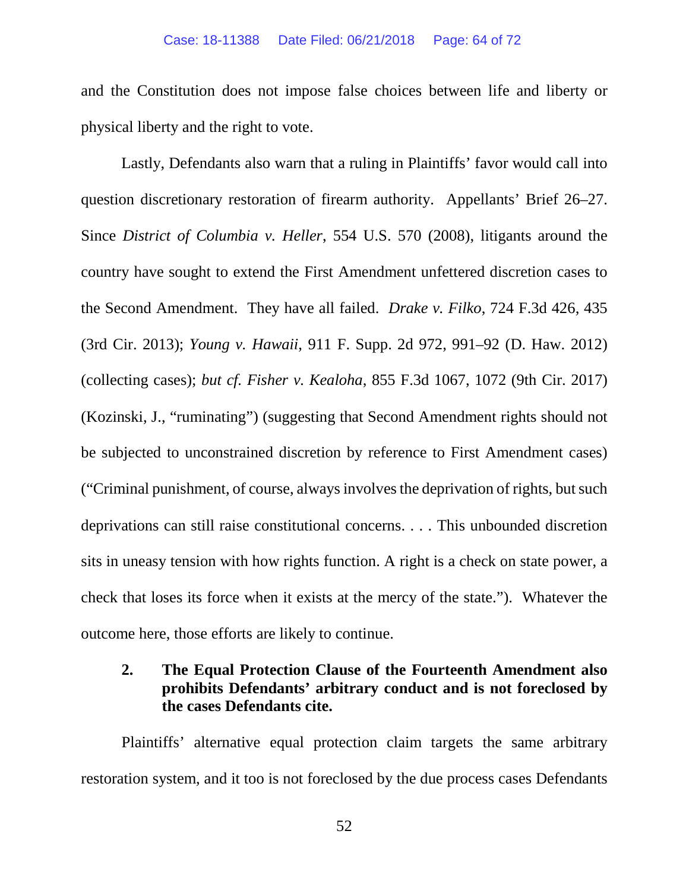and the Constitution does not impose false choices between life and liberty or physical liberty and the right to vote.

Lastly, Defendants also warn that a ruling in Plaintiffs' favor would call into question discretionary restoration of firearm authority. Appellants' Brief 26–27. Since *District of Columbia v. Heller*, 554 U.S. 570 (2008), litigants around the country have sought to extend the First Amendment unfettered discretion cases to the Second Amendment. They have all failed. *Drake v. Filko*, 724 F.3d 426, 435 (3rd Cir. 2013); *Young v. Hawaii*, 911 F. Supp. 2d 972, 991–92 (D. Haw. 2012) (collecting cases); *but cf. Fisher v. Kealoha*, 855 F.3d 1067, 1072 (9th Cir. 2017) (Kozinski, J., "ruminating") (suggesting that Second Amendment rights should not be subjected to unconstrained discretion by reference to First Amendment cases) ("Criminal punishment, of course, always involves the deprivation of rights, but such deprivations can still raise constitutional concerns. . . . This unbounded discretion sits in uneasy tension with how rights function. A right is a check on state power, a check that loses its force when it exists at the mercy of the state."). Whatever the outcome here, those efforts are likely to continue.

### 2. The Equal Protection Clause of the Fourteenth Amendment also prohibits Defendants' arbitrary conduct and is not foreclosed by the cases Defendants cite.

Plaintiffs' alternative equal protection claim targets the same arbitrary restoration system, and it too is not foreclosed by the due process cases Defendants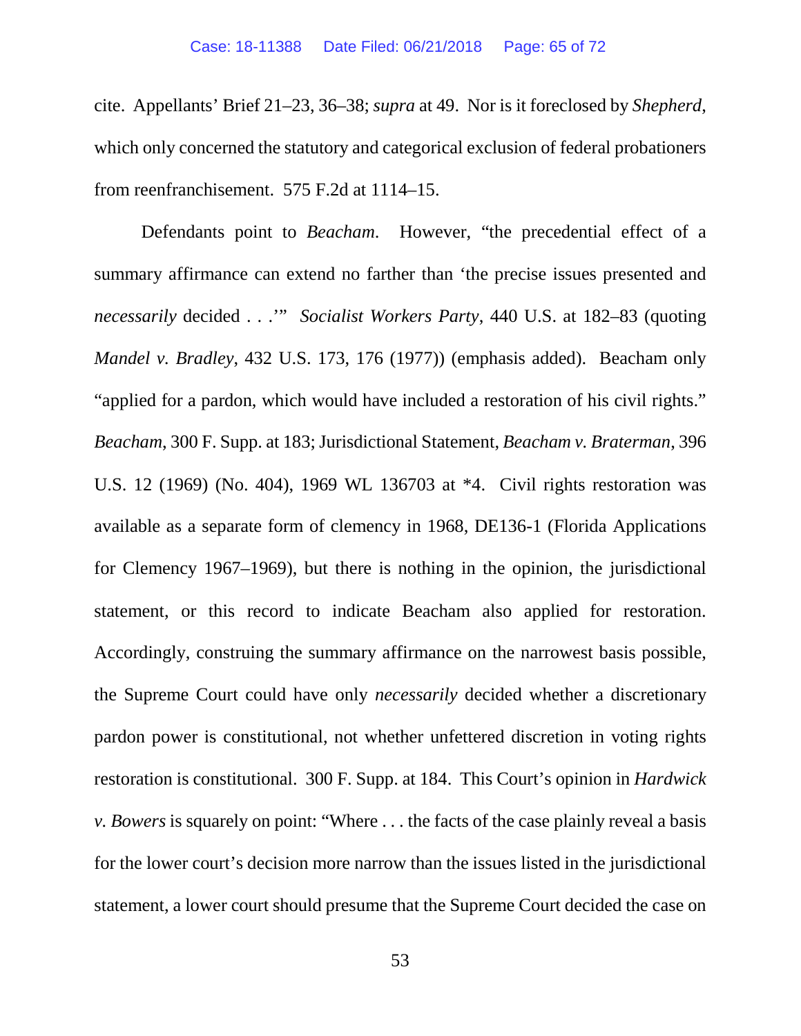cite. Appellants' Brief 21–23, 36–38; *supra* at 49. Nor is it foreclosed by *Shepherd*, which only concerned the statutory and categorical exclusion of federal probationers from reenfranchisement. 575 F.2d at 1114–15.

Defendants point to *Beacham*. However, "the precedential effect of a summary affirmance can extend no farther than 'the precise issues presented and *necessarily* decided . . .'" *Socialist Workers Party*, 440 U.S. at 182–83 (quoting *Mandel v. Bradley*, 432 U.S. 173, 176 (1977)) (emphasis added). Beacham only "applied for a pardon, which would have included a restoration of his civil rights." *Beacham*, 300 F. Supp. at 183; Jurisdictional Statement, *Beacham v. Braterman*, 396 U.S. 12 (1969) (No. 404), 1969 WL 136703 at *4. Civil rights restoration was available as a separate form of clemency in 1968, DE136-1 (Florida Applications for Clemency 1967–1969), but there is nothing in the opinion, the jurisdictional statement, or this record to indicate Beacham also applied for restoration. Accordingly, construing the summary affirmance on the narrowest basis possible, the Supreme Court could have only *necessarily* decided whether a discretionary pardon power is constitutional, not whether unfettered discretion in voting rights restoration is constitutional. 300 F. Supp. at 184. This Court's opinion in *Hardwick v. Bowers* is squarely on point: "Where . . . the facts of the case plainly reveal a basis for the lower court's decision more narrow than the issues listed in the jurisdictional statement, a lower court should presume that the Supreme Court decided the case on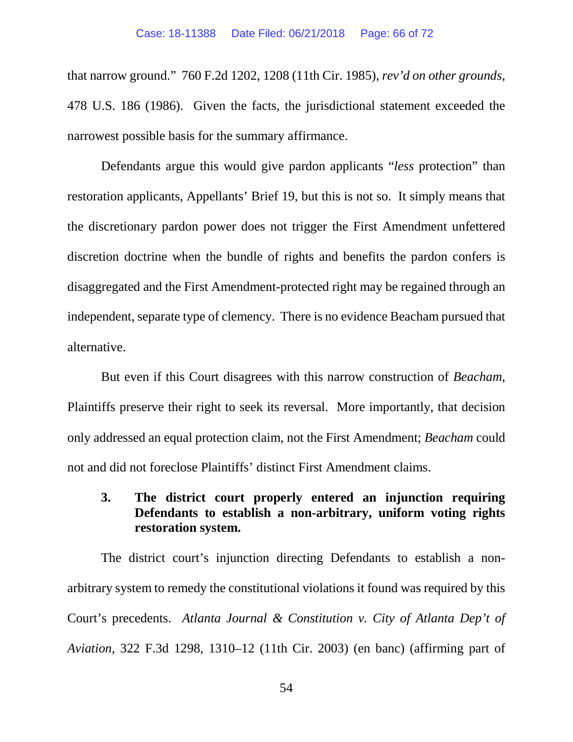that narrow ground." 760 F.2d 1202, 1208 (11th Cir. 1985), *rev'd on other grounds*, 478 U.S. 186 (1986). Given the facts, the jurisdictional statement exceeded the narrowest possible basis for the summary affirmance.

Defendants argue this would give pardon applicants "*less* protection" than restoration applicants, Appellants' Brief 19, but this is not so. It simply means that the discretionary pardon power does not trigger the First Amendment unfettered discretion doctrine when the bundle of rights and benefits the pardon confers is disaggregated and the First Amendment-protected right may be regained through an independent, separate type of clemency. There is no evidence Beacham pursued that alternative.

But even if this Court disagrees with this narrow construction of *Beacham*, Plaintiffs preserve their right to seek its reversal. More importantly, that decision only addressed an equal protection claim, not the First Amendment; *Beacham* could not and did not foreclose Plaintiffs' distinct First Amendment claims.

**3. The district court properly entered an injunction requiring Defendants to establish a non-arbitrary, uniform voting rights restoration system.**

The district court's injunction directing Defendants to establish a non-arbitrary system to remedy the constitutional violations it found was required by this Court's precedents. *Atlanta Journal & Constitution v. City of Atlanta Dep't of Aviation*, 322 F.3d 1298, 1310–12 (11th Cir. 2003) (en banc) (affirming part of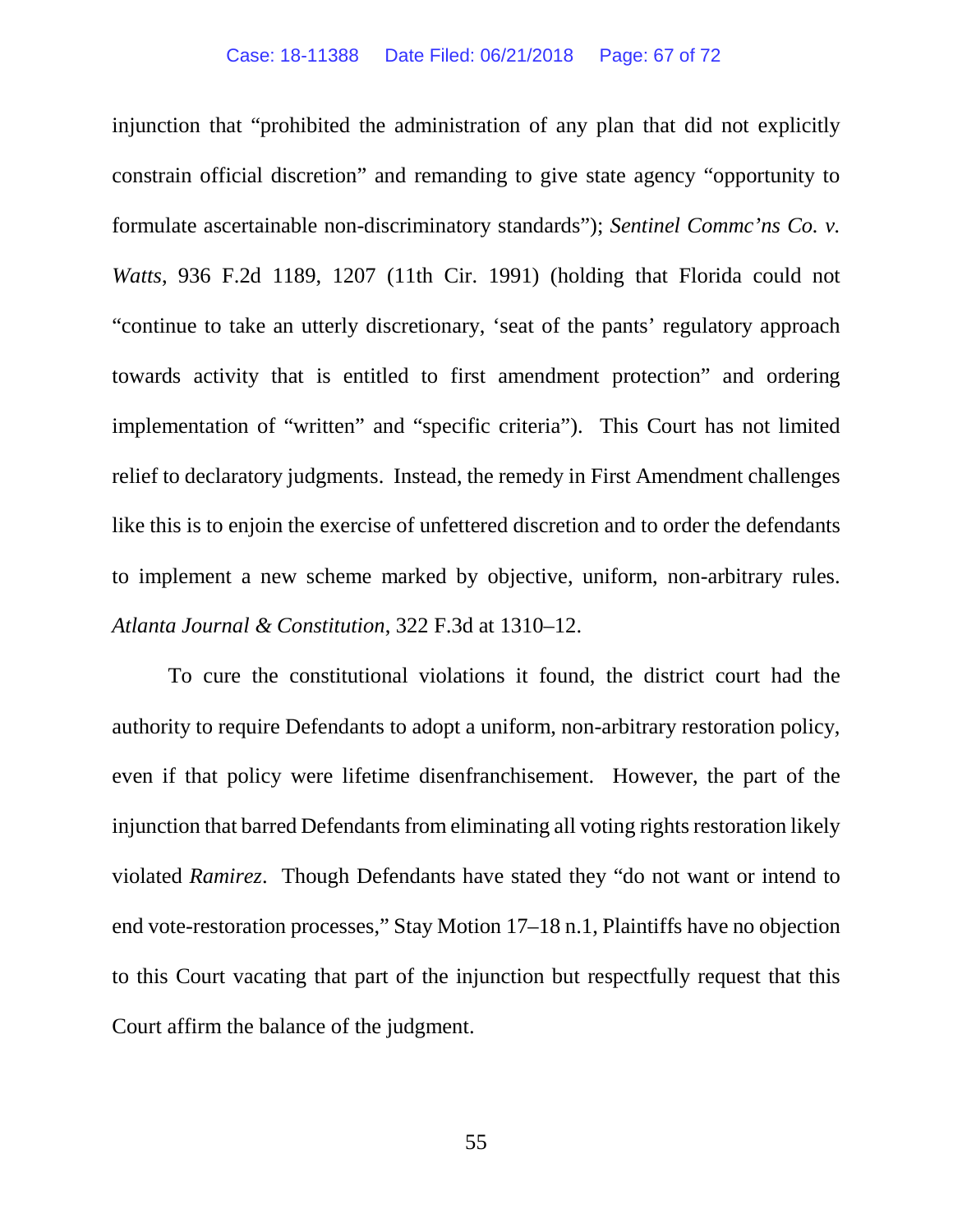injunction that "prohibited the administration of any plan that did not explicitly constrain official discretion" and remanding to give state agency "opportunity to formulate ascertainable non-discriminatory standards"); *Sentinel Commc'ns Co. v. Watts*, 936 F.2d 1189, 1207 (11th Cir. 1991) (holding that Florida could not "continue to take an utterly discretionary, 'seat of the pants' regulatory approach towards activity that is entitled to first amendment protection" and ordering implementation of "written" and "specific criteria"). This Court has not limited relief to declaratory judgments. Instead, the remedy in First Amendment challenges like this is to enjoin the exercise of unfettered discretion and to order the defendants to implement a new scheme marked by objective, uniform, non-arbitrary rules. *Atlanta Journal & Constitution*, 322 F.3d at 1310–12.

To cure the constitutional violations it found, the district court had the authority to require Defendants to adopt a uniform, non-arbitrary restoration policy, even if that policy were lifetime disenfranchisement. However, the part of the injunction that barred Defendants from eliminating all voting rights restoration likely violated *Ramirez*. Though Defendants have stated they "do not want or intend to end vote-restoration processes," Stay Motion 17–18 n.1, Plaintiffs have no objection to this Court vacating that part of the injunction but respectfully request that this Court affirm the balance of the judgment.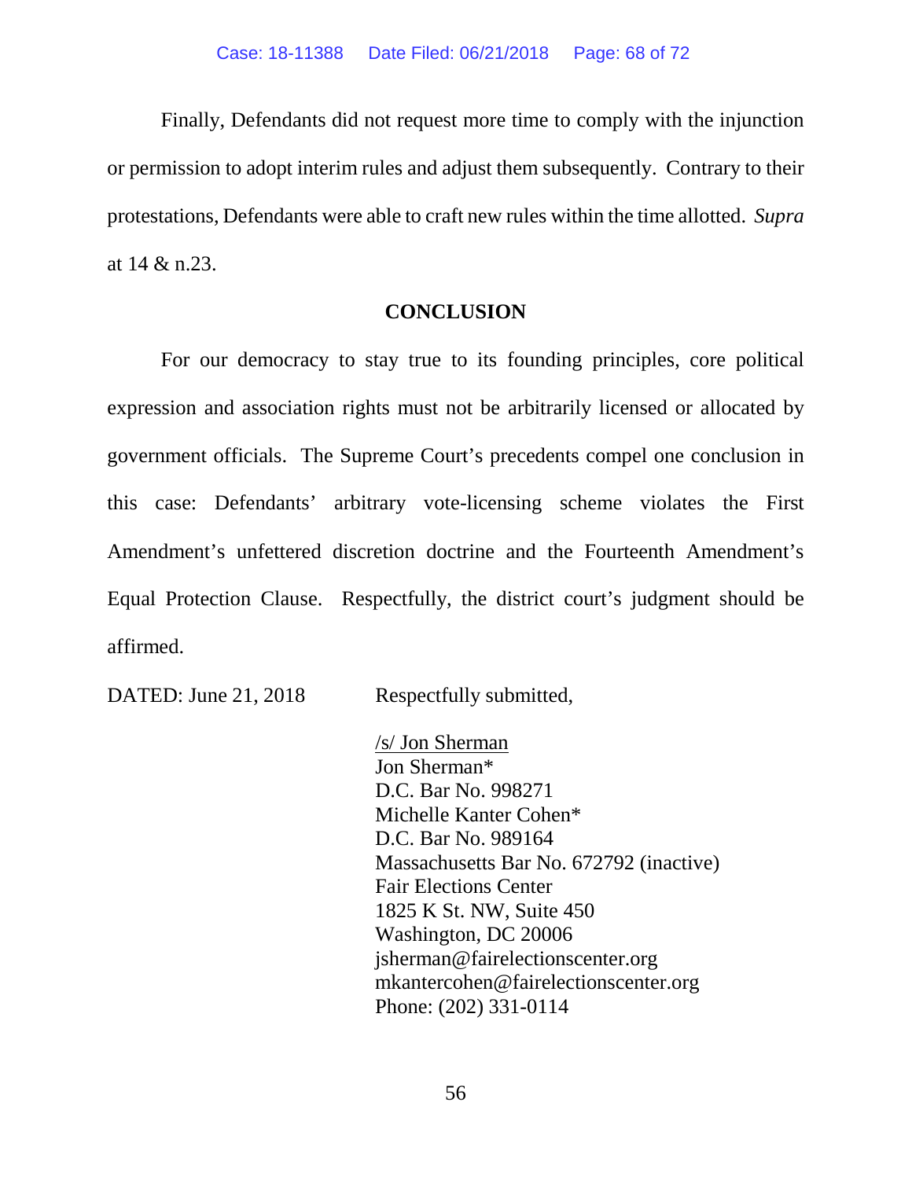Finally, Defendants did not request more time to comply with the injunction or permission to adopt interim rules and adjust them subsequently. Contrary to their protestations, Defendants were able to craft new rules within the time allotted. *Supra* at 14 & n.23.

## CONCLUSION

For our democracy to stay true to its founding principles, core political expression and association rights must not be arbitrarily licensed or allocated by government officials. The Supreme Court's precedents compel one conclusion in this case: Defendants' arbitrary vote-licensing scheme violates the First Amendment's unfettered discretion doctrine and the Fourteenth Amendment's Equal Protection Clause. Respectfully, the district court's judgment should be affirmed.

DATED: June 21, 2018

Respectfully submitted,

/s/ Jon Sherman
Jon Sherman*
D.C. Bar No. 998271
Michelle Kanter Cohen*
D.C. Bar No. 989164
Massachusetts Bar No. 672792 (inactive)
Fair Elections Center
1825 K St. NW, Suite 450
Washington, DC 20006
jsherman@fairelectionscenter.org
mkantercohen@fairelectionscenter.org
Phone: (202) 331-0114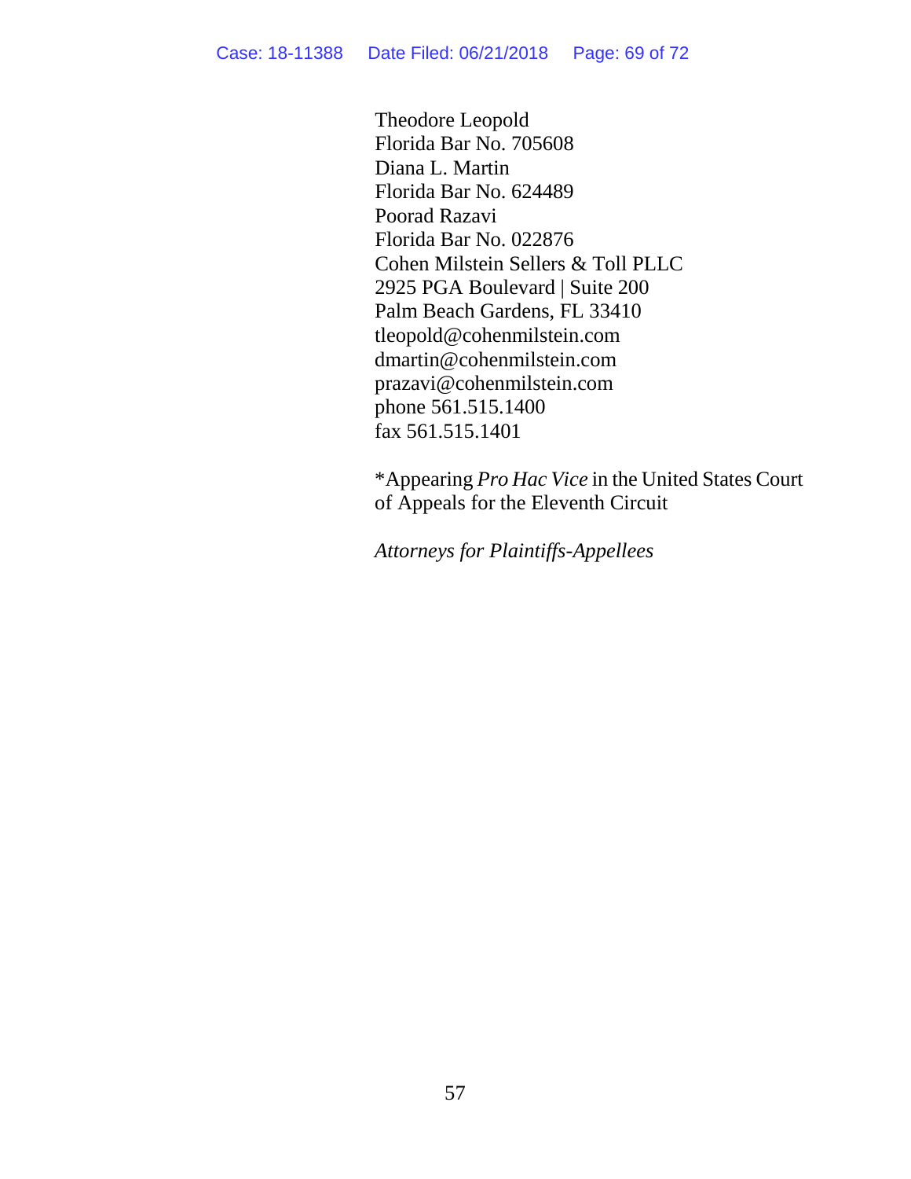Theodore Leopold
Florida Bar No. 705608
Diana L. Martin
Florida Bar No. 624489
Poorad Razavi
Florida Bar No. 022876
Cohen Milstein Sellers & Toll PLLC
2925 PGA Boulevard | Suite 200
Palm Beach Gardens, FL 33410
tleopold@cohenmilstein.com
dmartin@cohenmilstein.com
prazavi@cohenmilstein.com
phone 561.515.1400
fax 561.515.1401

*Appearing *Pro Hac Vice* in the United States Court of Appeals for the Eleventh Circuit

*Attorneys for Plaintiffs-Appellees*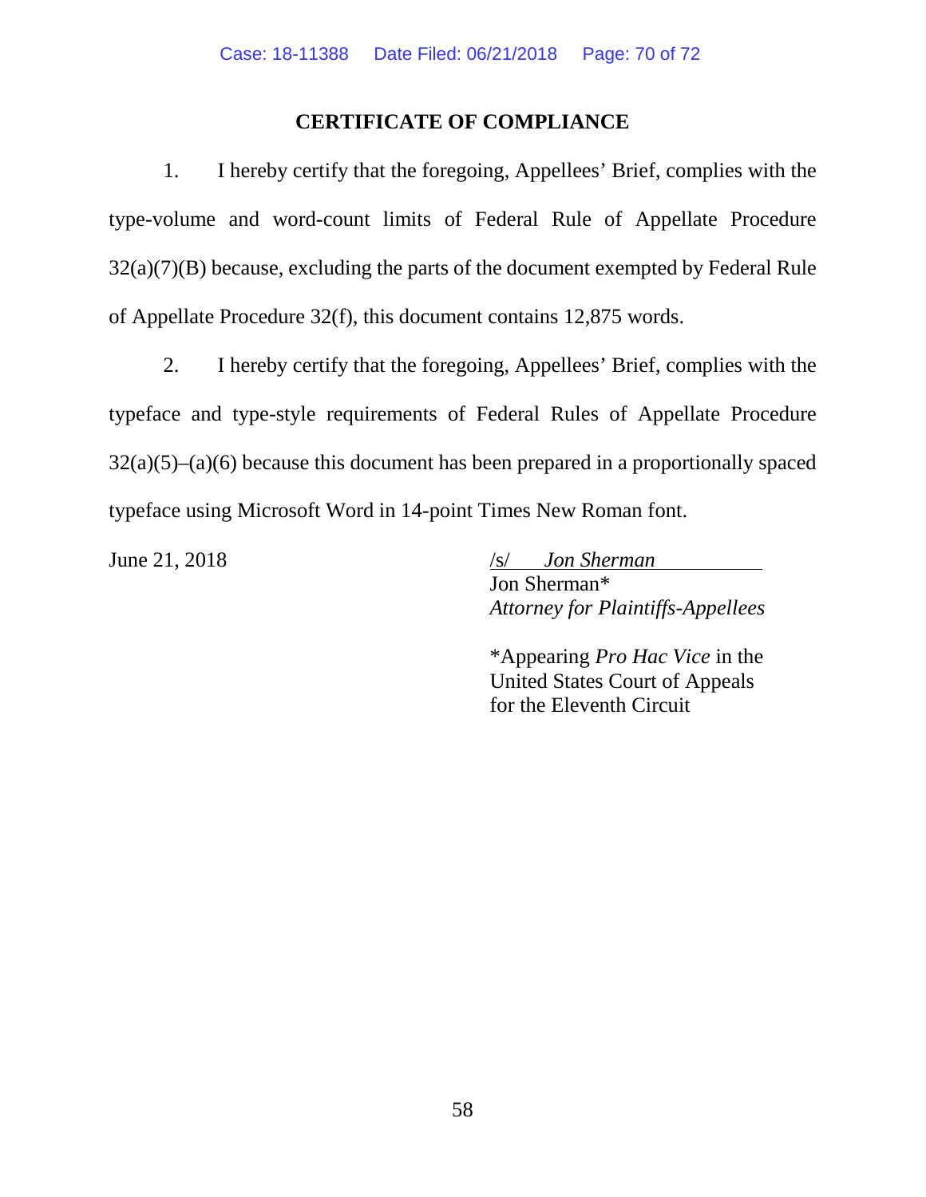## CERTIFICATE OF COMPLIANCE

1. I hereby certify that the foregoing, Appellees' Brief, complies with the type-volume and word-count limits of Federal Rule of Appellate Procedure 32(a)(7)(B) because, excluding the parts of the document exempted by Federal Rule of Appellate Procedure 32(f), this document contains 12,875 words.

2. I hereby certify that the foregoing, Appellees' Brief, complies with the typeface and type-style requirements of Federal Rules of Appellate Procedure 32(a)(5)–(a)(6) because this document has been prepared in a proportionally spaced typeface using Microsoft Word in 14-point Times New Roman font.

June 21, 2018

/s/ *Jon Sherman*
Jon Sherman*
*Attorney for Plaintiffs-Appellees*

*Appearing *Pro Hac Vice* in the United States Court of Appeals for the Eleventh Circuit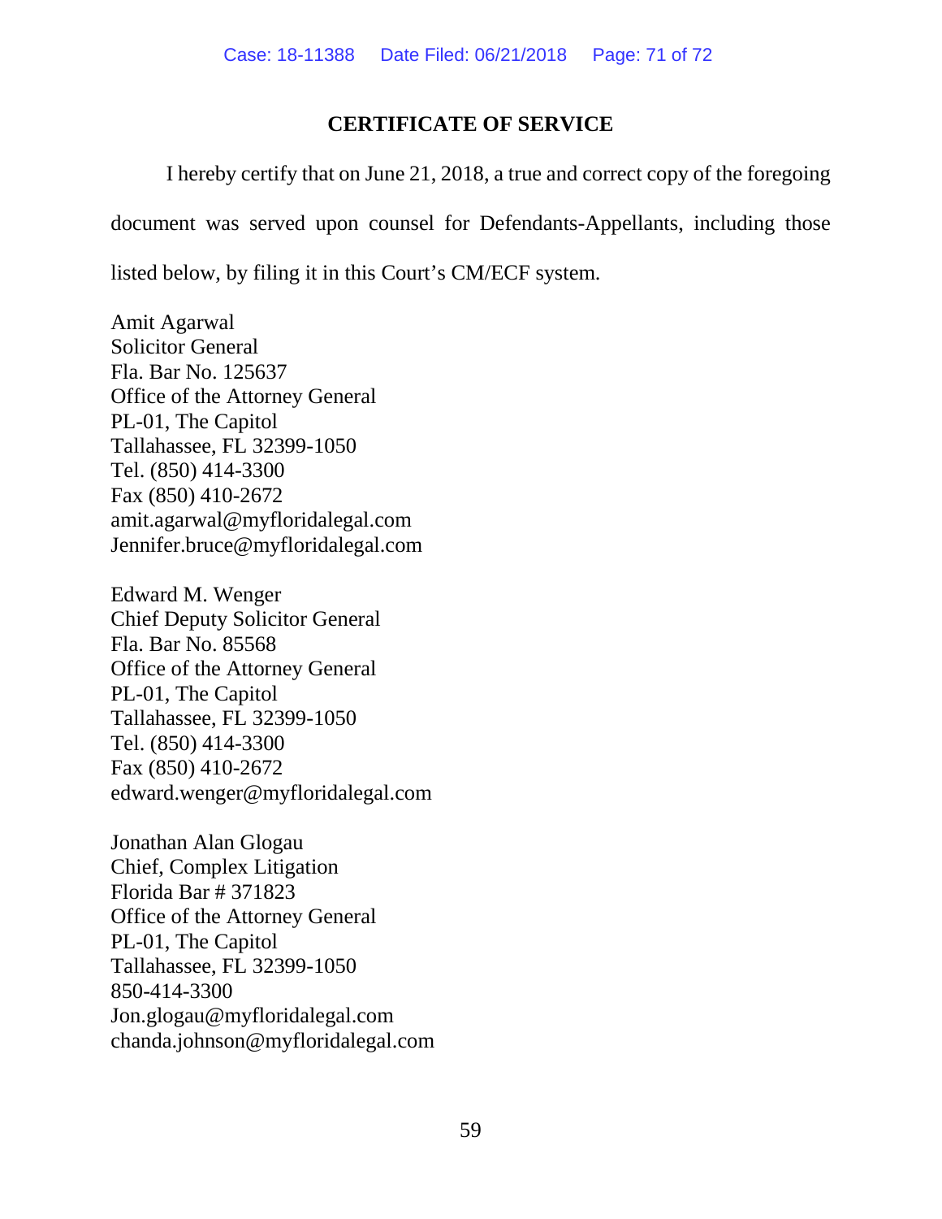## CERTIFICATE OF SERVICE

I hereby certify that on June 21, 2018, a true and correct copy of the foregoing document was served upon counsel for Defendants-Appellants, including those listed below, by filing it in this Court's CM/ECF system.

Amit Agarwal  
Solicitor General  
Fla. Bar No. 125637  
Office of the Attorney General  
PL-01, The Capitol  
Tallahassee, FL 32399-1050  
Tel. (850) 414-3300  
Fax (850) 410-2672  
amit.agarwal@myfloridalegal.com  
Jennifer.bruce@myfloridalegal.com

Edward M. Wenger  
Chief Deputy Solicitor General  
Fla. Bar No. 85568  
Office of the Attorney General  
PL-01, The Capitol  
Tallahassee, FL 32399-1050  
Tel. (850) 414-3300  
Fax (850) 410-2672  
edward.wenger@myfloridalegal.com

Jonathan Alan Glogau  
Chief, Complex Litigation  
Florida Bar # 371823  
Office of the Attorney General  
PL-01, The Capitol  
Tallahassee, FL 32399-1050  
850-414-3300  
Jon.glogau@myfloridalegal.com  
chanda.johnson@myfloridalegal.com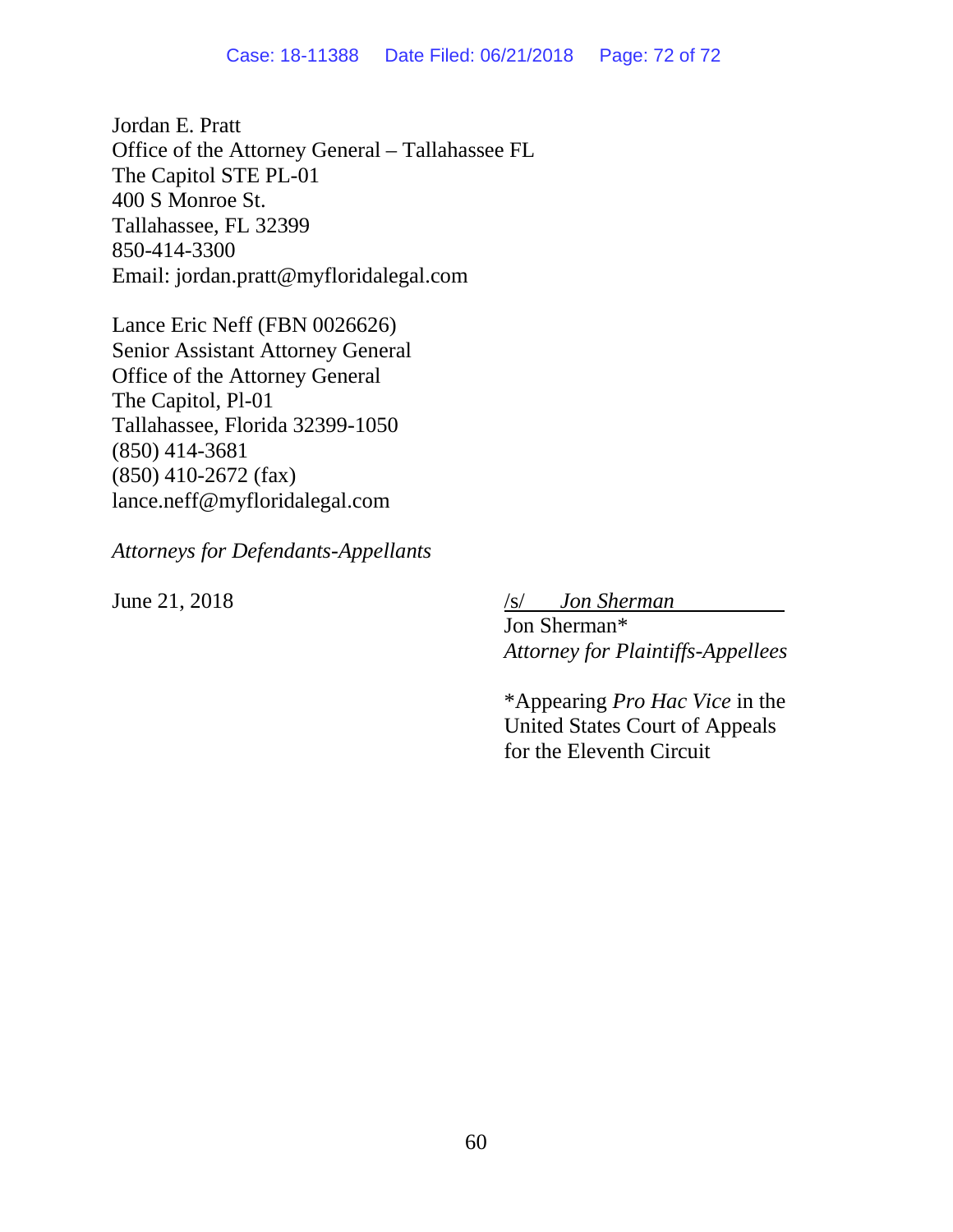Jordan E. Pratt
Office of the Attorney General – Tallahassee FL
The Capitol STE PL-01
400 S Monroe St.
Tallahassee, FL 32399
850-414-3300
Email: jordan.pratt@myfloridalegal.com

Lance Eric Neff (FBN 0026626)
Senior Assistant Attorney General
Office of the Attorney General
The Capitol, Pl-01
Tallahassee, Florida 32399-1050
(850) 414-3681
(850) 410-2672 (fax)
lance.neff@myfloridalegal.com

*Attorneys for Defendants-Appellants*

June 21, 2018

/s/ *Jon Sherman*
Jon Sherman*
*Attorney for Plaintiffs-Appellees*

*Appearing *Pro Hac Vice* in the United States Court of Appeals for the Eleventh Circuit